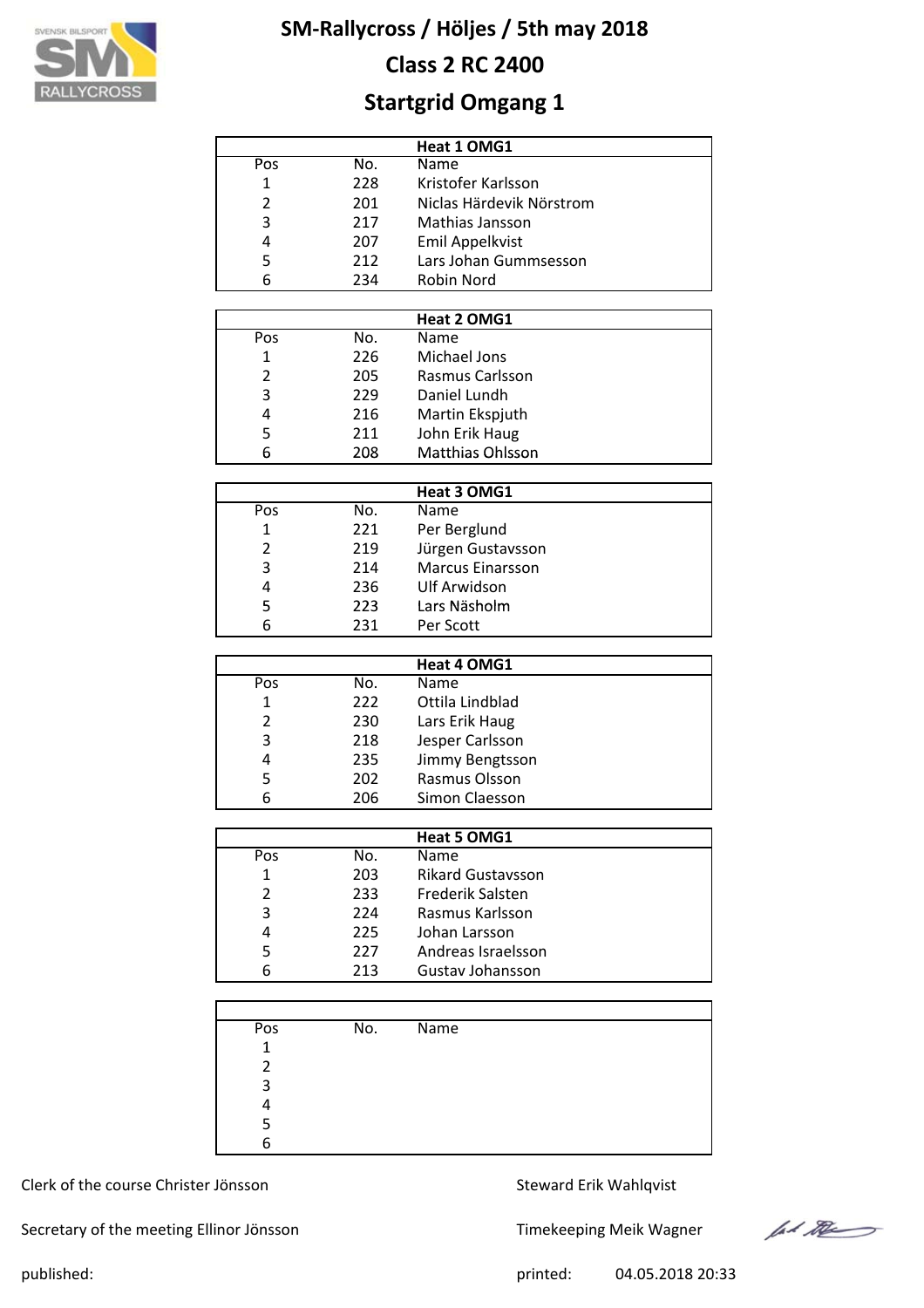# SM-Rallycross / Höljes / 5th may 2018

## Class 2 RC 2400

## Startgrid Omgang 1

| Heat 1 OMG1 | | |
|---|---|---|
| Pos | No. | Name |
| 1 | 228 | Kristofer Karlsson |
| 2 | 201 | Niclas Härdevik Nörstrom |
| 3 | 217 | Mathias Jansson |
| 4 | 207 | Emil Appelkvist |
| 5 | 212 | Lars Johan Gummsesson |
| 6 | 234 | Robin Nord |

| Heat 2 OMG1 | | |
|---|---|---|
| Pos | No. | Name |
| 1 | 226 | Michael Jons |
| 2 | 205 | Rasmus Carlsson |
| 3 | 229 | Daniel Lundh |
| 4 | 216 | Martin Ekspjuth |
| 5 | 211 | John Erik Haug |
| 6 | 208 | Matthias Ohlsson |

| Heat 3 OMG1 | | |
|---|---|---|
| Pos | No. | Name |
| 1 | 221 | Per Berglund |
| 2 | 219 | Jürgen Gustavsson |
| 3 | 214 | Marcus Einarsson |
| 4 | 236 | Ulf Arwidson |
| 5 | 223 | Lars Näsholm |
| 6 | 231 | Per Scott |

| Heat 4 OMG1 | | |
|---|---|---|
| Pos | No. | Name |
| 1 | 222 | Ottila Lindblad |
| 2 | 230 | Lars Erik Haug |
| 3 | 218 | Jesper Carlsson |
| 4 | 235 | Jimmy Bengtsson |
| 5 | 202 | Rasmus Olsson |
| 6 | 206 | Simon Claesson |

| Heat 5 OMG1 | | |
|---|---|---|
| Pos | No. | Name |
| 1 | 203 | Rikard Gustavsson |
| 2 | 233 | Frederik Salsten |
| 3 | 224 | Rasmus Karlsson |
| 4 | 225 | Johan Larsson |
| 5 | 227 | Andreas Israelsson |
| 6 | 213 | Gustav Johansson |

| | | |
|---|---|---|
| Pos | No. | Name |
| 1 | | |
| 2 | | |
| 3 | | |
| 4 | | |
| 5 | | |
| 6 | | |

Clerk of the course Christer Jönsson

Steward Erik Wahlqvist

Secretary of the meeting Ellinor Jönsson

Timekeeping Meik Wagner

published:

printed: 04.05.2018 20:33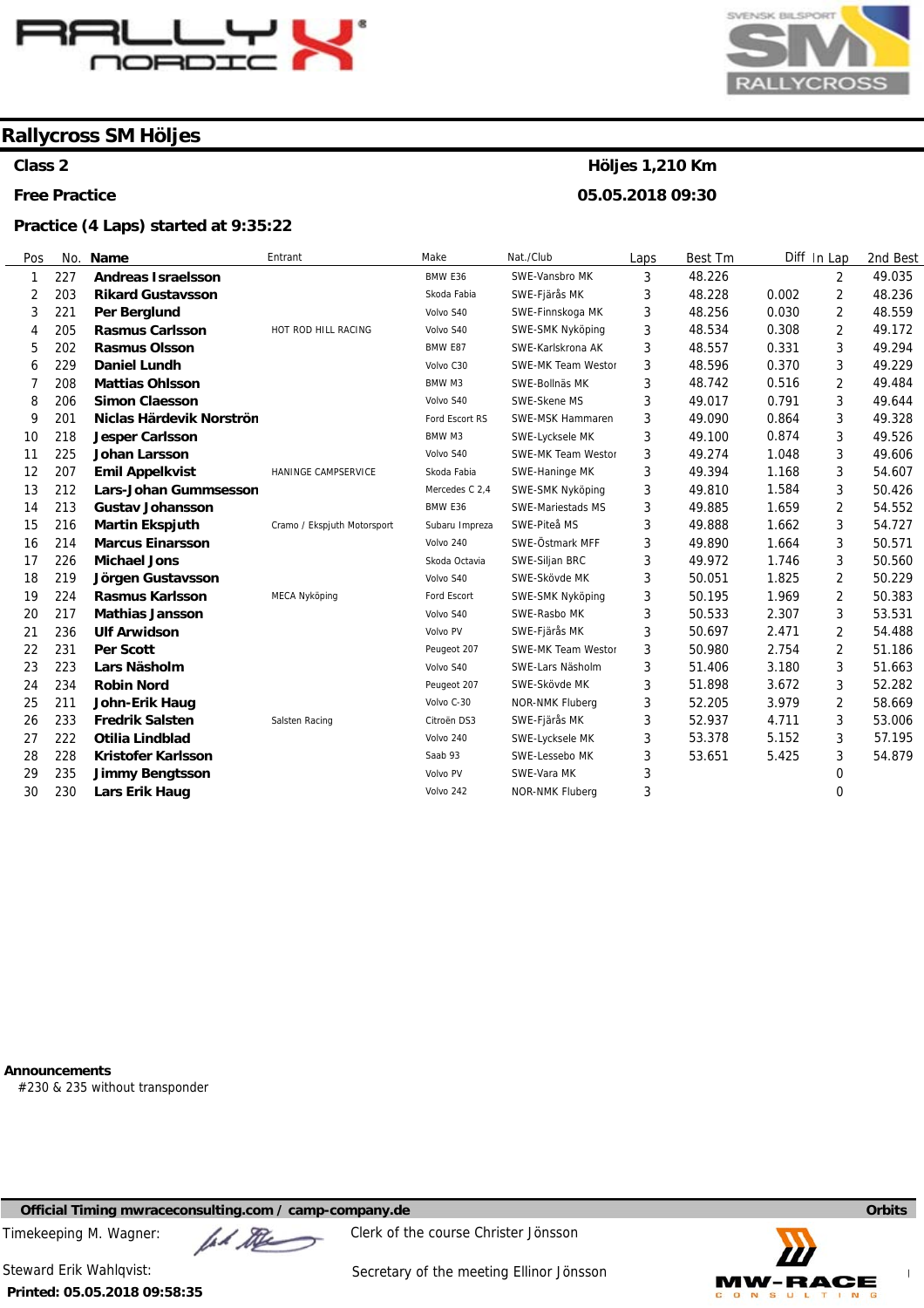# Rallycross SM Höljes

**Class 2** — **Höljes 1,210 Km**

**Free Practice** — **05.05.2018 09:30**

**Practice (4 Laps) started at 9:35:22**

| Pos | No. | Name | Entrant | Make | Nat./Club | Laps | Best Tm | Diff | In Lap | 2nd Best |
|---|---|---|---|---|---|---|---|---|---|---|
| 1 | 227 | **Andreas Israelsson** | | BMW E36 | SWE-Vansbro MK | 3 | 48.226 | | 2 | 49.035 |
| 2 | 203 | **Rikard Gustavsson** | | Skoda Fabia | SWE-Fjärås MK | 3 | 48.228 | 0.002 | 2 | 48.236 |
| 3 | 221 | **Per Berglund** | | Volvo S40 | SWE-Finnskoga MK | 3 | 48.256 | 0.030 | 2 | 48.559 |
| 4 | 205 | **Rasmus Carlsson** | HOT ROD HILL RACING | Volvo S40 | SWE-SMK Nyköping | 3 | 48.534 | 0.308 | 2 | 49.172 |
| 5 | 202 | **Rasmus Olsson** | | BMW E87 | SWE-Karlskrona AK | 3 | 48.557 | 0.331 | 3 | 49.294 |
| 6 | 229 | **Daniel Lundh** | | Volvo C30 | SWE-MK Team Westor | 3 | 48.596 | 0.370 | 3 | 49.229 |
| 7 | 208 | **Mattias Ohlsson** | | BMW M3 | SWE-Bollnäs MK | 3 | 48.742 | 0.516 | 2 | 49.484 |
| 8 | 206 | **Simon Claesson** | | Volvo S40 | SWE-Skene MS | 3 | 49.017 | 0.791 | 3 | 49.644 |
| 9 | 201 | **Niclas Härdevik Norströn** | | Ford Escort RS | SWE-MSK Hammaren | 3 | 49.090 | 0.864 | 3 | 49.328 |
| 10 | 218 | **Jesper Carlsson** | | BMW M3 | SWE-Lycksele MK | 3 | 49.100 | 0.874 | 3 | 49.526 |
| 11 | 225 | **Johan Larsson** | | Volvo S40 | SWE-MK Team Westor | 3 | 49.274 | 1.048 | 3 | 49.606 |
| 12 | 207 | **Emil Appelkvist** | HANINGE CAMPSERVICE | Skoda Fabia | SWE-Haninge MK | 3 | 49.394 | 1.168 | 3 | 54.607 |
| 13 | 212 | **Lars-Johan Gummsesson** | | Mercedes C 2,4 | SWE-SMK Nyköping | 3 | 49.810 | 1.584 | 3 | 50.426 |
| 14 | 213 | **Gustav Johansson** | | BMW E36 | SWE-Mariestads MS | 3 | 49.885 | 1.659 | 2 | 54.552 |
| 15 | 216 | **Martin Ekspjuth** | Cramo / Ekspjuth Motorsport | Subaru Impreza | SWE-Piteå MS | 3 | 49.888 | 1.662 | 3 | 54.727 |
| 16 | 214 | **Marcus Einarsson** | | Volvo 240 | SWE-Östmark MFF | 3 | 49.890 | 1.664 | 3 | 50.571 |
| 17 | 226 | **Michael Jons** | | Skoda Octavia | SWE-Siljan BRC | 3 | 49.972 | 1.746 | 3 | 50.560 |
| 18 | 219 | **Jörgen Gustavsson** | | Volvo S40 | SWE-Skövde MK | 3 | 50.051 | 1.825 | 2 | 50.229 |
| 19 | 224 | **Rasmus Karlsson** | MECA Nyköping | Ford Escort | SWE-SMK Nyköping | 3 | 50.195 | 1.969 | 2 | 50.383 |
| 20 | 217 | **Mathias Jansson** | | Volvo S40 | SWE-Rasbo MK | 3 | 50.533 | 2.307 | 3 | 53.531 |
| 21 | 236 | **Ulf Arwidson** | | Volvo PV | SWE-Fjärås MK | 3 | 50.697 | 2.471 | 2 | 54.488 |
| 22 | 231 | **Per Scott** | | Peugeot 207 | SWE-MK Team Westor | 3 | 50.980 | 2.754 | 2 | 51.186 |
| 23 | 223 | **Lars Näsholm** | | Volvo S40 | SWE-Lars Näsholm | 3 | 51.406 | 3.180 | 3 | 51.663 |
| 24 | 234 | **Robin Nord** | | Peugeot 207 | SWE-Skövde MK | 3 | 51.898 | 3.672 | 3 | 52.282 |
| 25 | 211 | **John-Erik Haug** | | Volvo C-30 | NOR-NMK Fluberg | 3 | 52.205 | 3.979 | 2 | 58.669 |
| 26 | 233 | **Fredrik Salsten** | Salsten Racing | Citroën DS3 | SWE-Fjärås MK | 3 | 52.937 | 4.711 | 3 | 53.006 |
| 27 | 222 | **Otilia Lindblad** | | Volvo 240 | SWE-Lycksele MK | 3 | 53.378 | 5.152 | 3 | 57.195 |
| 28 | 228 | **Kristofer Karlsson** | | Saab 93 | SWE-Lessebo MK | 3 | 53.651 | 5.425 | 3 | 54.879 |
| 29 | 235 | **Jimmy Bengtsson** | | Volvo PV | SWE-Vara MK | 3 | | | 0 | |
| 30 | 230 | **Lars Erik Haug** | | Volvo 242 | NOR-NMK Fluberg | 3 | | | 0 | |

**Announcements**

#230 & 235 without transponder

**Official Timing mwraceconsulting.com / camp-company.de** — **Orbits**

Timekeeping M. Wagner:

Clerk of the course Christer Jönsson

Steward Erik Wahlqvist:

Secretary of the meeting Ellinor Jönsson

**Printed: 05.05.2018 09:58:35**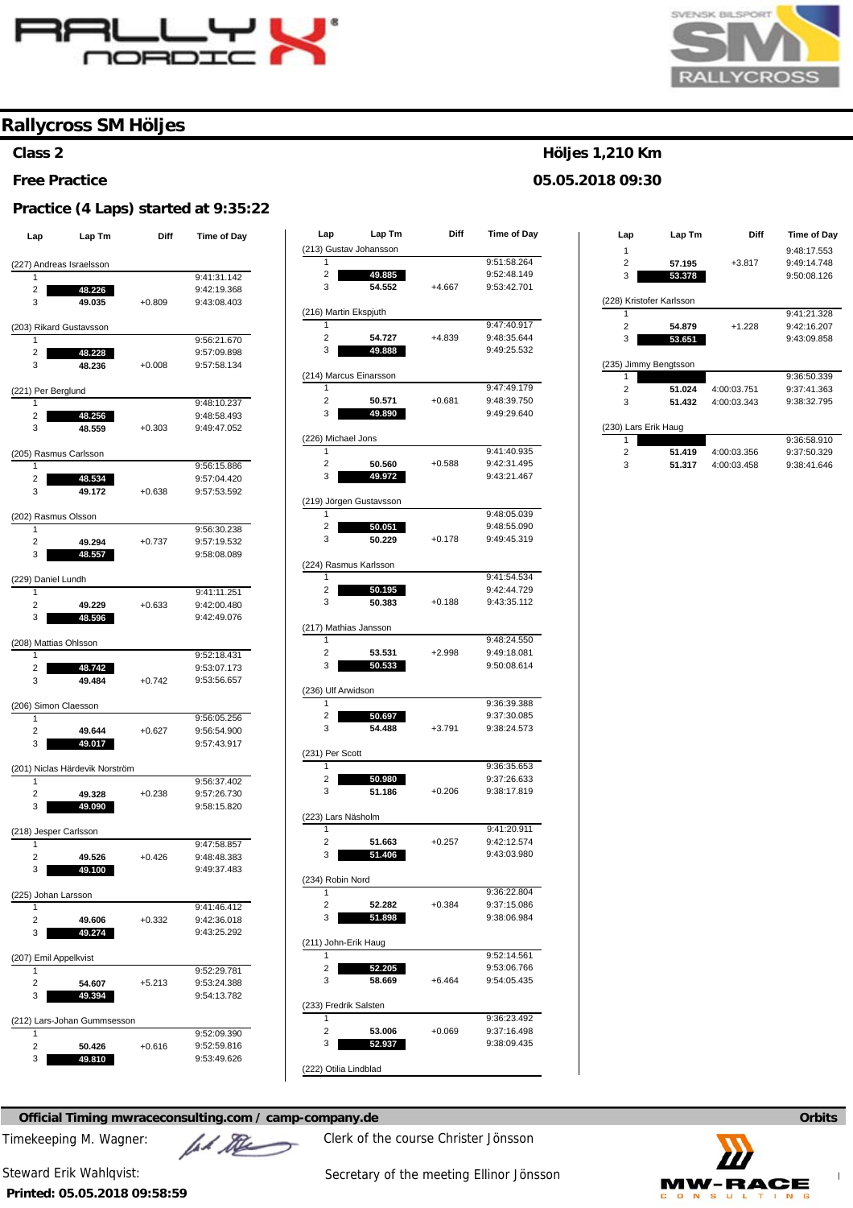# Rallycross SM Höljes

**Class 2** — **Höljes 1,210 Km**

**Free Practice** — **05.05.2018 09:30**

### Practice (4 Laps) started at 9:35:22

| Lap | Lap Tm | Diff | Time of Day |
|---|---|---|---|
| **(227) Andreas Israelsson** | | | |
| 1 | | | 9:41:31.142 |
| 2 | **48.226** | | 9:42:19.368 |
| 3 | 49.035 | +0.809 | 9:43:08.403 |
| **(203) Rikard Gustavsson** | | | |
| 1 | | | 9:56:21.670 |
| 2 | **48.228** | | 9:57:09.898 |
| 3 | 48.236 | +0.008 | 9:57:58.134 |
| **(221) Per Berglund** | | | |
| 1 | | | 9:48:10.237 |
| 2 | **48.256** | | 9:48:58.493 |
| 3 | 48.559 | +0.303 | 9:49:47.052 |
| **(205) Rasmus Carlsson** | | | |
| 1 | | | 9:56:15.886 |
| 2 | **48.534** | | 9:57:04.420 |
| 3 | 49.172 | +0.638 | 9:57:53.592 |
| **(202) Rasmus Olsson** | | | |
| 1 | | | 9:56:30.238 |
| 2 | 49.294 | +0.737 | 9:57:19.532 |
| 3 | **48.557** | | 9:58:08.089 |
| **(229) Daniel Lundh** | | | |
| 1 | | | 9:41:11.251 |
| 2 | 49.229 | +0.633 | 9:42:00.480 |
| 3 | **48.596** | | 9:42:49.076 |
| **(208) Mattias Ohlsson** | | | |
| 1 | | | 9:52:18.431 |
| 2 | **48.742** | | 9:53:07.173 |
| 3 | 49.484 | +0.742 | 9:53:56.657 |
| **(206) Simon Claesson** | | | |
| 1 | | | 9:56:05.256 |
| 2 | 49.644 | +0.627 | 9:56:54.900 |
| 3 | **49.017** | | 9:57:43.917 |
| **(201) Niclas Härdevik Norström** | | | |
| 1 | | | 9:56:37.402 |
| 2 | 49.328 | +0.238 | 9:57:26.730 |
| 3 | **49.090** | | 9:58:15.820 |
| **(218) Jesper Carlsson** | | | |
| 1 | | | 9:47:58.857 |
| 2 | 49.526 | +0.426 | 9:48:48.383 |
| 3 | **49.100** | | 9:49:37.483 |
| **(225) Johan Larsson** | | | |
| 1 | | | 9:41:46.412 |
| 2 | 49.606 | +0.332 | 9:42:36.018 |
| 3 | **49.274** | | 9:43:25.292 |
| **(207) Emil Appelkvist** | | | |
| 1 | | | 9:52:29.781 |
| 2 | 54.607 | +5.213 | 9:53:24.388 |
| 3 | **49.394** | | 9:54:13.782 |
| **(212) Lars-Johan Gummesson** | | | |
| 1 | | | 9:52:09.390 |
| 2 | 50.426 | +0.616 | 9:52:59.816 |
| 3 | **49.810** | | 9:53:49.626 |
| **(213) Gustav Johansson** | | | |
| 1 | | | 9:51:58.264 |
| 2 | **49.885** | | 9:52:48.149 |
| 3 | 54.552 | +4.667 | 9:53:42.701 |
| **(216) Martin Ekspjuth** | | | |
| 1 | | | 9:47:40.917 |
| 2 | 54.727 | +4.839 | 9:48:35.644 |
| 3 | **49.888** | | 9:49:25.532 |
| **(214) Marcus Einarsson** | | | |
| 1 | | | 9:47:49.179 |
| 2 | 50.571 | +0.681 | 9:48:39.750 |
| 3 | **49.890** | | 9:49:29.640 |
| **(226) Michael Jons** | | | |
| 1 | | | 9:41:40.935 |
| 2 | 50.560 | +0.588 | 9:42:31.495 |
| 3 | **49.972** | | 9:43:21.467 |
| **(219) Jörgen Gustavsson** | | | |
| 1 | | | 9:48:05.039 |
| 2 | **50.051** | | 9:48:55.090 |
| 3 | 50.229 | +0.178 | 9:49:45.319 |
| **(224) Rasmus Karlsson** | | | |
| 1 | | | 9:41:54.534 |
| 2 | **50.195** | | 9:42:44.729 |
| 3 | 50.383 | +0.188 | 9:43:35.112 |
| **(217) Mathias Jansson** | | | |
| 1 | | | 9:48:24.550 |
| 2 | 53.531 | +2.998 | 9:49:18.081 |
| 3 | **50.533** | | 9:50:08.614 |
| **(236) Ulf Arwidson** | | | |
| 1 | | | 9:36:39.388 |
| 2 | **50.697** | | 9:37:30.085 |
| 3 | 54.488 | +3.791 | 9:38:24.573 |
| **(231) Per Scott** | | | |
| 1 | | | 9:36:35.653 |
| 2 | **50.980** | | 9:37:26.633 |
| 3 | 51.186 | +0.206 | 9:38:17.819 |
| **(223) Lars Näsholm** | | | |
| 1 | | | 9:41:20.911 |
| 2 | 51.663 | +0.257 | 9:42:12.574 |
| 3 | **51.406** | | 9:43:03.980 |
| **(234) Robin Nord** | | | |
| 1 | | | 9:36:22.804 |
| 2 | 52.282 | +0.384 | 9:37:15.086 |
| 3 | **51.898** | | 9:38:06.984 |
| **(211) John-Erik Haug** | | | |
| 1 | | | 9:52:14.561 |
| 2 | **52.205** | | 9:53:06.766 |
| 3 | 58.669 | +6.464 | 9:54:05.435 |
| **(233) Fredrik Salsten** | | | |
| 1 | | | 9:36:23.492 |
| 2 | 53.006 | +0.069 | 9:37:16.498 |
| 3 | **52.937** | | 9:38:09.435 |
| **(222) Otilia Lindblad** | | | |
| 1 | | | 9:48:17.553 |
| 2 | 57.195 | +3.817 | 9:49:14.748 |
| 3 | **53.378** | | 9:50:08.126 |
| **(228) Kristofer Karlsson** | | | |
| 1 | | | 9:41:21.328 |
| 2 | 54.879 | +1.228 | 9:42:16.207 |
| 3 | **53.651** | | 9:43:09.858 |
| **(235) Jimmy Bengtsson** | | | |
| 1 | | | 9:36:50.339 |
| 2 | 51.024 | 4:00:03.751 | 9:37:41.363 |
| 3 | 51.432 | 4:00:03.343 | 9:38:32.795 |
| **(230) Lars Erik Haug** | | | |
| 1 | | | 9:36:58.910 |
| 2 | 51.419 | 4:00:03.356 | 9:37:50.329 |
| 3 | 51.317 | 4:00:03.458 | 9:38:41.646 |

**Official Timing mwraceconsulting.com / camp-company.de** — **Orbits**

Timekeeping M. Wagner:

Clerk of the course Christer Jönsson

Steward Erik Wahlqvist:

Secretary of the meeting Ellinor Jönsson

**Printed: 05.05.2018 09:58:59**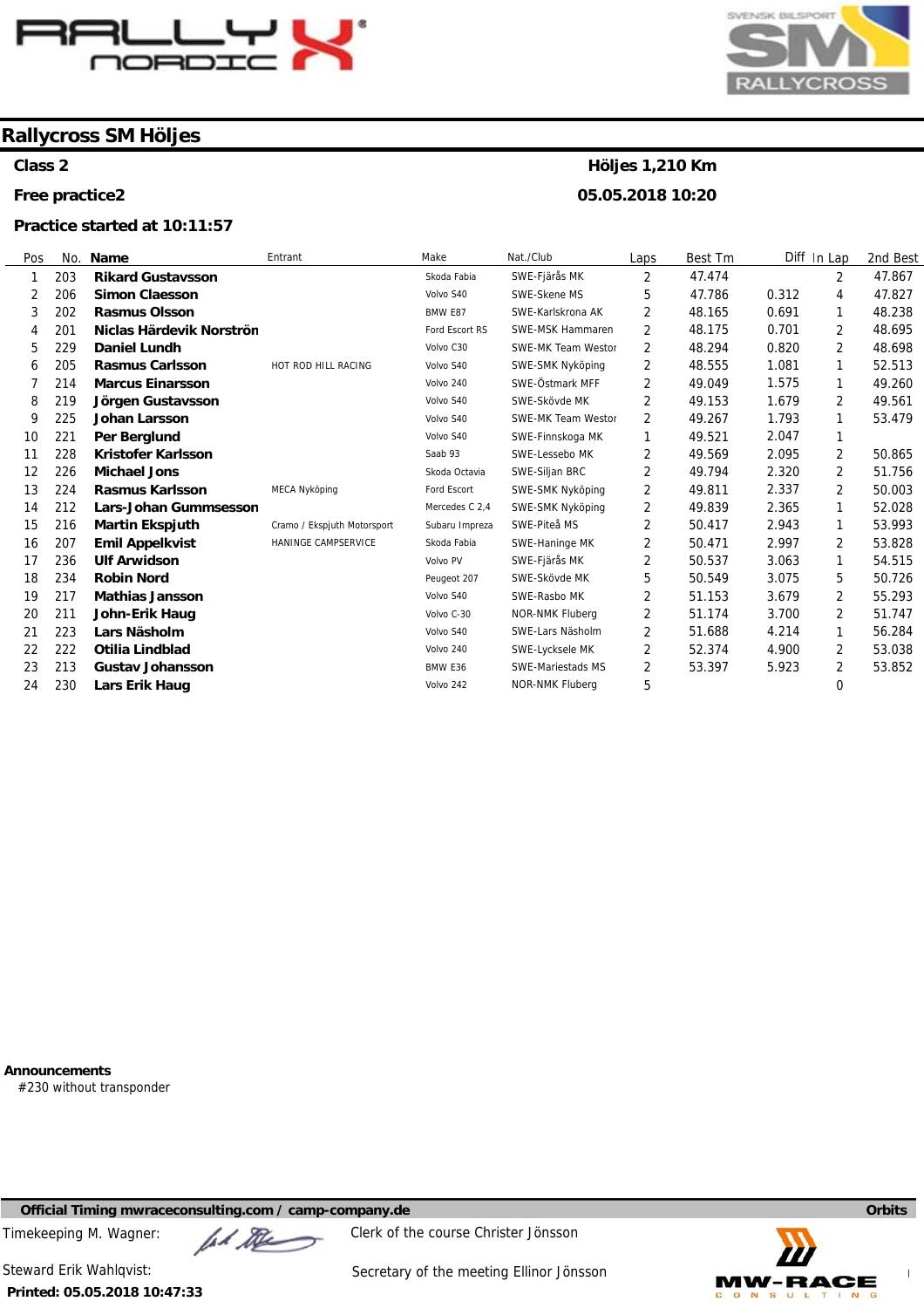# Rallycross SM Höljes

**Class 2** — **Höljes 1,210 Km**

**Free practice2** — **05.05.2018 10:20**

**Practice started at 10:11:57**

| Pos | No. | Name | Entrant | Make | Nat./Club | Laps | Best Tm | Diff | In Lap | 2nd Best |
|---|---|---|---|---|---|---|---|---|---|---|
| 1 | 203 | **Rikard Gustavsson** | | Skoda Fabia | SWE-Fjärås MK | 2 | 47.474 | | 2 | 47.867 |
| 2 | 206 | **Simon Claesson** | | Volvo S40 | SWE-Skene MS | 5 | 47.786 | 0.312 | 4 | 47.827 |
| 3 | 202 | **Rasmus Olsson** | | BMW E87 | SWE-Karlskrona AK | 2 | 48.165 | 0.691 | 1 | 48.238 |
| 4 | 201 | **Niclas Härdevik Norströn** | | Ford Escort RS | SWE-MSK Hammaren | 2 | 48.175 | 0.701 | 2 | 48.695 |
| 5 | 229 | **Daniel Lundh** | | Volvo C30 | SWE-MK Team Westor | 2 | 48.294 | 0.820 | 2 | 48.698 |
| 6 | 205 | **Rasmus Carlsson** | HOT ROD HILL RACING | Volvo S40 | SWE-SMK Nyköping | 2 | 48.555 | 1.081 | 1 | 52.513 |
| 7 | 214 | **Marcus Einarsson** | | Volvo 240 | SWE-Östmark MFF | 2 | 49.049 | 1.575 | 1 | 49.260 |
| 8 | 219 | **Jörgen Gustavsson** | | Volvo S40 | SWE-Skövde MK | 2 | 49.153 | 1.679 | 2 | 49.561 |
| 9 | 225 | **Johan Larsson** | | Volvo S40 | SWE-MK Team Westor | 2 | 49.267 | 1.793 | 1 | 53.479 |
| 10 | 221 | **Per Berglund** | | Volvo S40 | SWE-Finnskoga MK | 1 | 49.521 | 2.047 | 1 | |
| 11 | 228 | **Kristofer Karlsson** | | Saab 93 | SWE-Lessebo MK | 2 | 49.569 | 2.095 | 2 | 50.865 |
| 12 | 226 | **Michael Jons** | | Skoda Octavia | SWE-Siljan BRC | 2 | 49.794 | 2.320 | 2 | 51.756 |
| 13 | 224 | **Rasmus Karlsson** | MECA Nyköping | Ford Escort | SWE-SMK Nyköping | 2 | 49.811 | 2.337 | 2 | 50.003 |
| 14 | 212 | **Lars-Johan Gummsesson** | | Mercedes C 2,4 | SWE-SMK Nyköping | 2 | 49.839 | 2.365 | 1 | 52.028 |
| 15 | 216 | **Martin Ekspjuth** | Cramo / Ekspjuth Motorsport | Subaru Impreza | SWE-Piteå MS | 2 | 50.417 | 2.943 | 1 | 53.993 |
| 16 | 207 | **Emil Appelkvist** | HANINGE CAMPSERVICE | Skoda Fabia | SWE-Haninge MK | 2 | 50.471 | 2.997 | 2 | 53.828 |
| 17 | 236 | **Ulf Arwidson** | | Volvo PV | SWE-Fjärås MK | 2 | 50.537 | 3.063 | 1 | 54.515 |
| 18 | 234 | **Robin Nord** | | Peugeot 207 | SWE-Skövde MK | 5 | 50.549 | 3.075 | 5 | 50.726 |
| 19 | 217 | **Mathias Jansson** | | Volvo S40 | SWE-Rasbo MK | 2 | 51.153 | 3.679 | 2 | 55.293 |
| 20 | 211 | **John-Erik Haug** | | Volvo C-30 | NOR-NMK Fluberg | 2 | 51.174 | 3.700 | 2 | 51.747 |
| 21 | 223 | **Lars Näsholm** | | Volvo S40 | SWE-Lars Näsholm | 2 | 51.688 | 4.214 | 1 | 56.284 |
| 22 | 222 | **Otilia Lindblad** | | Volvo 240 | SWE-Lycksele MK | 2 | 52.374 | 4.900 | 2 | 53.038 |
| 23 | 213 | **Gustav Johansson** | | BMW E36 | SWE-Mariestads MS | 2 | 53.397 | 5.923 | 2 | 53.852 |
| 24 | 230 | **Lars Erik Haug** | | Volvo 242 | NOR-NMK Fluberg | 5 | | | 0 | |

**Announcements**

#230 without transponder

**Official Timing mwraceconsulting.com / camp-company.de** — **Orbits**

Timekeeping M. Wagner: — Clerk of the course Christer Jönsson

Steward Erik Wahlqvist: — Secretary of the meeting Ellinor Jönsson

**Printed: 05.05.2018 10:47:33**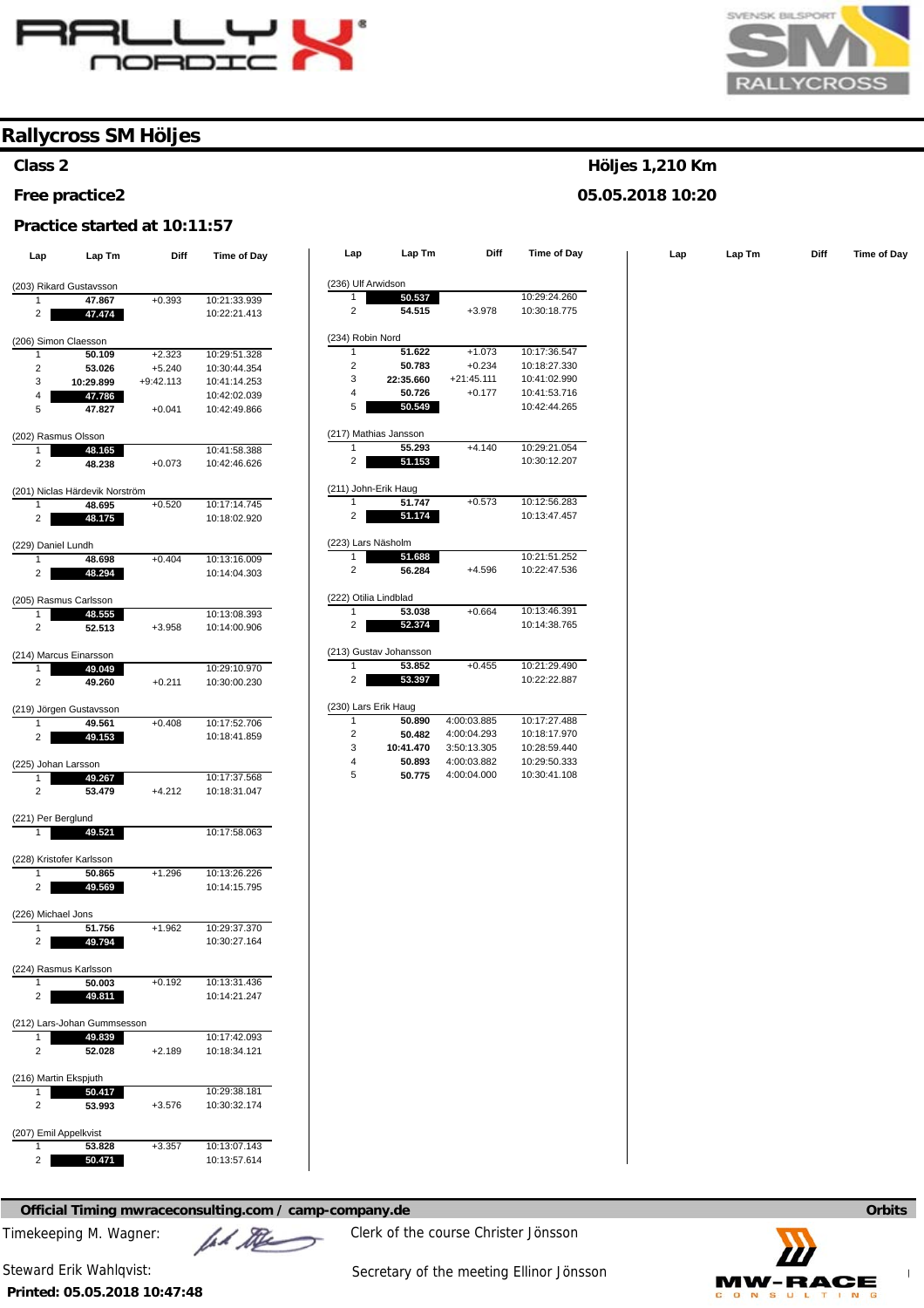# Rallycross SM Höljes

**Class 2** — **Höljes 1,210 Km**

**Free practice2** — **05.05.2018 10:20**

**Practice started at 10:11:57**

| Lap | Lap Tm | Diff | Time of Day |
|---|---|---|---|
| **(203) Rikard Gustavsson** | | | |
| 1 | 47.867 | +0.393 | 10:21:33.939 |
| 2 | **47.474** | | 10:22:21.413 |
| **(206) Simon Claesson** | | | |
| 1 | 50.109 | +2.323 | 10:29:51.328 |
| 2 | 53.026 | +5.240 | 10:30:44.354 |
| 3 | 10:29.899 | +9:42.113 | 10:41:14.253 |
| 4 | **47.786** | | 10:42:02.039 |
| 5 | 47.827 | +0.041 | 10:42:49.866 |
| **(202) Rasmus Olsson** | | | |
| 1 | **48.165** | | 10:41:58.388 |
| 2 | 48.238 | +0.073 | 10:42:46.626 |
| **(201) Niclas Härdevik Norström** | | | |
| 1 | 48.695 | +0.520 | 10:17:14.745 |
| 2 | **48.175** | | 10:18:02.920 |
| **(229) Daniel Lundh** | | | |
| 1 | 48.698 | +0.404 | 10:13:16.009 |
| 2 | **48.294** | | 10:14:04.303 |
| **(205) Rasmus Carlsson** | | | |
| 1 | **48.555** | | 10:13:08.393 |
| 2 | 52.513 | +3.958 | 10:14:00.906 |
| **(214) Marcus Einarsson** | | | |
| 1 | **49.049** | | 10:29:10.970 |
| 2 | 49.260 | +0.211 | 10:30:00.230 |
| **(219) Jörgen Gustavsson** | | | |
| 1 | 49.561 | +0.408 | 10:17:52.706 |
| 2 | **49.153** | | 10:18:41.859 |
| **(225) Johan Larsson** | | | |
| 1 | **49.267** | | 10:17:37.568 |
| 2 | 53.479 | +4.212 | 10:18:31.047 |
| **(221) Per Berglund** | | | |
| 1 | **49.521** | | 10:17:58.063 |
| **(228) Kristofer Karlsson** | | | |
| 1 | 50.865 | +1.296 | 10:13:26.226 |
| 2 | **49.569** | | 10:14:15.795 |
| **(226) Michael Jons** | | | |
| 1 | 51.756 | +1.962 | 10:29:37.370 |
| 2 | **49.794** | | 10:30:27.164 |
| **(224) Rasmus Karlsson** | | | |
| 1 | 50.003 | +0.192 | 10:13:31.436 |
| 2 | **49.811** | | 10:14:21.247 |
| **(212) Lars-Johan Gummsesson** | | | |
| 1 | **49.839** | | 10:17:42.093 |
| 2 | 52.028 | +2.189 | 10:18:34.121 |
| **(216) Martin Ekspjuth** | | | |
| 1 | **50.417** | | 10:29:38.181 |
| 2 | 53.993 | +3.576 | 10:30:32.174 |
| **(207) Emil Appelkvist** | | | |
| 1 | 53.828 | +3.357 | 10:13:07.143 |
| 2 | **50.471** | | 10:13:57.614 |
| **(236) Ulf Arwidson** | | | |
| 1 | **50.537** | | 10:29:24.260 |
| 2 | 54.515 | +3.978 | 10:30:18.775 |
| **(234) Robin Nord** | | | |
| 1 | 51.622 | +1.073 | 10:17:36.547 |
| 2 | 50.783 | +0.234 | 10:18:27.330 |
| 3 | 22:35.660 | +21:45.111 | 10:41:02.990 |
| 4 | 50.726 | +0.177 | 10:41:53.716 |
| 5 | **50.549** | | 10:42:44.265 |
| **(217) Mathias Jansson** | | | |
| 1 | 55.293 | +4.140 | 10:29:21.054 |
| 2 | **51.153** | | 10:30:12.207 |
| **(211) John-Erik Haug** | | | |
| 1 | 51.747 | +0.573 | 10:12:56.283 |
| 2 | **51.174** | | 10:13:47.457 |
| **(223) Lars Näsholm** | | | |
| 1 | **51.688** | | 10:21:51.252 |
| 2 | 56.284 | +4.596 | 10:22:47.536 |
| **(222) Otilia Lindblad** | | | |
| 1 | 53.038 | +0.664 | 10:13:46.391 |
| 2 | **52.374** | | 10:14:38.765 |
| **(213) Gustav Johansson** | | | |
| 1 | 53.852 | +0.455 | 10:21:29.490 |
| 2 | **53.397** | | 10:22:22.887 |
| **(230) Lars Erik Haug** | | | |
| 1 | 50.890 | 4:00:03.885 | 10:17:27.488 |
| 2 | 50.482 | 4:00:04.293 | 10:18:17.970 |
| 3 | 10:41.470 | 3:50:13.305 | 10:28:59.440 |
| 4 | 50.893 | 4:00:03.882 | 10:29:50.333 |
| 5 | 50.775 | 4:00:04.000 | 10:30:41.108 |

**Official Timing mwraceconsulting.com / camp-company.de** — **Orbits**

Timekeeping M. Wagner:

Clerk of the course Christer Jönsson

Steward Erik Wahlqvist:

Secretary of the meeting Ellinor Jönsson

**Printed: 05.05.2018 10:47:48**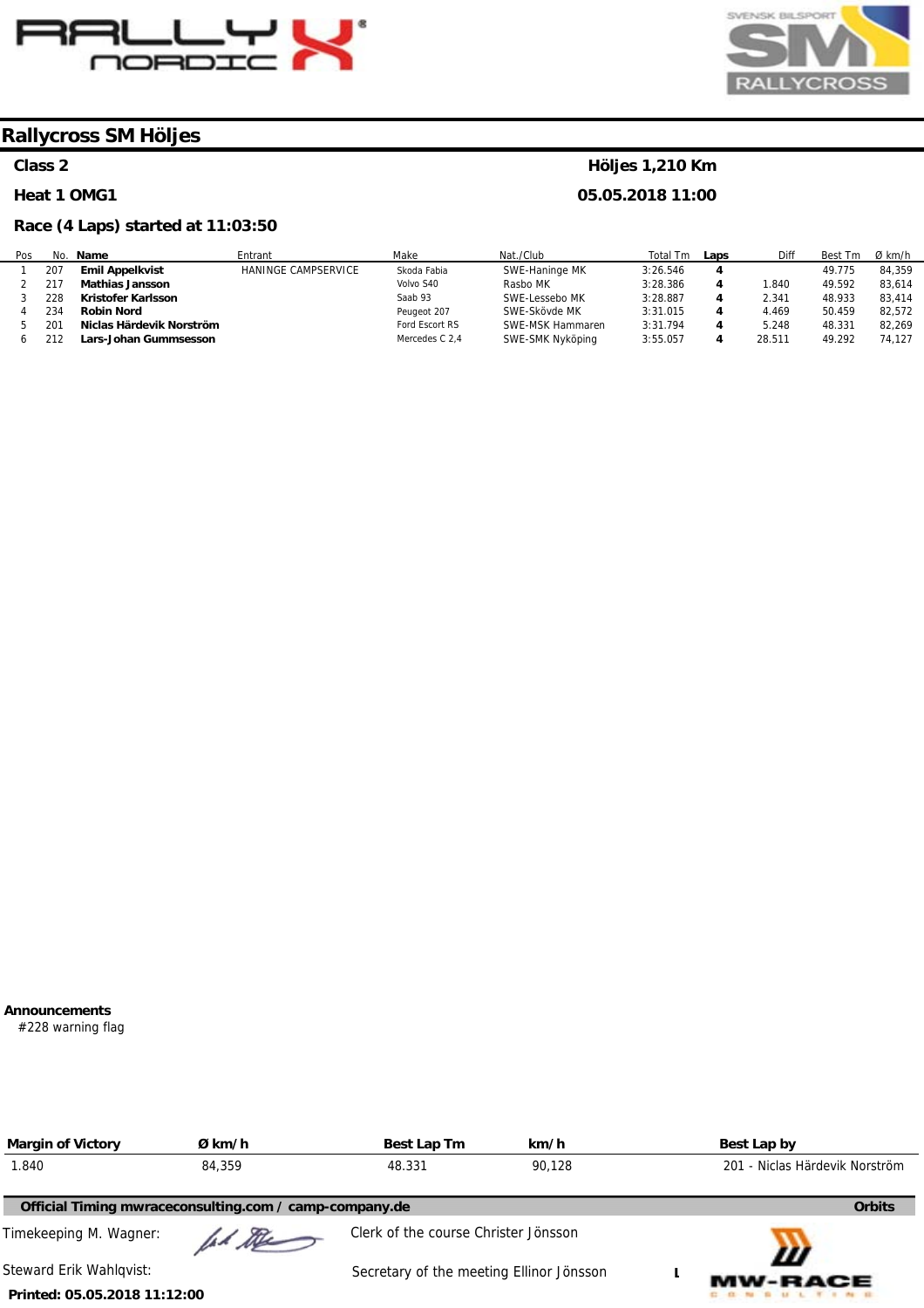# Rallycross SM Höljes

**Class 2** | **Höljes 1,210 Km**

**Heat 1 OMG1** | **05.05.2018 11:00**

**Race (4 Laps) started at 11:03:50**

| Pos | No. | Name | Entrant | Make | Nat./Club | Total Tm | Laps | Diff | Best Tm | Ø km/h |
|---|---|---|---|---|---|---|---|---|---|---|
| 1 | 207 | **Emil Appelkvist** | HANINGE CAMPSERVICE | Skoda Fabia | SWE-Haninge MK | 3:26.546 | **4** | | 49.775 | 84,359 |
| 2 | 217 | **Mathias Jansson** | | Volvo S40 | Rasbo MK | 3:28.386 | **4** | 1.840 | 49.592 | 83,614 |
| 3 | 228 | **Kristofer Karlsson** | | Saab 93 | SWE-Lessebo MK | 3:28.887 | **4** | 2.341 | 48.933 | 83,414 |
| 4 | 234 | **Robin Nord** | | Peugeot 207 | SWE-Skövde MK | 3:31.015 | **4** | 4.469 | 50.459 | 82,572 |
| 5 | 201 | **Niclas Härdevik Norström** | | Ford Escort RS | SWE-MSK Hammaren | 3:31.794 | **4** | 5.248 | 48.331 | 82,269 |
| 6 | 212 | **Lars-Johan Gummesson** | | Mercedes C 2,4 | SWE-SMK Nyköping | 3:55.057 | **4** | 28.511 | 49.292 | 74,127 |

**Announcements**

#228 warning flag

| Margin of Victory | Ø km/h | Best Lap Tm | km/h | Best Lap by |
|---|---|---|---|---|
| 1.840 | 84,359 | 48.331 | 90,128 | 201 - Niclas Härdevik Norström |

**Official Timing mwraceconsulting.com / camp-company.de** — **Orbits**

Timekeeping M. Wagner:

Clerk of the course Christer Jönsson

Steward Erik Wahlqvist:

Secretary of the meeting Ellinor Jönsson

**Printed: 05.05.2018 11:12:00**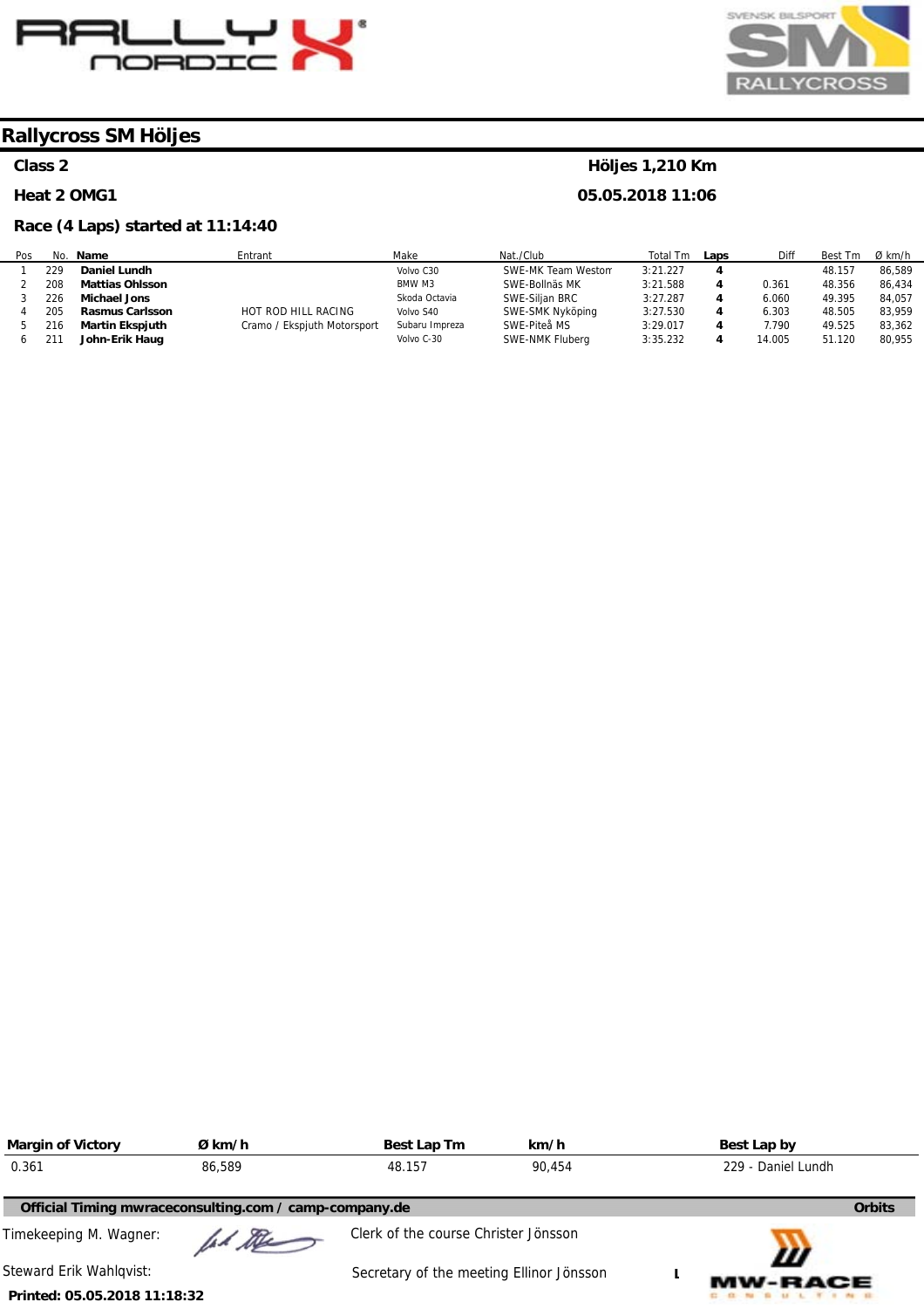# Rallycross SM Höljes

**Class 2** — **Höljes 1,210 Km**

**Heat 2 OMG1** — **05.05.2018 11:06**

**Race (4 Laps) started at 11:14:40**

| Pos | No. | Name | Entrant | Make | Nat./Club | Total Tm | Laps | Diff | Best Tm | Ø km/h |
|---|---|---|---|---|---|---|---|---|---|---|
| 1 | 229 | **Daniel Lundh** | | Volvo C30 | SWE-MK Team Westom | 3:21.227 | 4 | | 48.157 | 86,589 |
| 2 | 208 | **Mattias Ohlsson** | | BMW M3 | SWE-Bollnäs MK | 3:21.588 | 4 | 0.361 | 48.356 | 86,434 |
| 3 | 226 | **Michael Jons** | | Skoda Octavia | SWE-Siljan BRC | 3:27.287 | 4 | 6.060 | 49.395 | 84,057 |
| 4 | 205 | **Rasmus Carlsson** | HOT ROD HILL RACING | Volvo S40 | SWE-SMK Nyköping | 3:27.530 | 4 | 6.303 | 48.505 | 83,959 |
| 5 | 216 | **Martin Ekspjuth** | Cramo / Ekspjuth Motorsport | Subaru Impreza | SWE-Piteå MS | 3:29.017 | 4 | 7.790 | 49.525 | 83,362 |
| 6 | 211 | **John-Erik Haug** | | Volvo C-30 | SWE-NMK Fluberg | 3:35.232 | 4 | 14.005 | 51.120 | 80,955 |

| Margin of Victory | Ø km/h | Best Lap Tm | km/h | Best Lap by |
|---|---|---|---|---|
| 0.361 | 86,589 | 48.157 | 90,454 | 229 - Daniel Lundh |

**Official Timing mwraceconsulting.com / camp-company.de** — **Orbits**

Timekeeping M. Wagner:

Clerk of the course Christer Jönsson

Steward Erik Wahlqvist:

Secretary of the meeting Ellinor Jönsson

**Printed: 05.05.2018 11:18:32**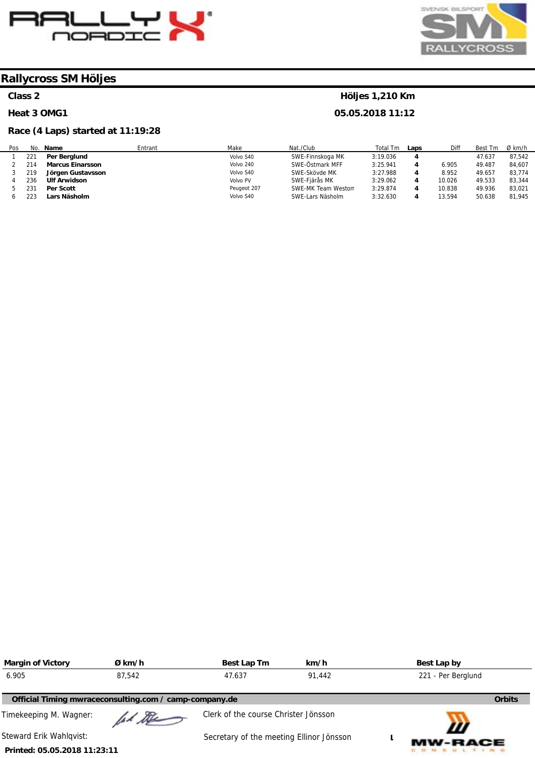# Rallycross SM Höljes

**Class 2** — **Höljes 1,210 Km**

**Heat 3 OMG1** — **05.05.2018 11:12**

**Race (4 Laps) started at 11:19:28**

| Pos | No. | Name | Entrant | Make | Nat./Club | Total Tm | Laps | Diff | Best Tm | Ø km/h |
|---|---|---|---|---|---|---|---|---|---|---|
| 1 | 221 | **Per Berglund** | | Volvo S40 | SWE-Finnskoga MK | 3:19.036 | **4** | | 47.637 | 87,542 |
| 2 | 214 | **Marcus Einarsson** | | Volvo 240 | SWE-Östmark MFF | 3:25.941 | **4** | 6.905 | 49.487 | 84,607 |
| 3 | 219 | **Jörgen Gustavsson** | | Volvo S40 | SWE-Skövde MK | 3:27.988 | **4** | 8.952 | 49.657 | 83,774 |
| 4 | 236 | **Ulf Arwidson** | | Volvo PV | SWE-Fjärås MK | 3:29.062 | **4** | 10.026 | 49.533 | 83,344 |
| 5 | 231 | **Per Scott** | | Peugeot 207 | SWE-MK Team Westom | 3:29.874 | **4** | 10.838 | 49.936 | 83,021 |
| 6 | 223 | **Lars Näsholm** | | Volvo S40 | SWE-Lars Näsholm | 3:32.630 | **4** | 13.594 | 50.638 | 81,945 |

| Margin of Victory | Ø km/h | Best Lap Tm | km/h | Best Lap by |
|---|---|---|---|---|
| 6.905 | 87,542 | 47.637 | 91,442 | 221 - Per Berglund |

**Official Timing mwraceconsulting.com / camp-company.de** — **Orbits**

Timekeeping M. Wagner:

Clerk of the course Christer Jönsson

Steward Erik Wahlqvist:

Secretary of the meeting Ellinor Jönsson

**Printed: 05.05.2018 11:23:11**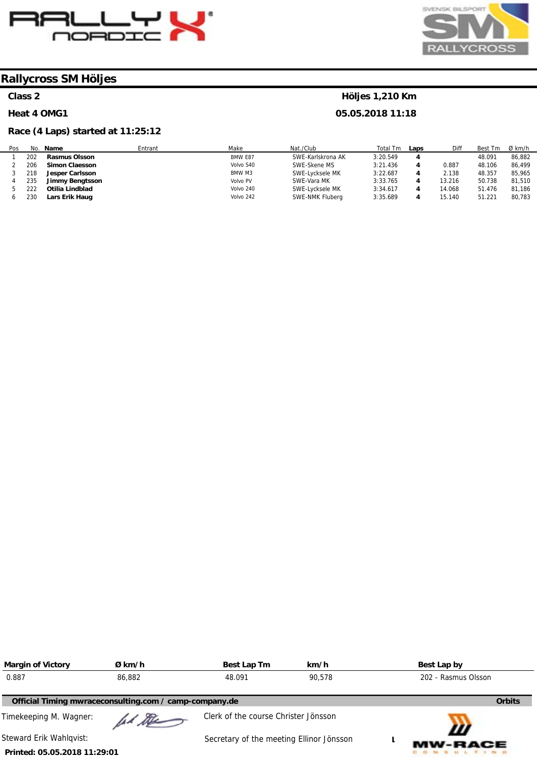# Rallycross SM Höljes

**Class 2** | **Höljes 1,210 Km**

**Heat 4 OMG1** | **05.05.2018 11:18**

**Race (4 Laps) started at 11:25:12**

| Pos | No. | Name | Entrant | Make | Nat./Club | Total Tm | Laps | Diff | Best Tm | Ø km/h |
|---|---|---|---|---|---|---|---|---|---|---|
| 1 | 202 | **Rasmus Olsson** | | BMW E87 | SWE-Karlskrona AK | 3:20.549 | **4** | | 48.091 | 86,882 |
| 2 | 206 | **Simon Claesson** | | Volvo S40 | SWE-Skene MS | 3:21.436 | **4** | 0.887 | 48.106 | 86,499 |
| 3 | 218 | **Jesper Carlsson** | | BMW M3 | SWE-Lycksele MK | 3:22.687 | **4** | 2.138 | 48.357 | 85,965 |
| 4 | 235 | **Jimmy Bengtsson** | | Volvo PV | SWE-Vara MK | 3:33.765 | **4** | 13.216 | 50.738 | 81,510 |
| 5 | 222 | **Otilia Lindblad** | | Volvo 240 | SWE-Lycksele MK | 3:34.617 | **4** | 14.068 | 51.476 | 81,186 |
| 6 | 230 | **Lars Erik Haug** | | Volvo 242 | SWE-NMK Fluberg | 3:35.689 | **4** | 15.140 | 51.221 | 80,783 |

| Margin of Victory | Ø km/h | Best Lap Tm | km/h | Best Lap by |
|---|---|---|---|---|
| 0.887 | 86,882 | 48.091 | 90,578 | 202 - Rasmus Olsson |

**Official Timing mwraceconsulting.com / camp-company.de** **Orbits**

Timekeeping M. Wagner:

Clerk of the course Christer Jönsson

Steward Erik Wahlqvist:

Secretary of the meeting Ellinor Jönsson

**Printed: 05.05.2018 11:29:01**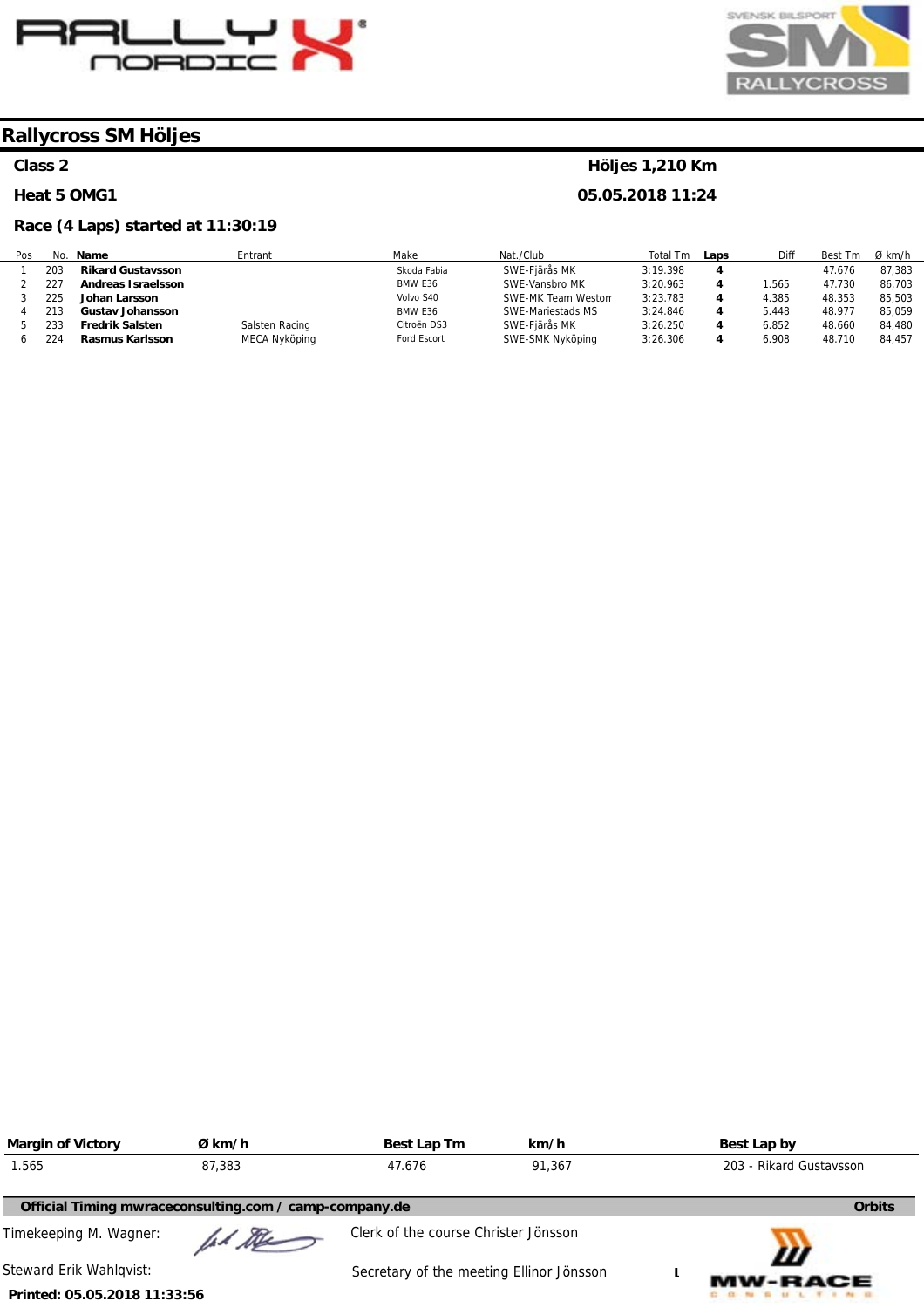# Rallycross SM Höljes

**Class 2** — **Höljes 1,210 Km**

**Heat 5 OMG1** — **05.05.2018 11:24**

**Race (4 Laps) started at 11:30:19**

| Pos | No. | Name | Entrant | Make | Nat./Club | Total Tm | Laps | Diff | Best Tm | Ø km/h |
|---|---|---|---|---|---|---|---|---|---|---|
| 1 | 203 | **Rikard Gustavsson** | | Skoda Fabia | SWE-Fjärås MK | 3:19.398 | **4** | | 47.676 | 87,383 |
| 2 | 227 | **Andreas Israelsson** | | BMW E36 | SWE-Vansbro MK | 3:20.963 | **4** | 1.565 | 47.730 | 86,703 |
| 3 | 225 | **Johan Larsson** | | Volvo S40 | SWE-MK Team Westom | 3:23.783 | **4** | 4.385 | 48.353 | 85,503 |
| 4 | 213 | **Gustav Johansson** | | BMW E36 | SWE-Mariestads MS | 3:24.846 | **4** | 5.448 | 48.977 | 85,059 |
| 5 | 233 | **Fredrik Salsten** | Salsten Racing | Citroën DS3 | SWE-Fjärås MK | 3:26.250 | **4** | 6.852 | 48.660 | 84,480 |
| 6 | 224 | **Rasmus Karlsson** | MECA Nyköping | Ford Escort | SWE-SMK Nyköping | 3:26.306 | **4** | 6.908 | 48.710 | 84,457 |

| Margin of Victory | Ø km/h | Best Lap Tm | km/h | Best Lap by |
|---|---|---|---|---|
| 1.565 | 87,383 | 47.676 | 91,367 | 203 - Rikard Gustavsson |

**Official Timing mwraceconsulting.com / camp-company.de** — **Orbits**

Timekeeping M. Wagner:

Clerk of the course Christer Jönsson

Steward Erik Wahlqvist:

Secretary of the meeting Ellinor Jönsson

**Printed: 05.05.2018 11:33:56**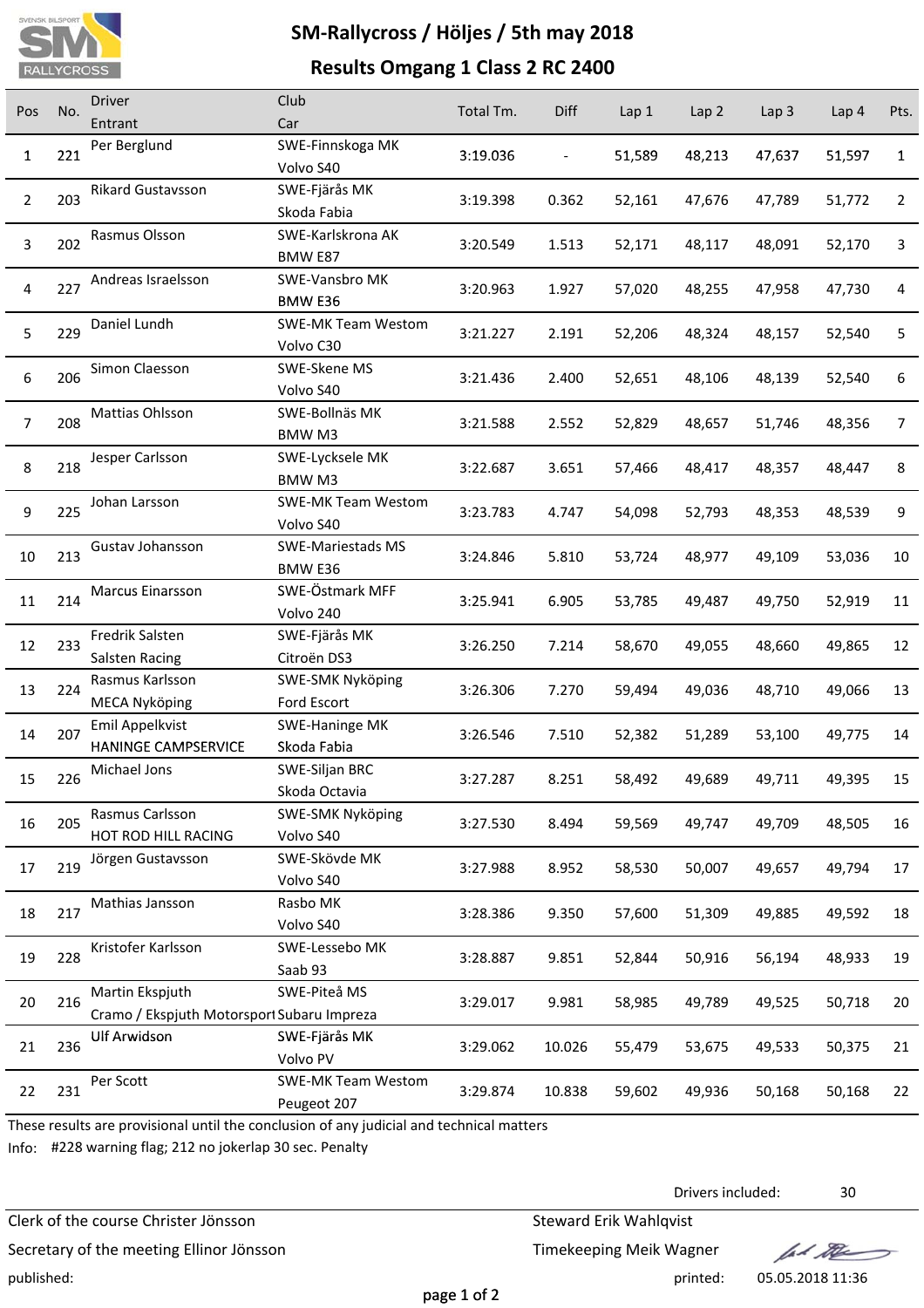# SM-Rallycross / Höljes / 5th may 2018

## Results Omgang 1 Class 2 RC 2400

| Pos | No. | Driver / Entrant | Club / Car | Total Tm. | Diff | Lap 1 | Lap 2 | Lap 3 | Lap 4 | Pts. |
|---|---|---|---|---|---|---|---|---|---|---|
| 1 | 221 | Per Berglund | SWE-Finnskoga MK / Volvo S40 | 3:19.036 | - | 51,589 | 48,213 | 47,637 | 51,597 | 1 |
| 2 | 203 | Rikard Gustavsson | SWE-Fjärås MK / Skoda Fabia | 3:19.398 | 0.362 | 52,161 | 47,676 | 47,789 | 51,772 | 2 |
| 3 | 202 | Rasmus Olsson | SWE-Karlskrona AK / BMW E87 | 3:20.549 | 1.513 | 52,171 | 48,117 | 48,091 | 52,170 | 3 |
| 4 | 227 | Andreas Israelsson | SWE-Vansbro MK / BMW E36 | 3:20.963 | 1.927 | 57,020 | 48,255 | 47,958 | 47,730 | 4 |
| 5 | 229 | Daniel Lundh | SWE-MK Team Westom / Volvo C30 | 3:21.227 | 2.191 | 52,206 | 48,324 | 48,157 | 52,540 | 5 |
| 6 | 206 | Simon Claesson | SWE-Skene MS / Volvo S40 | 3:21.436 | 2.400 | 52,651 | 48,106 | 48,139 | 52,540 | 6 |
| 7 | 208 | Mattias Ohlsson | SWE-Bollnäs MK / BMW M3 | 3:21.588 | 2.552 | 52,829 | 48,657 | 51,746 | 48,356 | 7 |
| 8 | 218 | Jesper Carlsson | SWE-Lycksele MK / BMW M3 | 3:22.687 | 3.651 | 57,466 | 48,417 | 48,357 | 48,447 | 8 |
| 9 | 225 | Johan Larsson | SWE-MK Team Westom / Volvo S40 | 3:23.783 | 4.747 | 54,098 | 52,793 | 48,353 | 48,539 | 9 |
| 10 | 213 | Gustav Johansson | SWE-Mariestads MS / BMW E36 | 3:24.846 | 5.810 | 53,724 | 48,977 | 49,109 | 53,036 | 10 |
| 11 | 214 | Marcus Einarsson | SWE-Östmark MFF / Volvo 240 | 3:25.941 | 6.905 | 53,785 | 49,487 | 49,750 | 52,919 | 11 |
| 12 | 233 | Fredrik Salsten / Salsten Racing | SWE-Fjärås MK / Citroën DS3 | 3:26.250 | 7.214 | 58,670 | 49,055 | 48,660 | 49,865 | 12 |
| 13 | 224 | Rasmus Karlsson / MECA Nyköping | SWE-SMK Nyköping / Ford Escort | 3:26.306 | 7.270 | 59,494 | 49,036 | 48,710 | 49,066 | 13 |
| 14 | 207 | Emil Appelkvist / HANINGE CAMPSERVICE | SWE-Haninge MK / Skoda Fabia | 3:26.546 | 7.510 | 52,382 | 51,289 | 53,100 | 49,775 | 14 |
| 15 | 226 | Michael Jons | SWE-Siljan BRC / Skoda Octavia | 3:27.287 | 8.251 | 58,492 | 49,689 | 49,711 | 49,395 | 15 |
| 16 | 205 | Rasmus Carlsson / HOT ROD HILL RACING | SWE-SMK Nyköping / Volvo S40 | 3:27.530 | 8.494 | 59,569 | 49,747 | 49,709 | 48,505 | 16 |
| 17 | 219 | Jörgen Gustavsson | SWE-Skövde MK / Volvo S40 | 3:27.988 | 8.952 | 58,530 | 50,007 | 49,657 | 49,794 | 17 |
| 18 | 217 | Mathias Jansson | Rasbo MK / Volvo S40 | 3:28.386 | 9.350 | 57,600 | 51,309 | 49,885 | 49,592 | 18 |
| 19 | 228 | Kristofer Karlsson | SWE-Lessebo MK / Saab 93 | 3:28.887 | 9.851 | 52,844 | 50,916 | 56,194 | 48,933 | 19 |
| 20 | 216 | Martin Ekspjuth / Cramo / Ekspjuth Motorsport | SWE-Piteå MS / Subaru Impreza | 3:29.017 | 9.981 | 58,985 | 49,789 | 49,525 | 50,718 | 20 |
| 21 | 236 | Ulf Arwidson | SWE-Fjärås MK / Volvo PV | 3:29.062 | 10.026 | 55,479 | 53,675 | 49,533 | 50,375 | 21 |
| 22 | 231 | Per Scott | SWE-MK Team Westom / Peugeot 207 | 3:29.874 | 10.838 | 59,602 | 49,936 | 50,168 | 50,168 | 22 |

These results are provisional until the conclusion of any judicial and technical matters

Info: #228 warning flag; 212 no jokerlap 30 sec. Penalty

Drivers included: 30

Clerk of the course Christer Jönsson

Secretary of the meeting Ellinor Jönsson

Steward Erik Wahlqvist

Timekeeping Meik Wagner

published:

printed: 05.05.2018 11:36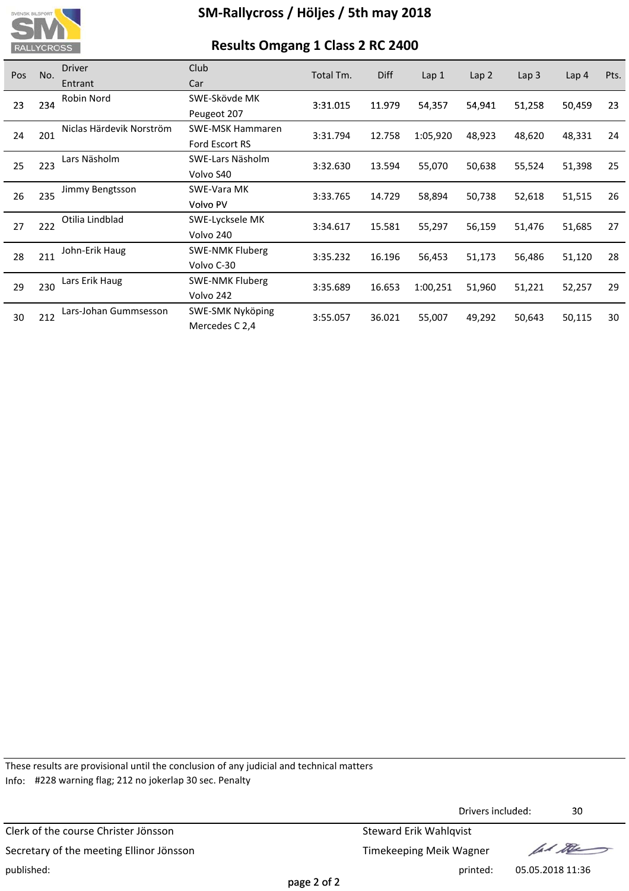# SM-Rallycross / Höljes / 5th may 2018

## Results Omgang 1 Class 2 RC 2400

| Pos | No. | Driver<br>Entrant | Club<br>Car | Total Tm. | Diff | Lap 1 | Lap 2 | Lap 3 | Lap 4 | Pts. |
|---|---|---|---|---|---|---|---|---|---|---|
| 23 | 234 | Robin Nord | SWE-Skövde MK<br>Peugeot 207 | 3:31.015 | 11.979 | 54,357 | 54,941 | 51,258 | 50,459 | 23 |
| 24 | 201 | Niclas Härdevik Norström | SWE-MSK Hammaren<br>Ford Escort RS | 3:31.794 | 12.758 | 1:05,920 | 48,923 | 48,620 | 48,331 | 24 |
| 25 | 223 | Lars Näsholm | SWE-Lars Näsholm<br>Volvo S40 | 3:32.630 | 13.594 | 55,070 | 50,638 | 55,524 | 51,398 | 25 |
| 26 | 235 | Jimmy Bengtsson | SWE-Vara MK<br>Volvo PV | 3:33.765 | 14.729 | 58,894 | 50,738 | 52,618 | 51,515 | 26 |
| 27 | 222 | Otilia Lindblad | SWE-Lycksele MK<br>Volvo 240 | 3:34.617 | 15.581 | 55,297 | 56,159 | 51,476 | 51,685 | 27 |
| 28 | 211 | John-Erik Haug | SWE-NMK Fluberg<br>Volvo C-30 | 3:35.232 | 16.196 | 56,453 | 51,173 | 56,486 | 51,120 | 28 |
| 29 | 230 | Lars Erik Haug | SWE-NMK Fluberg<br>Volvo 242 | 3:35.689 | 16.653 | 1:00,251 | 51,960 | 51,221 | 52,257 | 29 |
| 30 | 212 | Lars-Johan Gummsesson | SWE-SMK Nyköping<br>Mercedes C 2,4 | 3:55.057 | 36.021 | 55,007 | 49,292 | 50,643 | 50,115 | 30 |

These results are provisional until the conclusion of any judicial and technical matters

Info: #228 warning flag; 212 no jokerlap 30 sec. Penalty

Drivers included: 30

Clerk of the course Christer Jönsson | Steward Erik Wahlqvist

Secretary of the meeting Ellinor Jönsson | Timekeeping Meik Wagner

published: | printed: 05.05.2018 11:36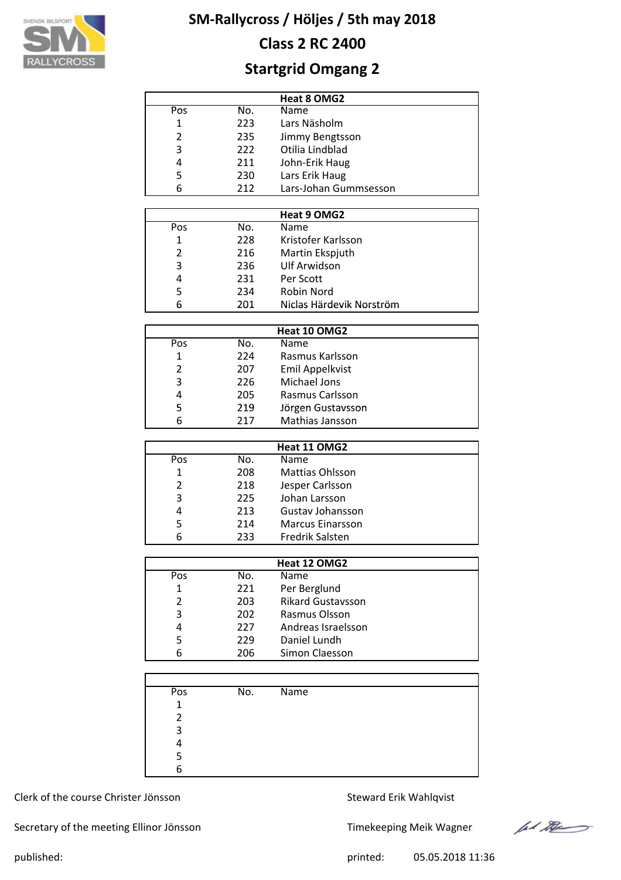# SM-Rallycross / Höljes / 5th may 2018

## Class 2 RC 2400

## Startgrid Omgang 2

| Heat 8 OMG2 | | |
|---|---|---|
| Pos | No. | Name |
| 1 | 223 | Lars Näsholm |
| 2 | 235 | Jimmy Bengtsson |
| 3 | 222 | Otilia Lindblad |
| 4 | 211 | John-Erik Haug |
| 5 | 230 | Lars Erik Haug |
| 6 | 212 | Lars-Johan Gummsesson |

| Heat 9 OMG2 | | |
|---|---|---|
| Pos | No. | Name |
| 1 | 228 | Kristofer Karlsson |
| 2 | 216 | Martin Ekspjuth |
| 3 | 236 | Ulf Arwidson |
| 4 | 231 | Per Scott |
| 5 | 234 | Robin Nord |
| 6 | 201 | Niclas Härdevik Norström |

| Heat 10 OMG2 | | |
|---|---|---|
| Pos | No. | Name |
| 1 | 224 | Rasmus Karlsson |
| 2 | 207 | Emil Appelkvist |
| 3 | 226 | Michael Jons |
| 4 | 205 | Rasmus Carlsson |
| 5 | 219 | Jörgen Gustavsson |
| 6 | 217 | Mathias Jansson |

| Heat 11 OMG2 | | |
|---|---|---|
| Pos | No. | Name |
| 1 | 208 | Mattias Ohlsson |
| 2 | 218 | Jesper Carlsson |
| 3 | 225 | Johan Larsson |
| 4 | 213 | Gustav Johansson |
| 5 | 214 | Marcus Einarsson |
| 6 | 233 | Fredrik Salsten |

| Heat 12 OMG2 | | |
|---|---|---|
| Pos | No. | Name |
| 1 | 221 | Per Berglund |
| 2 | 203 | Rikard Gustavsson |
| 3 | 202 | Rasmus Olsson |
| 4 | 227 | Andreas Israelsson |
| 5 | 229 | Daniel Lundh |
| 6 | 206 | Simon Claesson |

| | | |
|---|---|---|
| Pos | No. | Name |
| 1 | | |
| 2 | | |
| 3 | | |
| 4 | | |
| 5 | | |
| 6 | | |

Clerk of the course Christer Jönsson

Steward Erik Wahlqvist

Secretary of the meeting Ellinor Jönsson

Timekeeping Meik Wagner

published:

printed: 05.05.2018 11:36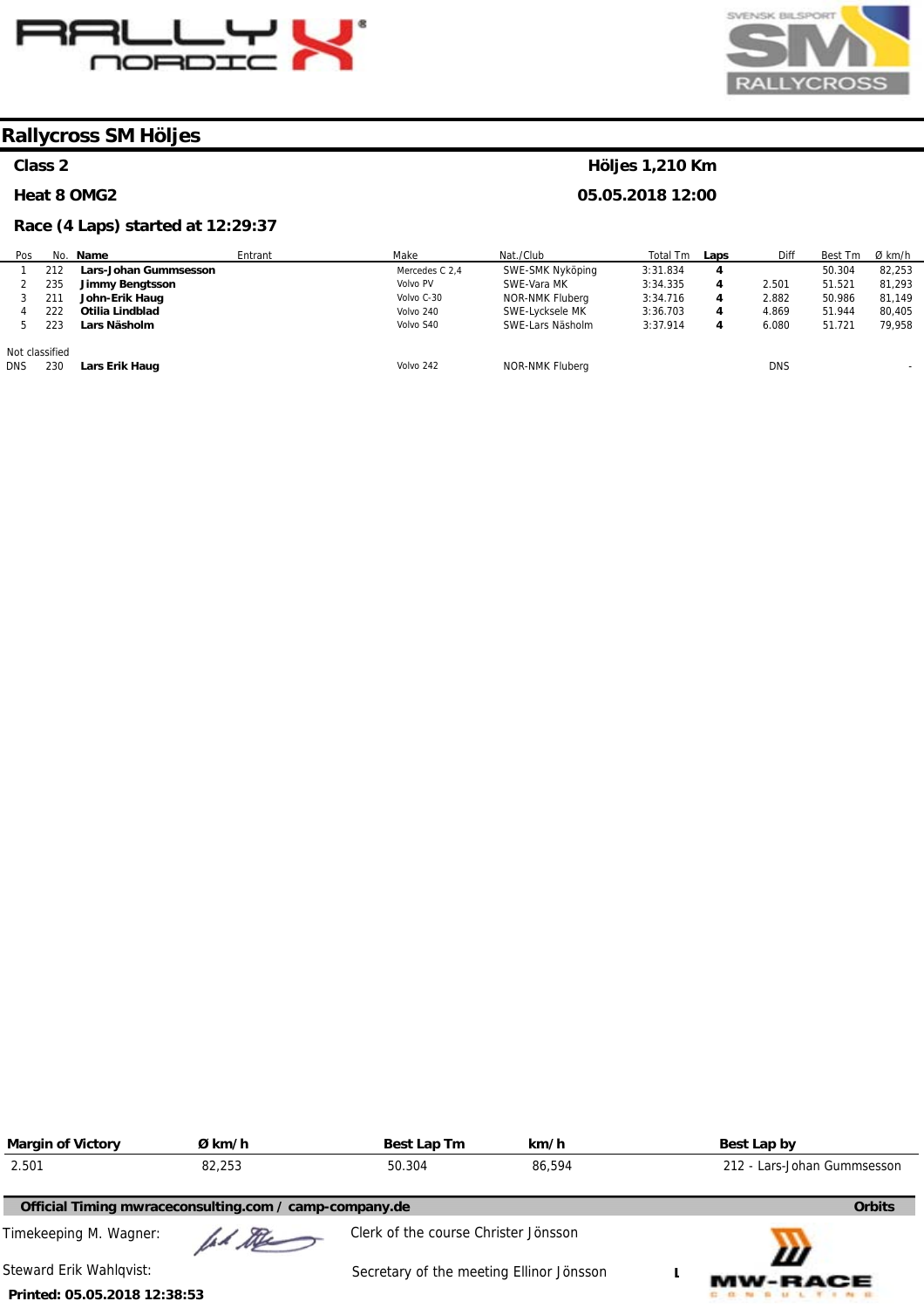# Rallycross SM Höljes

**Class 2** — **Höljes 1,210 Km**

**Heat 8 OMG2** — **05.05.2018 12:00**

**Race (4 Laps) started at 12:29:37**

| Pos | No. | Name | Entrant | Make | Nat./Club | Total Tm | Laps | Diff | Best Tm | Ø km/h |
|---|---|---|---|---|---|---|---|---|---|---|
| 1 | 212 | **Lars-Johan Gummsesson** | | Mercedes C 2,4 | SWE-SMK Nyköping | 3:31.834 | **4** | | 50.304 | 82,253 |
| 2 | 235 | **Jimmy Bengtsson** | | Volvo PV | SWE-Vara MK | 3:34.335 | **4** | 2.501 | 51.521 | 81,293 |
| 3 | 211 | **John-Erik Haug** | | Volvo C-30 | NOR-NMK Fluberg | 3:34.716 | **4** | 2.882 | 50.986 | 81,149 |
| 4 | 222 | **Otilia Lindblad** | | Volvo 240 | SWE-Lycksele MK | 3:36.703 | **4** | 4.869 | 51.944 | 80,405 |
| 5 | 223 | **Lars Näsholm** | | Volvo S40 | SWE-Lars Näsholm | 3:37.914 | **4** | 6.080 | 51.721 | 79,958 |
| Not classified | | | | | | | | | | |
| DNS | 230 | **Lars Erik Haug** | | Volvo 242 | NOR-NMK Fluberg | | | DNS | | - |

| Margin of Victory | Ø km/h | Best Lap Tm | km/h | Best Lap by |
|---|---|---|---|---|
| 2.501 | 82,253 | 50.304 | 86,594 | 212 - Lars-Johan Gummsesson |

**Official Timing mwraceconsulting.com / camp-company.de** — **Orbits**

Timekeeping M. Wagner:

Clerk of the course Christer Jönsson

Steward Erik Wahlqvist:

Secretary of the meeting Ellinor Jönsson

**Printed: 05.05.2018 12:38:53**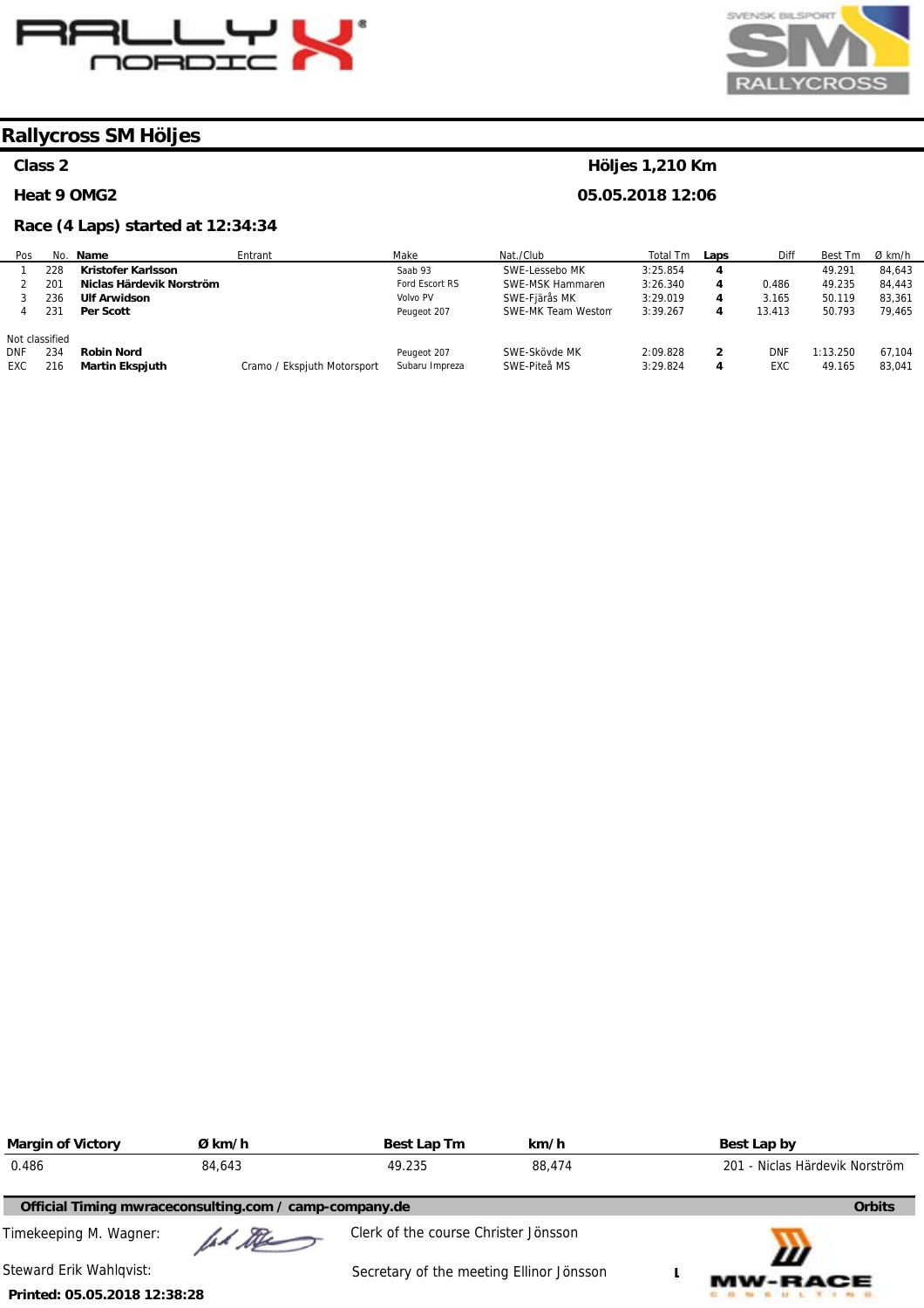# Rallycross SM Höljes

**Class 2** — **Höljes 1,210 Km**

**Heat 9 OMG2** — **05.05.2018 12:06**

**Race (4 Laps) started at 12:34:34**

| Pos | No. | Name | Entrant | Make | Nat./Club | Total Tm | Laps | Diff | Best Tm | Ø km/h |
|---|---|---|---|---|---|---|---|---|---|---|
| 1 | 228 | **Kristofer Karlsson** | | Saab 93 | SWE-Lessebo MK | 3:25.854 | **4** | | 49.291 | 84,643 |
| 2 | 201 | **Niclas Härdevik Norström** | | Ford Escort RS | SWE-MSK Hammaren | 3:26.340 | **4** | 0.486 | 49.235 | 84,443 |
| 3 | 236 | **Ulf Arwidson** | | Volvo PV | SWE-Fjärås MK | 3:29.019 | **4** | 3.165 | 50.119 | 83,361 |
| 4 | 231 | **Per Scott** | | Peugeot 207 | SWE-MK Team Westom | 3:39.267 | **4** | 13.413 | 50.793 | 79,465 |
| Not classified | | | | | | | | | | |
| DNF | 234 | **Robin Nord** | | Peugeot 207 | SWE-Skövde MK | 2:09.828 | **2** | DNF | 1:13.250 | 67,104 |
| EXC | 216 | **Martin Ekspjuth** | Cramo / Ekspjuth Motorsport | Subaru Impreza | SWE-Piteå MS | 3:29.824 | **4** | EXC | 49.165 | 83,041 |

| Margin of Victory | Ø km/h | Best Lap Tm | km/h | Best Lap by |
|---|---|---|---|---|
| 0.486 | 84,643 | 49.235 | 88,474 | 201 - Niclas Härdevik Norström |

**Official Timing mwraceconsulting.com / camp-company.de** — **Orbits**

Timekeeping M. Wagner:

Clerk of the course Christer Jönsson

Steward Erik Wahlqvist:

Secretary of the meeting Ellinor Jönsson

**Printed: 05.05.2018 12:38:28**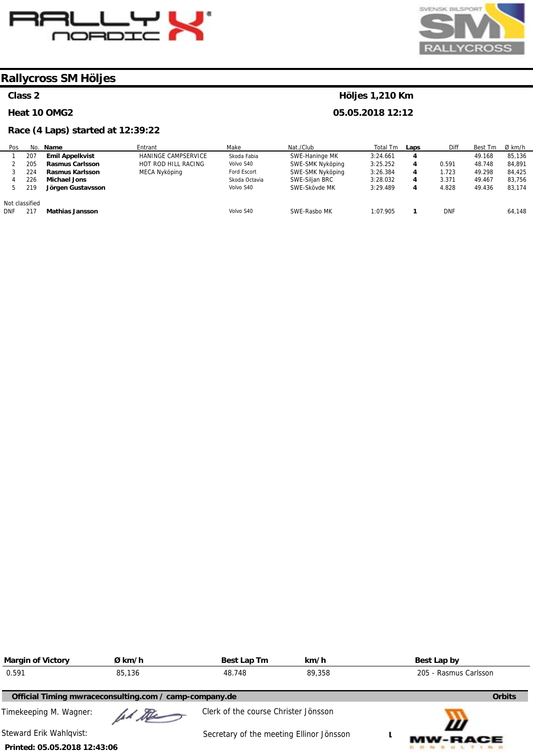# Rallycross SM Höljes

**Class 2** — **Höljes 1,210 Km**

**Heat 10 OMG2** — **05.05.2018 12:12**

**Race (4 Laps) started at 12:39:22**

| Pos | No. | Name | Entrant | Make | Nat./Club | Total Tm | Laps | Diff | Best Tm | Ø km/h |
|---|---|---|---|---|---|---|---|---|---|---|
| 1 | 207 | **Emil Appelkvist** | HANINGE CAMPSERVICE | Skoda Fabia | SWE-Haninge MK | 3:24.661 | **4** | | 49.168 | 85,136 |
| 2 | 205 | **Rasmus Carlsson** | HOT ROD HILL RACING | Volvo S40 | SWE-SMK Nyköping | 3:25.252 | **4** | 0.591 | 48.748 | 84,891 |
| 3 | 224 | **Rasmus Karlsson** | MECA Nyköping | Ford Escort | SWE-SMK Nyköping | 3:26.384 | **4** | 1.723 | 49.298 | 84,425 |
| 4 | 226 | **Michael Jons** | | Skoda Octavia | SWE-Siljan BRC | 3:28.032 | **4** | 3.371 | 49.467 | 83,756 |
| 5 | 219 | **Jörgen Gustavsson** | | Volvo S40 | SWE-Skövde MK | 3:29.489 | **4** | 4.828 | 49.436 | 83,174 |
| Not classified | | | | | | | | | | |
| DNF | 217 | **Mathias Jansson** | | Volvo S40 | SWE-Rasbo MK | 1:07.905 | **1** | DNF | | 64,148 |

| Margin of Victory | Ø km/h | Best Lap Tm | km/h | Best Lap by |
|---|---|---|---|---|
| 0.591 | 85,136 | 48.748 | 89,358 | 205 - Rasmus Carlsson |

**Official Timing mwraceconsulting.com / camp-company.de** — **Orbits**

Timekeeping M. Wagner:

Clerk of the course Christer Jönsson

Steward Erik Wahlqvist:

Secretary of the meeting Ellinor Jönsson

**Printed: 05.05.2018 12:43:06**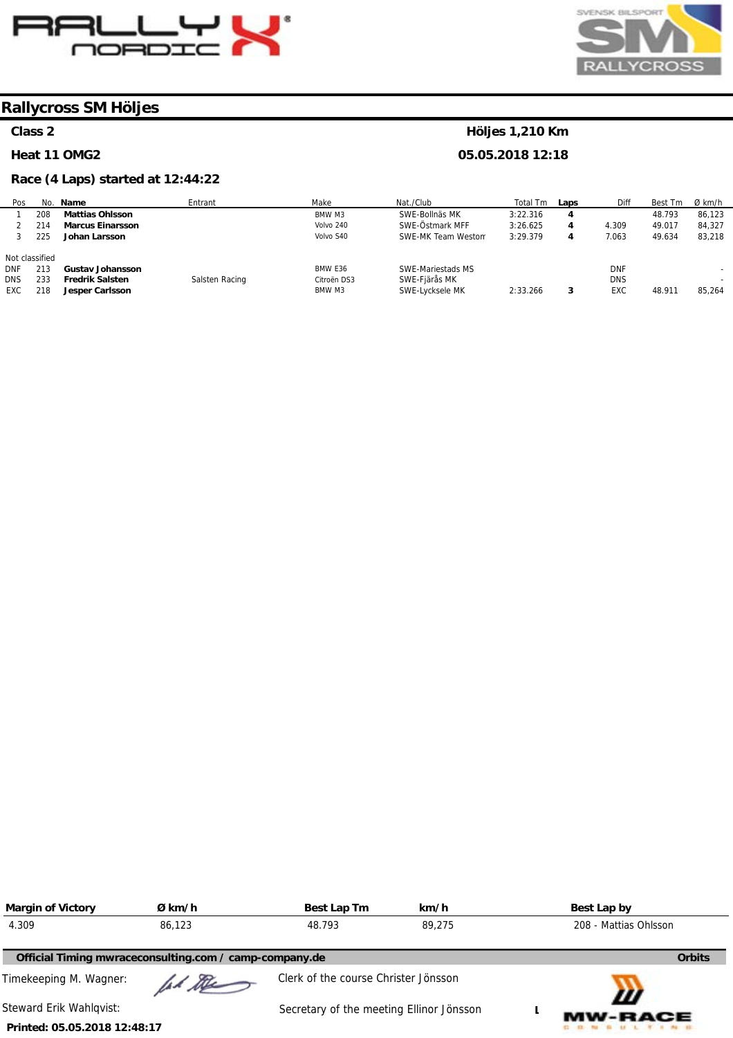## Rallycross SM Höljes

**Class 2** — **Höljes 1,210 Km**

**Heat 11 OMG2** — **05.05.2018 12:18**

**Race (4 Laps) started at 12:44:22**

| Pos | No. | Name | Entrant | Make | Nat./Club | Total Tm | Laps | Diff | Best Tm | Ø km/h |
|---|---|---|---|---|---|---|---|---|---|---|
| 1 | 208 | **Mattias Ohlsson** | | BMW M3 | SWE-Bollnäs MK | 3:22.316 | **4** | | 48.793 | 86,123 |
| 2 | 214 | **Marcus Einarsson** | | Volvo 240 | SWE-Östmark MFF | 3:26.625 | **4** | 4.309 | 49.017 | 84,327 |
| 3 | 225 | **Johan Larsson** | | Volvo S40 | SWE-MK Team Weston | 3:29.379 | **4** | 7.063 | 49.634 | 83,218 |
| Not classified | | | | | | | | | | |
| DNF | 213 | **Gustav Johansson** | | BMW E36 | SWE-Mariestads MS | | | DNF | | - |
| DNS | 233 | **Fredrik Salsten** | Salsten Racing | Citroën DS3 | SWE-Fjärås MK | | | DNS | | - |
| EXC | 218 | **Jesper Carlsson** | | BMW M3 | SWE-Lycksele MK | 2:33.266 | **3** | EXC | 48.911 | 85,264 |

| Margin of Victory | Ø km/h | Best Lap Tm | km/h | Best Lap by |
|---|---|---|---|---|
| 4.309 | 86,123 | 48.793 | 89,275 | 208 - Mattias Ohlsson |

**Official Timing mwraceconsulting.com / camp-company.de** **Orbits**

Timekeeping M. Wagner:

Clerk of the course Christer Jönsson

Steward Erik Wahlqvist:

Secretary of the meeting Ellinor Jönsson

**Printed: 05.05.2018 12:48:17**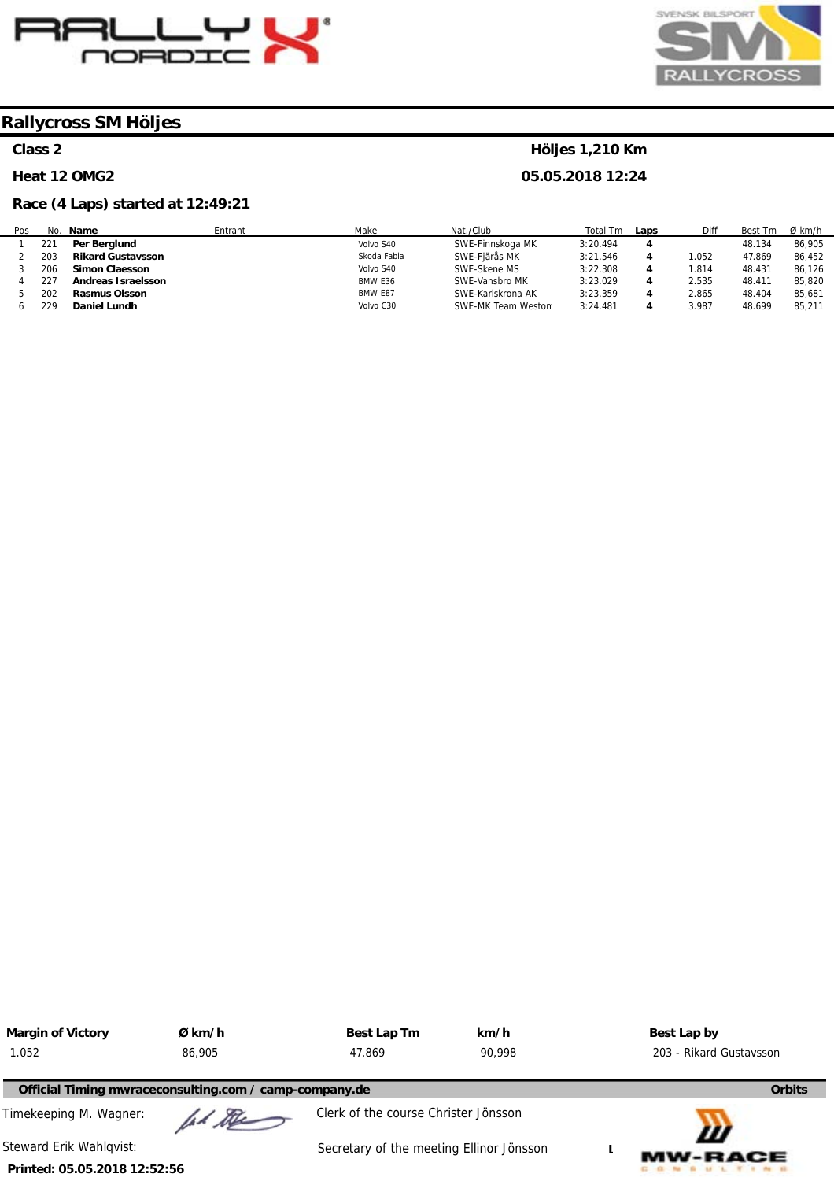## Rallycross SM Höljes

**Class 2** | **Höljes 1,210 Km**

**Heat 12 OMG2** | **05.05.2018 12:24**

**Race (4 Laps) started at 12:49:21**

| Pos | No. | Name | Entrant | Make | Nat./Club | Total Tm | Laps | Diff | Best Tm | Ø km/h |
|---|---|---|---|---|---|---|---|---|---|---|
| 1 | 221 | **Per Berglund** | | Volvo S40 | SWE-Finnskoga MK | 3:20.494 | **4** | | 48.134 | 86,905 |
| 2 | 203 | **Rikard Gustavsson** | | Skoda Fabia | SWE-Fjärås MK | 3:21.546 | **4** | 1.052 | 47.869 | 86,452 |
| 3 | 206 | **Simon Claesson** | | Volvo S40 | SWE-Skene MS | 3:22.308 | **4** | 1.814 | 48.431 | 86,126 |
| 4 | 227 | **Andreas Israelsson** | | BMW E36 | SWE-Vansbro MK | 3:23.029 | **4** | 2.535 | 48.411 | 85,820 |
| 5 | 202 | **Rasmus Olsson** | | BMW E87 | SWE-Karlskrona AK | 3:23.359 | **4** | 2.865 | 48.404 | 85,681 |
| 6 | 229 | **Daniel Lundh** | | Volvo C30 | SWE-MK Team Westom | 3:24.481 | **4** | 3.987 | 48.699 | 85,211 |

| Margin of Victory | Ø km/h | Best Lap Tm | km/h | Best Lap by |
|---|---|---|---|---|
| 1.052 | 86,905 | 47.869 | 90,998 | 203 - Rikard Gustavsson |

**Official Timing mwraceconsulting.com / camp-company.de** **Orbits**

Timekeeping M. Wagner:

Clerk of the course Christer Jönsson

Steward Erik Wahlqvist:

Secretary of the meeting Ellinor Jönsson

**Printed: 05.05.2018 12:52:56**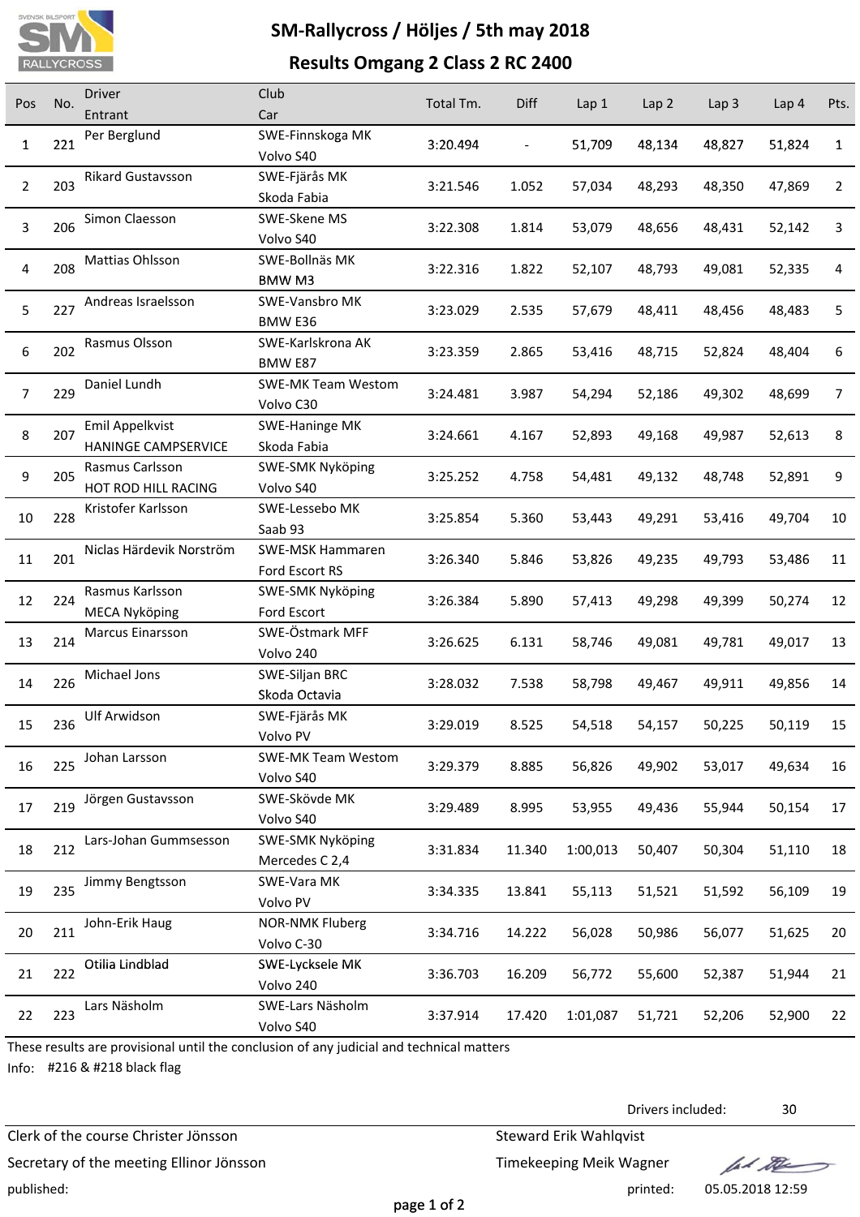# SM-Rallycross / Höljes / 5th may 2018

## Results Omgang 2 Class 2 RC 2400

| Pos | No. | Driver<br>Entrant | Club<br>Car | Total Tm. | Diff | Lap 1 | Lap 2 | Lap 3 | Lap 4 | Pts. |
|---|---|---|---|---|---|---|---|---|---|---|
| 1 | 221 | Per Berglund | SWE-Finnskoga MK<br>Volvo S40 | 3:20.494 | - | 51,709 | 48,134 | 48,827 | 51,824 | 1 |
| 2 | 203 | Rikard Gustavsson | SWE-Fjärås MK<br>Skoda Fabia | 3:21.546 | 1.052 | 57,034 | 48,293 | 48,350 | 47,869 | 2 |
| 3 | 206 | Simon Claesson | SWE-Skene MS<br>Volvo S40 | 3:22.308 | 1.814 | 53,079 | 48,656 | 48,431 | 52,142 | 3 |
| 4 | 208 | Mattias Ohlsson | SWE-Bollnäs MK<br>BMW M3 | 3:22.316 | 1.822 | 52,107 | 48,793 | 49,081 | 52,335 | 4 |
| 5 | 227 | Andreas Israelsson | SWE-Vansbro MK<br>BMW E36 | 3:23.029 | 2.535 | 57,679 | 48,411 | 48,456 | 48,483 | 5 |
| 6 | 202 | Rasmus Olsson | SWE-Karlskrona AK<br>BMW E87 | 3:23.359 | 2.865 | 53,416 | 48,715 | 52,824 | 48,404 | 6 |
| 7 | 229 | Daniel Lundh | SWE-MK Team Westom<br>Volvo C30 | 3:24.481 | 3.987 | 54,294 | 52,186 | 49,302 | 48,699 | 7 |
| 8 | 207 | Emil Appelkvist<br>HANINGE CAMPSERVICE | SWE-Haninge MK<br>Skoda Fabia | 3:24.661 | 4.167 | 52,893 | 49,168 | 49,987 | 52,613 | 8 |
| 9 | 205 | Rasmus Carlsson<br>HOT ROD HILL RACING | SWE-SMK Nyköping<br>Volvo S40 | 3:25.252 | 4.758 | 54,481 | 49,132 | 48,748 | 52,891 | 9 |
| 10 | 228 | Kristofer Karlsson | SWE-Lessebo MK<br>Saab 93 | 3:25.854 | 5.360 | 53,443 | 49,291 | 53,416 | 49,704 | 10 |
| 11 | 201 | Niclas Härdevik Norström | SWE-MSK Hammaren<br>Ford Escort RS | 3:26.340 | 5.846 | 53,826 | 49,235 | 49,793 | 53,486 | 11 |
| 12 | 224 | Rasmus Karlsson<br>MECA Nyköping | SWE-SMK Nyköping<br>Ford Escort | 3:26.384 | 5.890 | 57,413 | 49,298 | 49,399 | 50,274 | 12 |
| 13 | 214 | Marcus Einarsson | SWE-Östmark MFF<br>Volvo 240 | 3:26.625 | 6.131 | 58,746 | 49,081 | 49,781 | 49,017 | 13 |
| 14 | 226 | Michael Jons | SWE-Siljan BRC<br>Skoda Octavia | 3:28.032 | 7.538 | 58,798 | 49,467 | 49,911 | 49,856 | 14 |
| 15 | 236 | Ulf Arwidson | SWE-Fjärås MK<br>Volvo PV | 3:29.019 | 8.525 | 54,518 | 54,157 | 50,225 | 50,119 | 15 |
| 16 | 225 | Johan Larsson | SWE-MK Team Westom<br>Volvo S40 | 3:29.379 | 8.885 | 56,826 | 49,902 | 53,017 | 49,634 | 16 |
| 17 | 219 | Jörgen Gustavsson | SWE-Skövde MK<br>Volvo S40 | 3:29.489 | 8.995 | 53,955 | 49,436 | 55,944 | 50,154 | 17 |
| 18 | 212 | Lars-Johan Gummsesson | SWE-SMK Nyköping<br>Mercedes C 2,4 | 3:31.834 | 11.340 | 1:00,013 | 50,407 | 50,304 | 51,110 | 18 |
| 19 | 235 | Jimmy Bengtsson | SWE-Vara MK<br>Volvo PV | 3:34.335 | 13.841 | 55,113 | 51,521 | 51,592 | 56,109 | 19 |
| 20 | 211 | John-Erik Haug | NOR-NMK Fluberg<br>Volvo C-30 | 3:34.716 | 14.222 | 56,028 | 50,986 | 56,077 | 51,625 | 20 |
| 21 | 222 | Otilia Lindblad | SWE-Lycksele MK<br>Volvo 240 | 3:36.703 | 16.209 | 56,772 | 55,600 | 52,387 | 51,944 | 21 |
| 22 | 223 | Lars Näsholm | SWE-Lars Näsholm<br>Volvo S40 | 3:37.914 | 17.420 | 1:01,087 | 51,721 | 52,206 | 52,900 | 22 |

These results are provisional until the conclusion of any judicial and technical matters

Info: #216 & #218 black flag

Drivers included: 30

Clerk of the course Christer Jönsson

Secretary of the meeting Ellinor Jönsson

Steward Erik Wahlqvist

Timekeeping Meik Wagner

published:

printed: 05.05.2018 12:59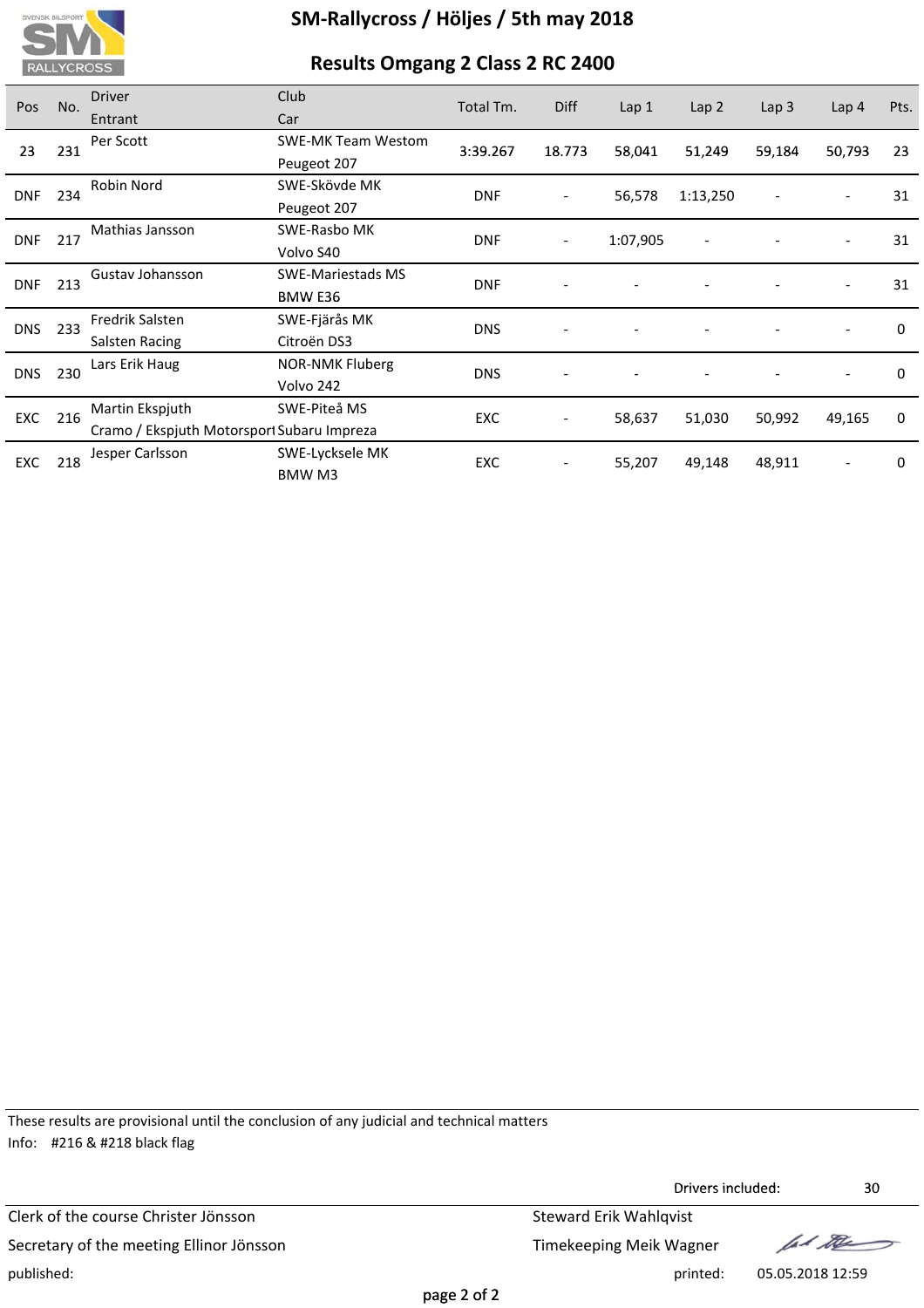# SM-Rallycross / Höljes / 5th may 2018

## Results Omgang 2 Class 2 RC 2400

| Pos | No. | Driver / Entrant | Club / Car | Total Tm. | Diff | Lap 1 | Lap 2 | Lap 3 | Lap 4 | Pts. |
|---|---|---|---|---|---|---|---|---|---|---|
| 23 | 231 | Per Scott | SWE-MK Team Westom / Peugeot 207 | 3:39.267 | 18.773 | 58,041 | 51,249 | 59,184 | 50,793 | 23 |
| DNF | 234 | Robin Nord | SWE-Skövde MK / Peugeot 207 | DNF | - | 56,578 | 1:13,250 | - | - | 31 |
| DNF | 217 | Mathias Jansson | SWE-Rasbo MK / Volvo S40 | DNF | - | 1:07,905 | - | - | - | 31 |
| DNF | 213 | Gustav Johansson | SWE-Mariestads MS / BMW E36 | DNF | - | - | - | - | - | 31 |
| DNS | 233 | Fredrik Salsten / Salsten Racing | SWE-Fjärås MK / Citroën DS3 | DNS | - | - | - | - | - | 0 |
| DNS | 230 | Lars Erik Haug | NOR-NMK Fluberg / Volvo 242 | DNS | - | - | - | - | - | 0 |
| EXC | 216 | Martin Ekspjuth / Cramo / Ekspjuth Motorsport | SWE-Piteå MS / Subaru Impreza | EXC | - | 58,637 | 51,030 | 50,992 | 49,165 | 0 |
| EXC | 218 | Jesper Carlsson | SWE-Lycksele MK / BMW M3 | EXC | - | 55,207 | 49,148 | 48,911 | - | 0 |

These results are provisional until the conclusion of any judicial and technical matters

Info: #216 & #218 black flag

Drivers included: 30

Clerk of the course Christer Jönsson
Steward Erik Wahlqvist
Secretary of the meeting Ellinor Jönsson
Timekeeping Meik Wagner
published:
printed: 05.05.2018 12:59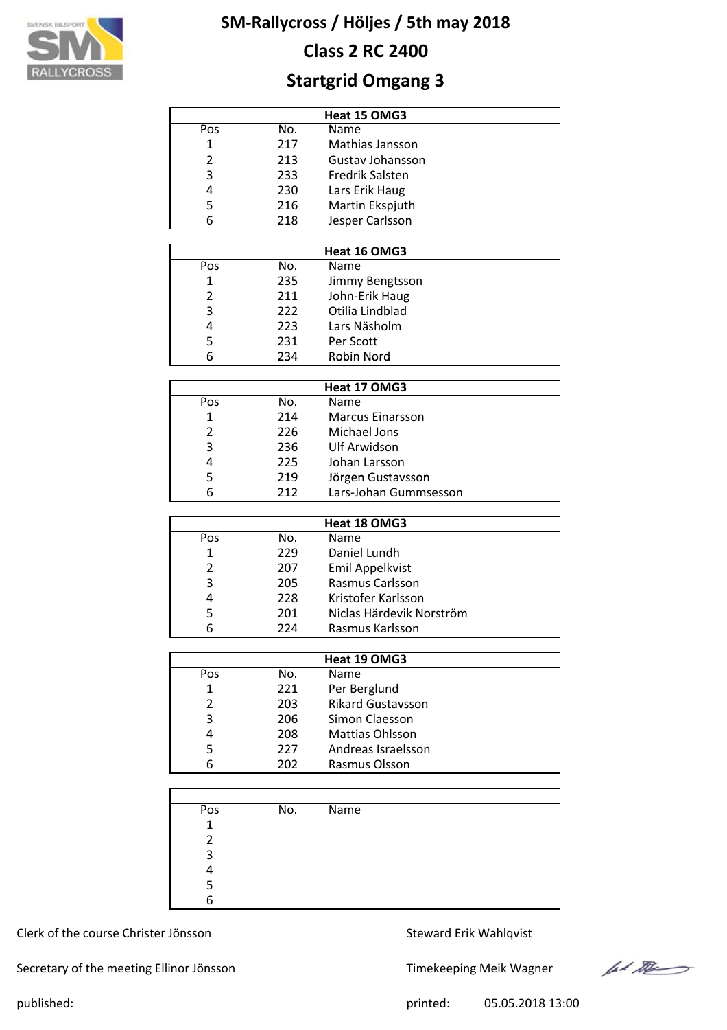# SM-Rallycross / Höljes / 5th may 2018

## Class 2 RC 2400

## Startgrid Omgang 3

| Heat 15 OMG3 | | |
|---|---|---|
| Pos | No. | Name |
| 1 | 217 | Mathias Jansson |
| 2 | 213 | Gustav Johansson |
| 3 | 233 | Fredrik Salsten |
| 4 | 230 | Lars Erik Haug |
| 5 | 216 | Martin Ekspjuth |
| 6 | 218 | Jesper Carlsson |

| Heat 16 OMG3 | | |
|---|---|---|
| Pos | No. | Name |
| 1 | 235 | Jimmy Bengtsson |
| 2 | 211 | John-Erik Haug |
| 3 | 222 | Otilia Lindblad |
| 4 | 223 | Lars Näsholm |
| 5 | 231 | Per Scott |
| 6 | 234 | Robin Nord |

| Heat 17 OMG3 | | |
|---|---|---|
| Pos | No. | Name |
| 1 | 214 | Marcus Einarsson |
| 2 | 226 | Michael Jons |
| 3 | 236 | Ulf Arwidson |
| 4 | 225 | Johan Larsson |
| 5 | 219 | Jörgen Gustavsson |
| 6 | 212 | Lars-Johan Gummsesson |

| Heat 18 OMG3 | | |
|---|---|---|
| Pos | No. | Name |
| 1 | 229 | Daniel Lundh |
| 2 | 207 | Emil Appelkvist |
| 3 | 205 | Rasmus Carlsson |
| 4 | 228 | Kristofer Karlsson |
| 5 | 201 | Niclas Härdevik Norström |
| 6 | 224 | Rasmus Karlsson |

| Heat 19 OMG3 | | |
|---|---|---|
| Pos | No. | Name |
| 1 | 221 | Per Berglund |
| 2 | 203 | Rikard Gustavsson |
| 3 | 206 | Simon Claesson |
| 4 | 208 | Mattias Ohlsson |
| 5 | 227 | Andreas Israelsson |
| 6 | 202 | Rasmus Olsson |

| | | |
|---|---|---|
| Pos | No. | Name |
| 1 | | |
| 2 | | |
| 3 | | |
| 4 | | |
| 5 | | |
| 6 | | |

Clerk of the course Christer Jönsson

Steward Erik Wahlqvist

Secretary of the meeting Ellinor Jönsson

Timekeeping Meik Wagner

published:

printed: 05.05.2018 13:00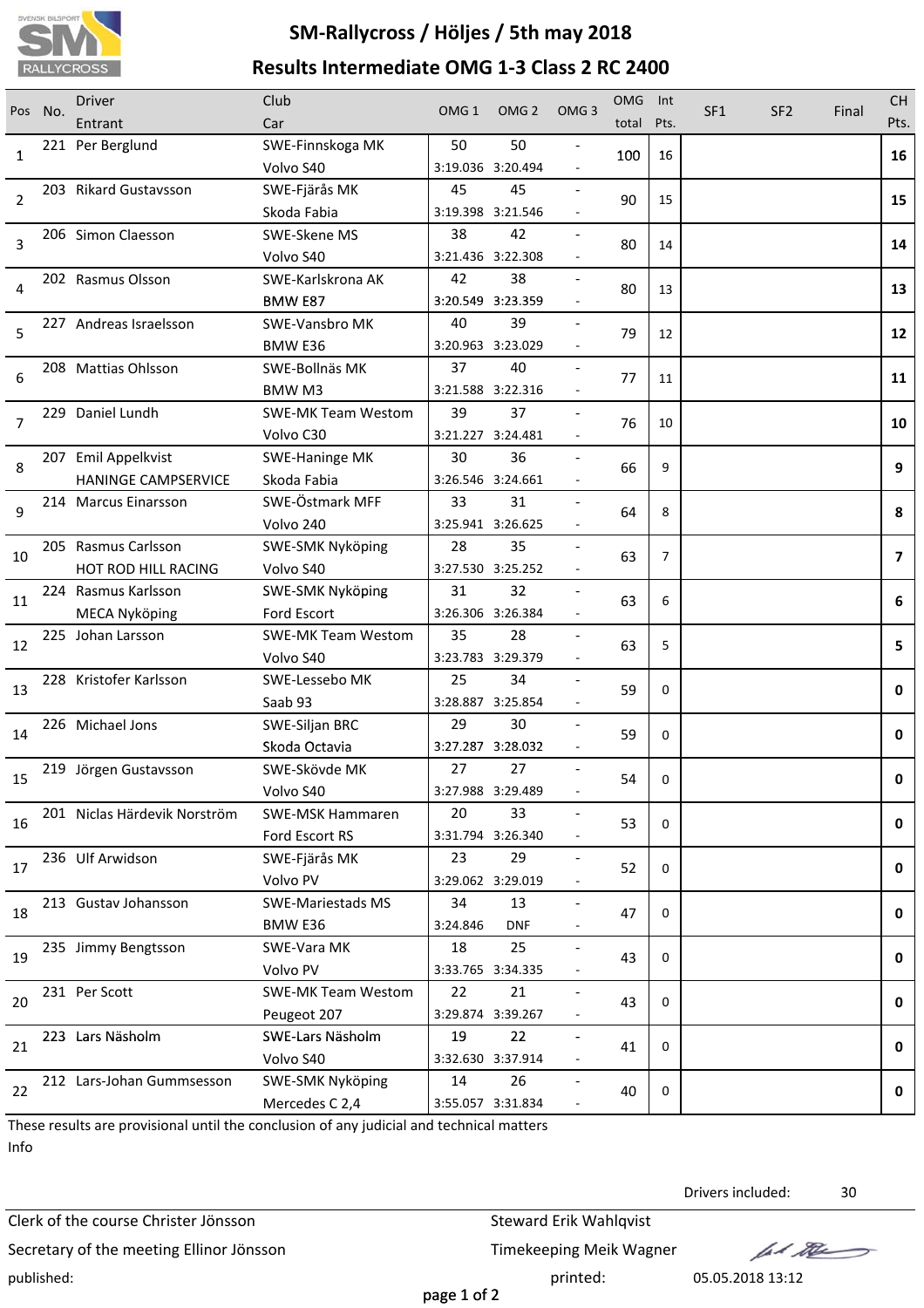# SM-Rallycross / Höljes / 5th may 2018

## Results Intermediate OMG 1-3 Class 2 RC 2400

| Pos | No. | Driver / Entrant | Club / Car | OMG 1 | OMG 2 | OMG 3 | OMG total | Int Pts. | SF1 | SF2 | Final | CH Pts. |
|---|---|---|---|---|---|---|---|---|---|---|---|---|
| 1 | 221 | Per Berglund | SWE-Finnskoga MK / Volvo S40 | 50 / 3:19.036 | 50 / 3:20.494 | - / - | 100 | 16 | | | | **16** |
| 2 | 203 | Rikard Gustavsson | SWE-Fjärås MK / Skoda Fabia | 45 / 3:19.398 | 45 / 3:21.546 | - / - | 90 | 15 | | | | **15** |
| 3 | 206 | Simon Claesson | SWE-Skene MS / Volvo S40 | 38 / 3:21.436 | 42 / 3:22.308 | - / - | 80 | 14 | | | | **14** |
| 4 | 202 | Rasmus Olsson | SWE-Karlskrona AK / BMW E87 | 42 / 3:20.549 | 38 / 3:23.359 | - / - | 80 | 13 | | | | **13** |
| 5 | 227 | Andreas Israelsson | SWE-Vansbro MK / BMW E36 | 40 / 3:20.963 | 39 / 3:23.029 | - / - | 79 | 12 | | | | **12** |
| 6 | 208 | Mattias Ohlsson | SWE-Bollnäs MK / BMW M3 | 37 / 3:21.588 | 40 / 3:22.316 | - / - | 77 | 11 | | | | **11** |
| 7 | 229 | Daniel Lundh | SWE-MK Team Westom / Volvo C30 | 39 / 3:21.227 | 37 / 3:24.481 | - / - | 76 | 10 | | | | **10** |
| 8 | 207 | Emil Appelkvist / HANINGE CAMPSERVICE | SWE-Haninge MK / Skoda Fabia | 30 / 3:26.546 | 36 / 3:24.661 | - / - | 66 | 9 | | | | **9** |
| 9 | 214 | Marcus Einarsson | SWE-Östmark MFF / Volvo 240 | 33 / 3:25.941 | 31 / 3:26.625 | - / - | 64 | 8 | | | | **8** |
| 10 | 205 | Rasmus Carlsson / HOT ROD HILL RACING | SWE-SMK Nyköping / Volvo S40 | 28 / 3:27.530 | 35 / 3:25.252 | - / - | 63 | 7 | | | | **7** |
| 11 | 224 | Rasmus Karlsson / MECA Nyköping | SWE-SMK Nyköping / Ford Escort | 31 / 3:26.306 | 32 / 3:26.384 | - / - | 63 | 6 | | | | **6** |
| 12 | 225 | Johan Larsson | SWE-MK Team Westom / Volvo S40 | 35 / 3:23.783 | 28 / 3:29.379 | - / - | 63 | 5 | | | | **5** |
| 13 | 228 | Kristofer Karlsson | SWE-Lessebo MK / Saab 93 | 25 / 3:28.887 | 34 / 3:25.854 | - / - | 59 | 0 | | | | **0** |
| 14 | 226 | Michael Jons | SWE-Siljan BRC / Skoda Octavia | 29 / 3:27.287 | 30 / 3:28.032 | - / - | 59 | 0 | | | | **0** |
| 15 | 219 | Jörgen Gustavsson | SWE-Skövde MK / Volvo S40 | 27 / 3:27.988 | 27 / 3:29.489 | - / - | 54 | 0 | | | | **0** |
| 16 | 201 | Niclas Härdevik Norström | SWE-MSK Hammaren / Ford Escort RS | 20 / 3:31.794 | 33 / 3:26.340 | - / - | 53 | 0 | | | | **0** |
| 17 | 236 | Ulf Arwidson | SWE-Fjärås MK / Volvo PV | 23 / 3:29.062 | 29 / 3:29.019 | - / - | 52 | 0 | | | | **0** |
| 18 | 213 | Gustav Johansson | SWE-Mariestads MS / BMW E36 | 34 / 3:24.846 | 13 / DNF | - / - | 47 | 0 | | | | **0** |
| 19 | 235 | Jimmy Bengtsson | SWE-Vara MK / Volvo PV | 18 / 3:33.765 | 25 / 3:34.335 | - / - | 43 | 0 | | | | **0** |
| 20 | 231 | Per Scott | SWE-MK Team Westom / Peugeot 207 | 22 / 3:29.874 | 21 / 3:39.267 | - / - | 43 | 0 | | | | **0** |
| 21 | 223 | Lars Näsholm | SWE-Lars Näsholm / Volvo S40 | 19 / 3:32.630 | 22 / 3:37.914 | - / - | 41 | 0 | | | | **0** |
| 22 | 212 | Lars-Johan Gummsesson | SWE-SMK Nyköping / Mercedes C 2,4 | 14 / 3:55.057 | 26 / 3:31.834 | - / - | 40 | 0 | | | | **0** |

These results are provisional until the conclusion of any judicial and technical matters

Info

Drivers included: 30

Clerk of the course Christer Jönsson

Secretary of the meeting Ellinor Jönsson

Steward Erik Wahlqvist

Timekeeping Meik Wagner

published:

printed: 05.05.2018 13:12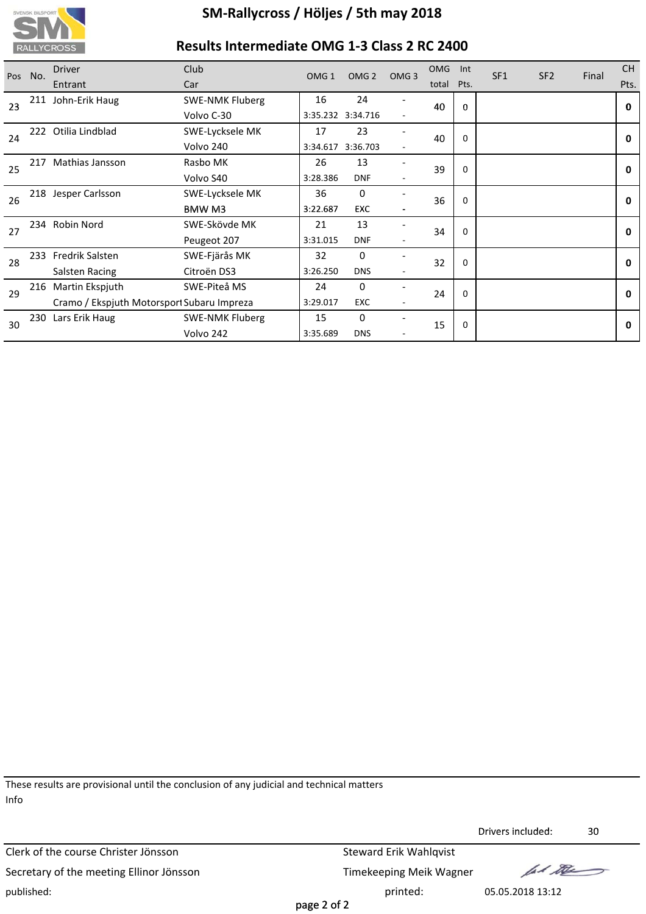# SM-Rallycross / Höljes / 5th may 2018

## Results Intermediate OMG 1-3 Class 2 RC 2400

| Pos | No. | Driver / Entrant | Club / Car | OMG 1 | OMG 2 | OMG 3 | OMG total | Int Pts. | SF1 | SF2 | Final | CH Pts. |
|---|---|---|---|---|---|---|---|---|---|---|---|---|
| 23 | 211 | John-Erik Haug | SWE-NMK Fluberg / Volvo C-30 | 16 / 3:35.232 | 24 / 3:34.716 | - / - | 40 | 0 | | | | **0** |
| 24 | 222 | Otilia Lindblad | SWE-Lycksele MK / Volvo 240 | 17 / 3:34.617 | 23 / 3:36.703 | - / - | 40 | 0 | | | | **0** |
| 25 | 217 | Mathias Jansson | Rasbo MK / Volvo S40 | 26 / 3:28.386 | 13 / DNF | - / - | 39 | 0 | | | | **0** |
| 26 | 218 | Jesper Carlsson | SWE-Lycksele MK / BMW M3 | 36 / 3:22.687 | 0 / EXC | - / - | 36 | 0 | | | | **0** |
| 27 | 234 | Robin Nord | SWE-Skövde MK / Peugeot 207 | 21 / 3:31.015 | 13 / DNF | - / - | 34 | 0 | | | | **0** |
| 28 | 233 | Fredrik Salsten / Salsten Racing | SWE-Fjärås MK / Citroën DS3 | 32 / 3:26.250 | 0 / DNS | - / - | 32 | 0 | | | | **0** |
| 29 | 216 | Martin Ekspjuth / Cramo / Ekspjuth Motorsport | SWE-Piteå MS / Subaru Impreza | 24 / 3:29.017 | 0 / EXC | - / - | 24 | 0 | | | | **0** |
| 30 | 230 | Lars Erik Haug | SWE-NMK Fluberg / Volvo 242 | 15 / 3:35.689 | 0 / DNS | - / - | 15 | 0 | | | | **0** |

These results are provisional until the conclusion of any judicial and technical matters

Info

Drivers included: 30

Clerk of the course Christer Jönsson — Steward Erik Wahlqvist

Secretary of the meeting Ellinor Jönsson — Timekeeping Meik Wagner

published: — printed: 05.05.2018 13:12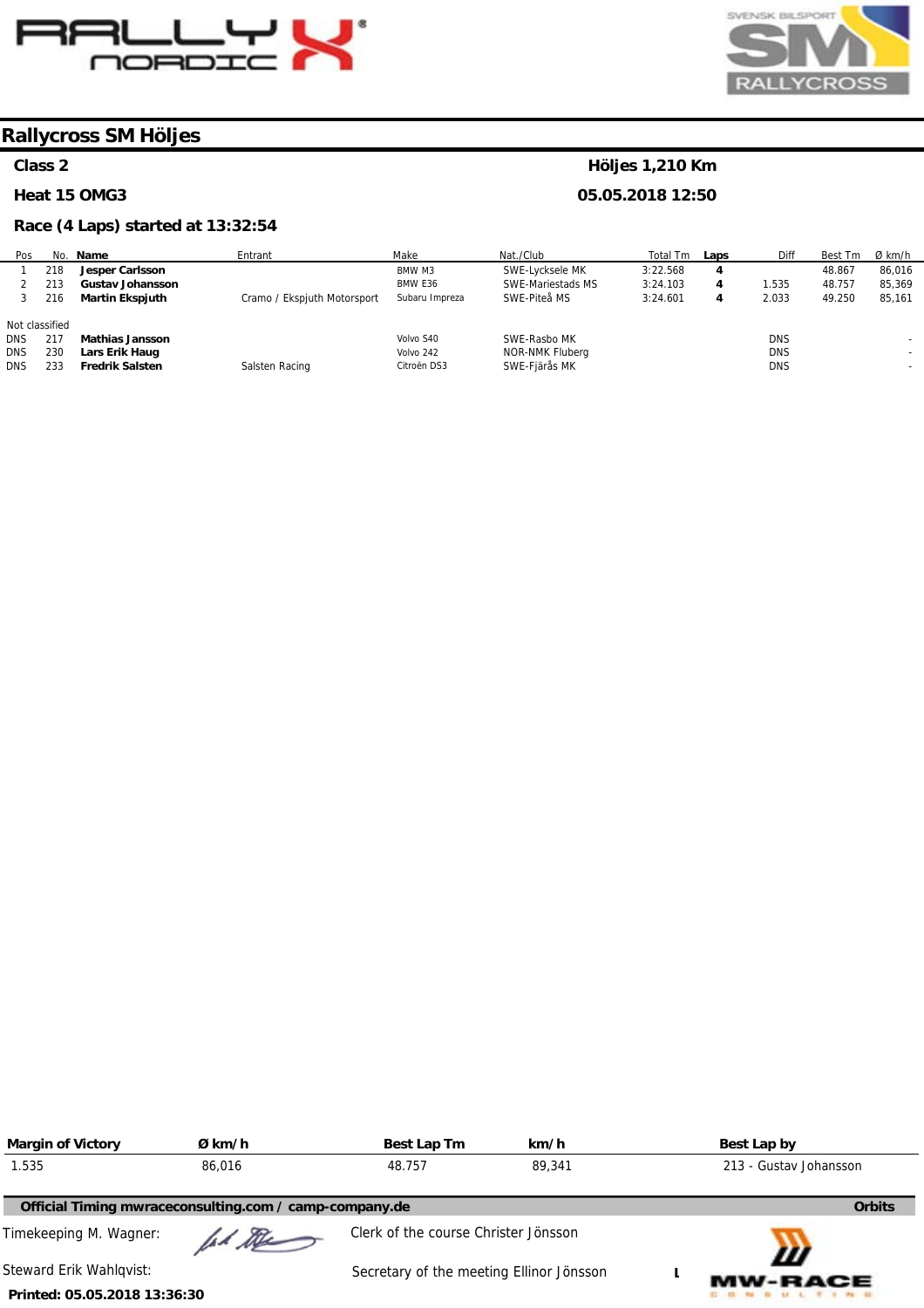# Rallycross SM Höljes

**Class 2** — **Höljes 1,210 Km**

**Heat 15 OMG3** — **05.05.2018 12:50**

**Race (4 Laps) started at 13:32:54**

| Pos | No. | Name | Entrant | Make | Nat./Club | Total Tm | Laps | Diff | Best Tm | Ø km/h |
|---|---|---|---|---|---|---|---|---|---|---|
| 1 | 218 | **Jesper Carlsson** | | BMW M3 | SWE-Lycksele MK | 3:22.568 | **4** | | 48.867 | 86,016 |
| 2 | 213 | **Gustav Johansson** | | BMW E36 | SWE-Mariestads MS | 3:24.103 | **4** | 1.535 | 48.757 | 85,369 |
| 3 | 216 | **Martin Ekspjuth** | Cramo / Ekspjuth Motorsport | Subaru Impreza | SWE-Piteå MS | 3:24.601 | **4** | 2.033 | 49.250 | 85,161 |
| Not classified | | | | | | | | | | |
| DNS | 217 | **Mathias Jansson** | | Volvo S40 | SWE-Rasbo MK | | | DNS | | - |
| DNS | 230 | **Lars Erik Haug** | | Volvo 242 | NOR-NMK Fluberg | | | DNS | | - |
| DNS | 233 | **Fredrik Salsten** | Salsten Racing | Citroën DS3 | SWE-Fjärås MK | | | DNS | | - |

| Margin of Victory | Ø km/h | Best Lap Tm | km/h | Best Lap by |
|---|---|---|---|---|
| 1.535 | 86,016 | 48.757 | 89,341 | 213 - Gustav Johansson |

**Official Timing mwraceconsulting.com / camp-company.de** — **Orbits**

Timekeeping M. Wagner:

Clerk of the course Christer Jönsson

Steward Erik Wahlqvist:

Secretary of the meeting Ellinor Jönsson

**Printed: 05.05.2018 13:36:30**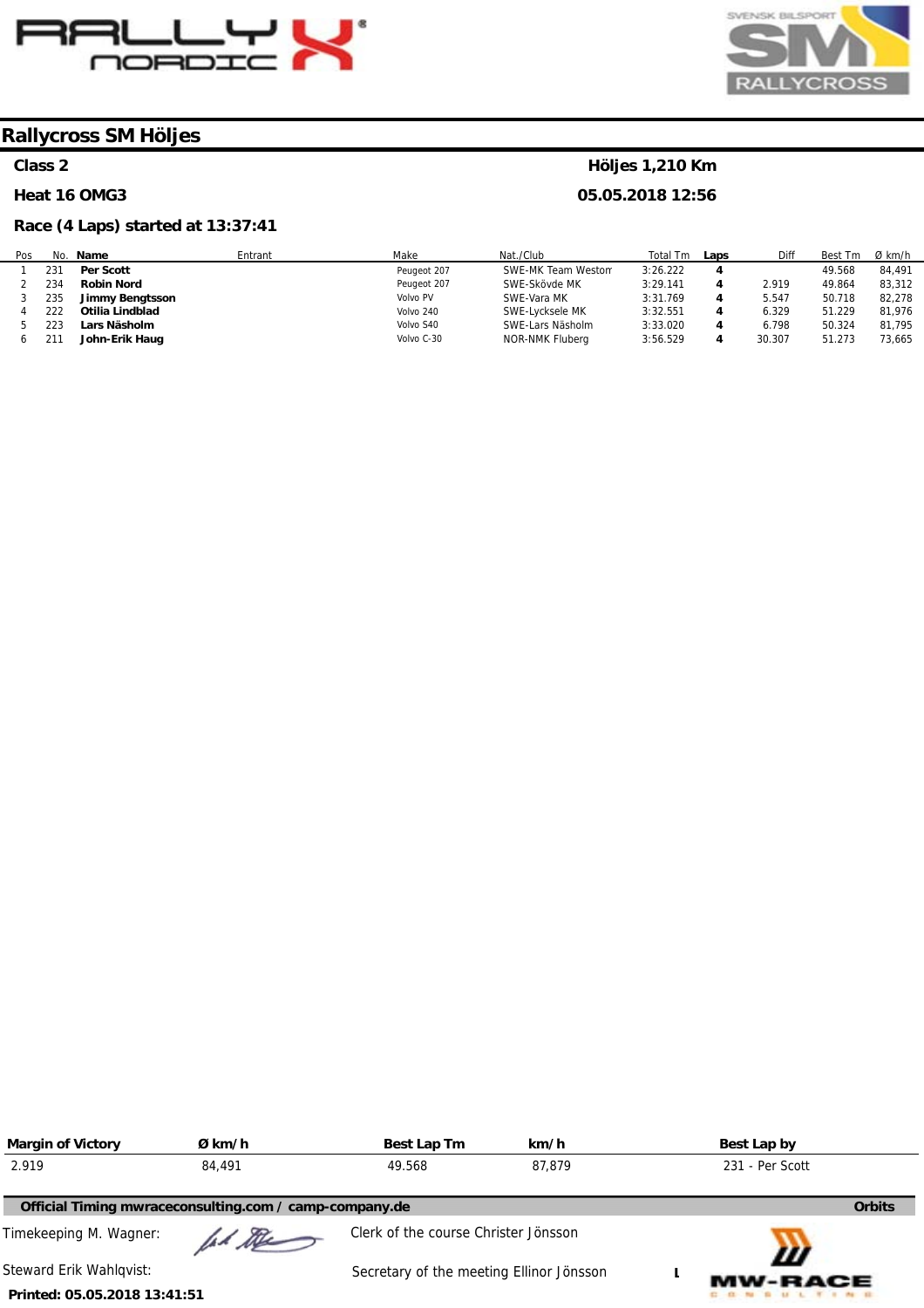# Rallycross SM Höljes

**Class 2** — **Höljes 1,210 Km**

**Heat 16 OMG3** — **05.05.2018 12:56**

**Race (4 Laps) started at 13:37:41**

| Pos | No. | Name | Entrant | Make | Nat./Club | Total Tm | Laps | Diff | Best Tm | Ø km/h |
|---|---|---|---|---|---|---|---|---|---|---|
| 1 | 231 | **Per Scott** | | Peugeot 207 | SWE-MK Team Westom | 3:26.222 | **4** | | 49.568 | 84,491 |
| 2 | 234 | **Robin Nord** | | Peugeot 207 | SWE-Skövde MK | 3:29.141 | **4** | 2.919 | 49.864 | 83,312 |
| 3 | 235 | **Jimmy Bengtsson** | | Volvo PV | SWE-Vara MK | 3:31.769 | **4** | 5.547 | 50.718 | 82,278 |
| 4 | 222 | **Otilia Lindblad** | | Volvo 240 | SWE-Lycksele MK | 3:32.551 | **4** | 6.329 | 51.229 | 81,976 |
| 5 | 223 | **Lars Näsholm** | | Volvo S40 | SWE-Lars Näsholm | 3:33.020 | **4** | 6.798 | 50.324 | 81,795 |
| 6 | 211 | **John-Erik Haug** | | Volvo C-30 | NOR-NMK Fluberg | 3:56.529 | **4** | 30.307 | 51.273 | 73,665 |

| Margin of Victory | Ø km/h | Best Lap Tm | km/h | Best Lap by |
|---|---|---|---|---|
| 2.919 | 84,491 | 49.568 | 87,879 | 231 - Per Scott |

**Official Timing mwraceconsulting.com / camp-company.de** — **Orbits**

Timekeeping M. Wagner:

Clerk of the course Christer Jönsson

Steward Erik Wahlqvist:

Secretary of the meeting Ellinor Jönsson

**Printed: 05.05.2018 13:41:51**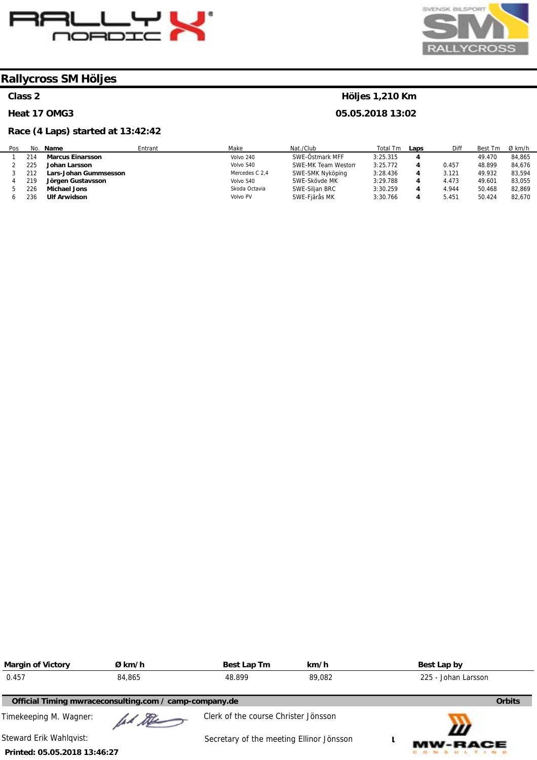# Rallycross SM Höljes

**Class 2** — **Höljes 1,210 Km**

**Heat 17 OMG3** — **05.05.2018 13:02**

**Race (4 Laps) started at 13:42:42**

| Pos | No. | Name | Entrant | Make | Nat./Club | Total Tm | Laps | Diff | Best Tm | Ø km/h |
|---|---|---|---|---|---|---|---|---|---|---|
| 1 | 214 | **Marcus Einarsson** | | Volvo 240 | SWE-Östmark MFF | 3:25.315 | **4** | | 49.470 | 84,865 |
| 2 | 225 | **Johan Larsson** | | Volvo S40 | SWE-MK Team Westom | 3:25.772 | **4** | 0.457 | 48.899 | 84,676 |
| 3 | 212 | **Lars-Johan Gummsesson** | | Mercedes C 2,4 | SWE-SMK Nyköping | 3:28.436 | **4** | 3.121 | 49.932 | 83,594 |
| 4 | 219 | **Jörgen Gustavsson** | | Volvo S40 | SWE-Skövde MK | 3:29.788 | **4** | 4.473 | 49.601 | 83,055 |
| 5 | 226 | **Michael Jons** | | Skoda Octavia | SWE-Siljan BRC | 3:30.259 | **4** | 4.944 | 50.468 | 82,869 |
| 6 | 236 | **Ulf Arwidson** | | Volvo PV | SWE-Fjärås MK | 3:30.766 | **4** | 5.451 | 50.424 | 82,670 |

| Margin of Victory | Ø km/h | Best Lap Tm | km/h | Best Lap by |
|---|---|---|---|---|
| 0.457 | 84,865 | 48.899 | 89,082 | 225 - Johan Larsson |

**Official Timing mwraceconsulting.com / camp-company.de** — **Orbits**

Timekeeping M. Wagner:

Clerk of the course Christer Jönsson

Steward Erik Wahlqvist:

Secretary of the meeting Ellinor Jönsson

**Printed: 05.05.2018 13:46:27**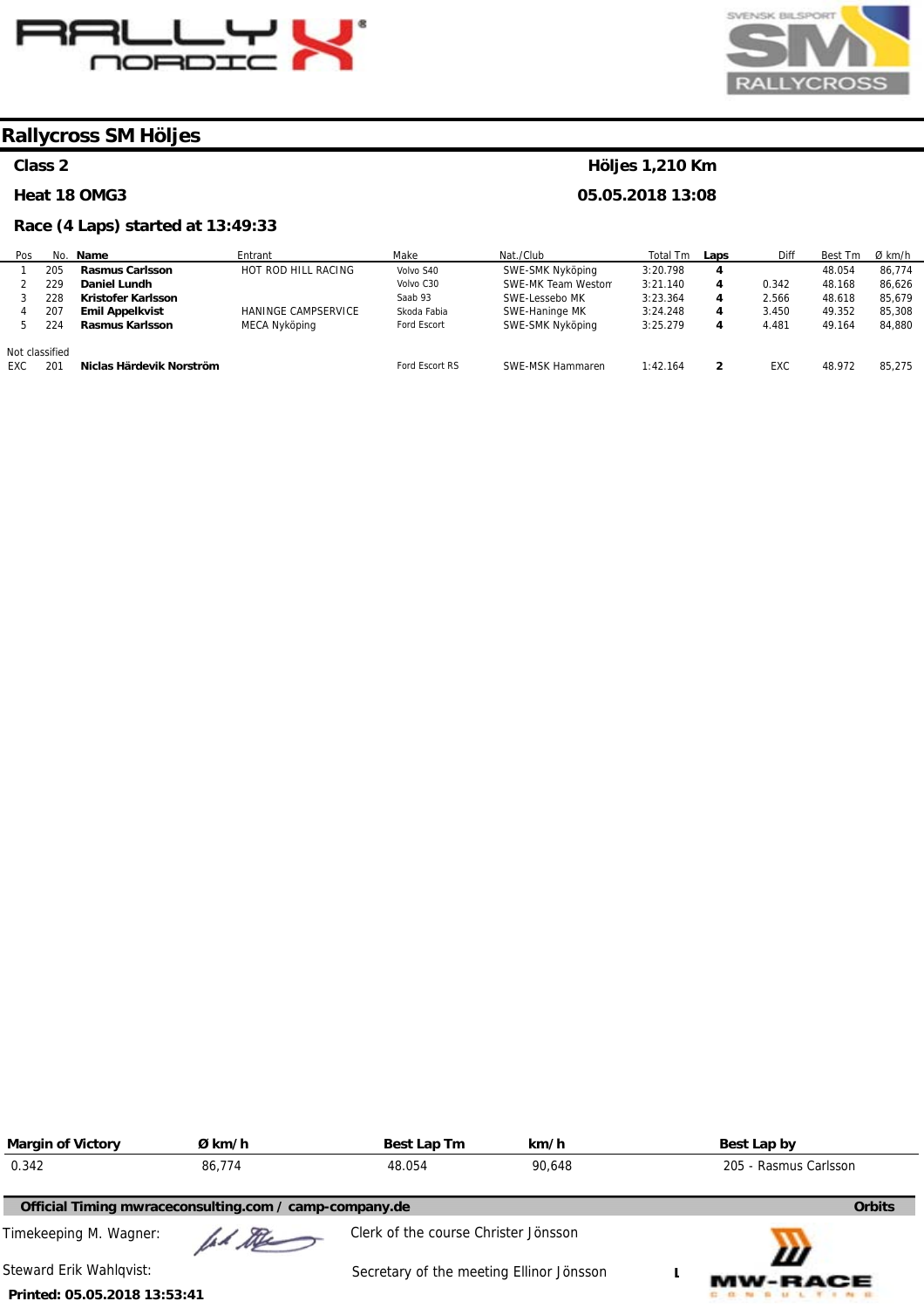## Rallycross SM Höljes

**Class 2** — **Höljes 1,210 Km**

**Heat 18 OMG3** — **05.05.2018 13:08**

**Race (4 Laps) started at 13:49:33**

| Pos | No. | Name | Entrant | Make | Nat./Club | Total Tm | Laps | Diff | Best Tm | Ø km/h |
|---|---|---|---|---|---|---|---|---|---|---|
| 1 | 205 | **Rasmus Carlsson** | HOT ROD HILL RACING | Volvo S40 | SWE-SMK Nyköping | 3:20.798 | **4** | | 48.054 | 86,774 |
| 2 | 229 | **Daniel Lundh** | | Volvo C30 | SWE-MK Team Westom | 3:21.140 | **4** | 0.342 | 48.168 | 86,626 |
| 3 | 228 | **Kristofer Karlsson** | | Saab 93 | SWE-Lessebo MK | 3:23.364 | **4** | 2.566 | 48.618 | 85,679 |
| 4 | 207 | **Emil Appelkvist** | HANINGE CAMPSERVICE | Skoda Fabia | SWE-Haninge MK | 3:24.248 | **4** | 3.450 | 49.352 | 85,308 |
| 5 | 224 | **Rasmus Karlsson** | MECA Nyköping | Ford Escort | SWE-SMK Nyköping | 3:25.279 | **4** | 4.481 | 49.164 | 84,880 |
| Not classified | | | | | | | | | | |
| EXC | 201 | **Niclas Härdevik Norström** | | Ford Escort RS | SWE-MSK Hammaren | 1:42.164 | **2** | EXC | 48.972 | 85,275 |

| Margin of Victory | Ø km/h | Best Lap Tm | km/h | Best Lap by |
|---|---|---|---|---|
| 0.342 | 86,774 | 48.054 | 90,648 | 205 - Rasmus Carlsson |

**Official Timing mwraceconsulting.com / camp-company.de** — **Orbits**

Timekeeping M. Wagner:

Clerk of the course Christer Jönsson

Steward Erik Wahlqvist:

Secretary of the meeting Ellinor Jönsson

**Printed: 05.05.2018 13:53:41**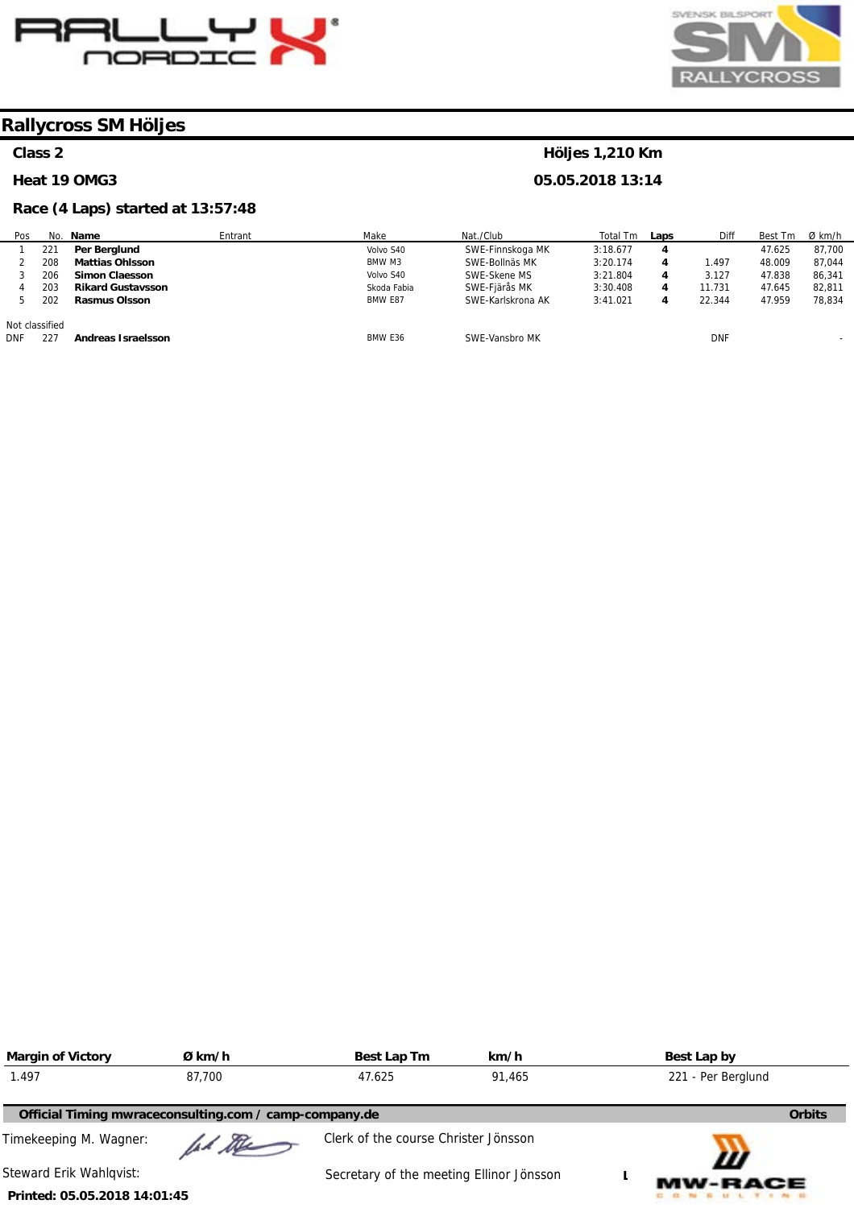## Rallycross SM Höljes

**Class 2** — **Höljes 1,210 Km**

**Heat 19 OMG3** — **05.05.2018 13:14**

**Race (4 Laps) started at 13:57:48**

| Pos | No. | Name | Entrant | Make | Nat./Club | Total Tm | Laps | Diff | Best Tm | Ø km/h |
|---|---|---|---|---|---|---|---|---|---|---|
| 1 | 221 | **Per Berglund** | | Volvo S40 | SWE-Finnskoga MK | 3:18.677 | **4** | | 47.625 | 87,700 |
| 2 | 208 | **Mattias Ohlsson** | | BMW M3 | SWE-Bollnäs MK | 3:20.174 | **4** | 1.497 | 48.009 | 87,044 |
| 3 | 206 | **Simon Claesson** | | Volvo S40 | SWE-Skene MS | 3:21.804 | **4** | 3.127 | 47.838 | 86,341 |
| 4 | 203 | **Rikard Gustavsson** | | Skoda Fabia | SWE-Fjärås MK | 3:30.408 | **4** | 11.731 | 47.645 | 82,811 |
| 5 | 202 | **Rasmus Olsson** | | BMW E87 | SWE-Karlskrona AK | 3:41.021 | **4** | 22.344 | 47.959 | 78,834 |
| Not classified | | | | | | | | | | |
| DNF | 227 | **Andreas Israelsson** | | BMW E36 | SWE-Vansbro MK | | | DNF | | - |

| Margin of Victory | Ø km/h | Best Lap Tm | km/h | Best Lap by |
|---|---|---|---|---|
| 1.497 | 87,700 | 47.625 | 91,465 | 221 - Per Berglund |

**Official Timing mwraceconsulting.com / camp-company.de** — **Orbits**

Timekeeping M. Wagner:

Clerk of the course Christer Jönsson

Steward Erik Wahlqvist:

Secretary of the meeting Ellinor Jönsson

**Printed: 05.05.2018 14:01:45**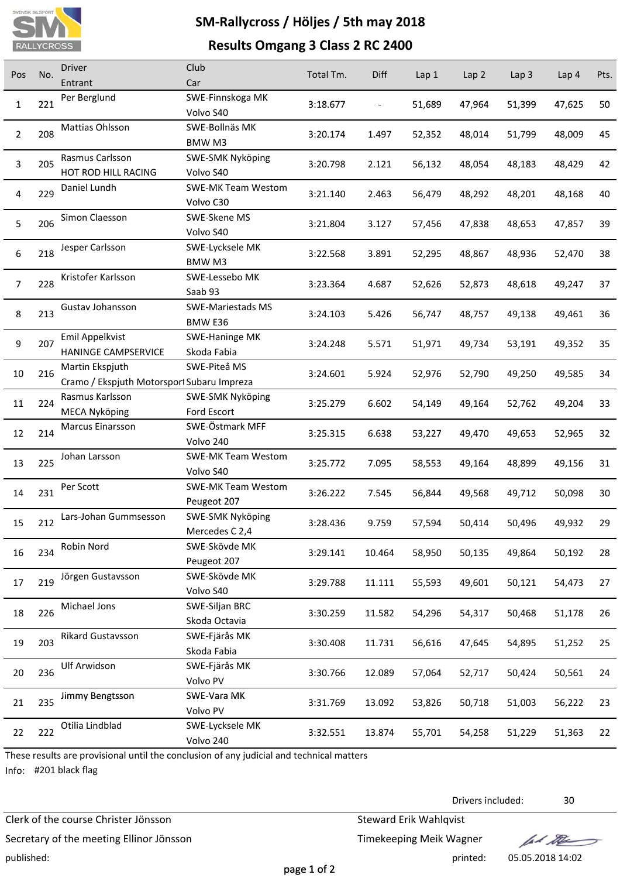# SM-Rallycross / Höljes / 5th may 2018

## Results Omgang 3 Class 2 RC 2400

| Pos | No. | Driver<br>Entrant | Club<br>Car | Total Tm. | Diff | Lap 1 | Lap 2 | Lap 3 | Lap 4 | Pts. |
|---|---|---|---|---|---|---|---|---|---|---|
| 1 | 221 | Per Berglund | SWE-Finnskoga MK<br>Volvo S40 | 3:18.677 | - | 51,689 | 47,964 | 51,399 | 47,625 | 50 |
| 2 | 208 | Mattias Ohlsson | SWE-Bollnäs MK<br>BMW M3 | 3:20.174 | 1.497 | 52,352 | 48,014 | 51,799 | 48,009 | 45 |
| 3 | 205 | Rasmus Carlsson<br>HOT ROD HILL RACING | SWE-SMK Nyköping<br>Volvo S40 | 3:20.798 | 2.121 | 56,132 | 48,054 | 48,183 | 48,429 | 42 |
| 4 | 229 | Daniel Lundh | SWE-MK Team Westom<br>Volvo C30 | 3:21.140 | 2.463 | 56,479 | 48,292 | 48,201 | 48,168 | 40 |
| 5 | 206 | Simon Claesson | SWE-Skene MS<br>Volvo S40 | 3:21.804 | 3.127 | 57,456 | 47,838 | 48,653 | 47,857 | 39 |
| 6 | 218 | Jesper Carlsson | SWE-Lycksele MK<br>BMW M3 | 3:22.568 | 3.891 | 52,295 | 48,867 | 48,936 | 52,470 | 38 |
| 7 | 228 | Kristofer Karlsson | SWE-Lessebo MK<br>Saab 93 | 3:23.364 | 4.687 | 52,626 | 52,873 | 48,618 | 49,247 | 37 |
| 8 | 213 | Gustav Johansson | SWE-Mariestads MS<br>BMW E36 | 3:24.103 | 5.426 | 56,747 | 48,757 | 49,138 | 49,461 | 36 |
| 9 | 207 | Emil Appelkvist<br>HANINGE CAMPSERVICE | SWE-Haninge MK<br>Skoda Fabia | 3:24.248 | 5.571 | 51,971 | 49,734 | 53,191 | 49,352 | 35 |
| 10 | 216 | Martin Ekspjuth<br>Cramo / Ekspjuth Motorsport | SWE-Piteå MS<br>Subaru Impreza | 3:24.601 | 5.924 | 52,976 | 52,790 | 49,250 | 49,585 | 34 |
| 11 | 224 | Rasmus Karlsson<br>MECA Nyköping | SWE-SMK Nyköping<br>Ford Escort | 3:25.279 | 6.602 | 54,149 | 49,164 | 52,762 | 49,204 | 33 |
| 12 | 214 | Marcus Einarsson | SWE-Östmark MFF<br>Volvo 240 | 3:25.315 | 6.638 | 53,227 | 49,470 | 49,653 | 52,965 | 32 |
| 13 | 225 | Johan Larsson | SWE-MK Team Westom<br>Volvo S40 | 3:25.772 | 7.095 | 58,553 | 49,164 | 48,899 | 49,156 | 31 |
| 14 | 231 | Per Scott | SWE-MK Team Westom<br>Peugeot 207 | 3:26.222 | 7.545 | 56,844 | 49,568 | 49,712 | 50,098 | 30 |
| 15 | 212 | Lars-Johan Gummsesson | SWE-SMK Nyköping<br>Mercedes C 2,4 | 3:28.436 | 9.759 | 57,594 | 50,414 | 50,496 | 49,932 | 29 |
| 16 | 234 | Robin Nord | SWE-Skövde MK<br>Peugeot 207 | 3:29.141 | 10.464 | 58,950 | 50,135 | 49,864 | 50,192 | 28 |
| 17 | 219 | Jörgen Gustavsson | SWE-Skövde MK<br>Volvo S40 | 3:29.788 | 11.111 | 55,593 | 49,601 | 50,121 | 54,473 | 27 |
| 18 | 226 | Michael Jons | SWE-Siljan BRC<br>Skoda Octavia | 3:30.259 | 11.582 | 54,296 | 54,317 | 50,468 | 51,178 | 26 |
| 19 | 203 | Rikard Gustavsson | SWE-Fjärås MK<br>Skoda Fabia | 3:30.408 | 11.731 | 56,616 | 47,645 | 54,895 | 51,252 | 25 |
| 20 | 236 | Ulf Arwidson | SWE-Fjärås MK<br>Volvo PV | 3:30.766 | 12.089 | 57,064 | 52,717 | 50,424 | 50,561 | 24 |
| 21 | 235 | Jimmy Bengtsson | SWE-Vara MK<br>Volvo PV | 3:31.769 | 13.092 | 53,826 | 50,718 | 51,003 | 56,222 | 23 |
| 22 | 222 | Otilia Lindblad | SWE-Lycksele MK<br>Volvo 240 | 3:32.551 | 13.874 | 55,701 | 54,258 | 51,229 | 51,363 | 22 |

These results are provisional until the conclusion of any judicial and technical matters

Info: #201 black flag

Drivers included: 30

Clerk of the course Christer Jönsson

Secretary of the meeting Ellinor Jönsson

Steward Erik Wahlqvist

Timekeeping Meik Wagner

published:

printed: 05.05.2018 14:02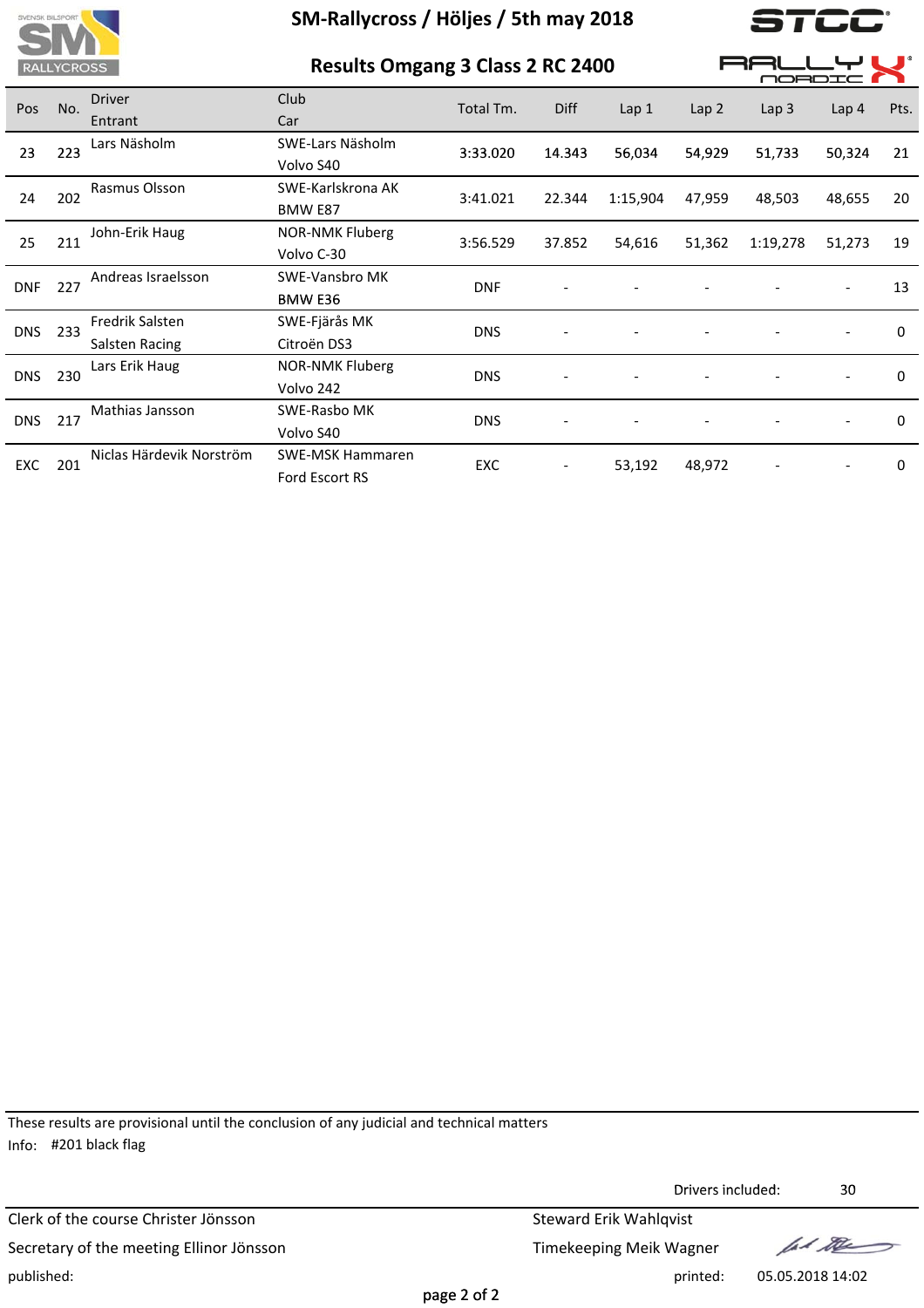# SM-Rallycross / Höljes / 5th may 2018

## Results Omgang 3 Class 2 RC 2400

| Pos | No. | Driver<br>Entrant | Club<br>Car | Total Tm. | Diff | Lap 1 | Lap 2 | Lap 3 | Lap 4 | Pts. |
|---|---|---|---|---|---|---|---|---|---|---|
| 23 | 223 | Lars Näsholm | SWE-Lars Näsholm<br>Volvo S40 | 3:33.020 | 14.343 | 56,034 | 54,929 | 51,733 | 50,324 | 21 |
| 24 | 202 | Rasmus Olsson | SWE-Karlskrona AK<br>BMW E87 | 3:41.021 | 22.344 | 1:15,904 | 47,959 | 48,503 | 48,655 | 20 |
| 25 | 211 | John-Erik Haug | NOR-NMK Fluberg<br>Volvo C-30 | 3:56.529 | 37.852 | 54,616 | 51,362 | 1:19,278 | 51,273 | 19 |
| DNF | 227 | Andreas Israelsson | SWE-Vansbro MK<br>BMW E36 | DNF | - | - | - | - | - | 13 |
| DNS | 233 | Fredrik Salsten<br>Salsten Racing | SWE-Fjärås MK<br>Citroën DS3 | DNS | - | - | - | - | - | 0 |
| DNS | 230 | Lars Erik Haug | NOR-NMK Fluberg<br>Volvo 242 | DNS | - | - | - | - | - | 0 |
| DNS | 217 | Mathias Jansson | SWE-Rasbo MK<br>Volvo S40 | DNS | - | - | - | - | - | 0 |
| EXC | 201 | Niclas Härdevik Norström | SWE-MSK Hammaren<br>Ford Escort RS | EXC | - | 53,192 | 48,972 | - | - | 0 |

These results are provisional until the conclusion of any judicial and technical matters

Info: #201 black flag

Drivers included: 30

Clerk of the course Christer Jönsson

Secretary of the meeting Ellinor Jönsson

Steward Erik Wahlqvist

Timekeeping Meik Wagner

published:

printed: 05.05.2018 14:02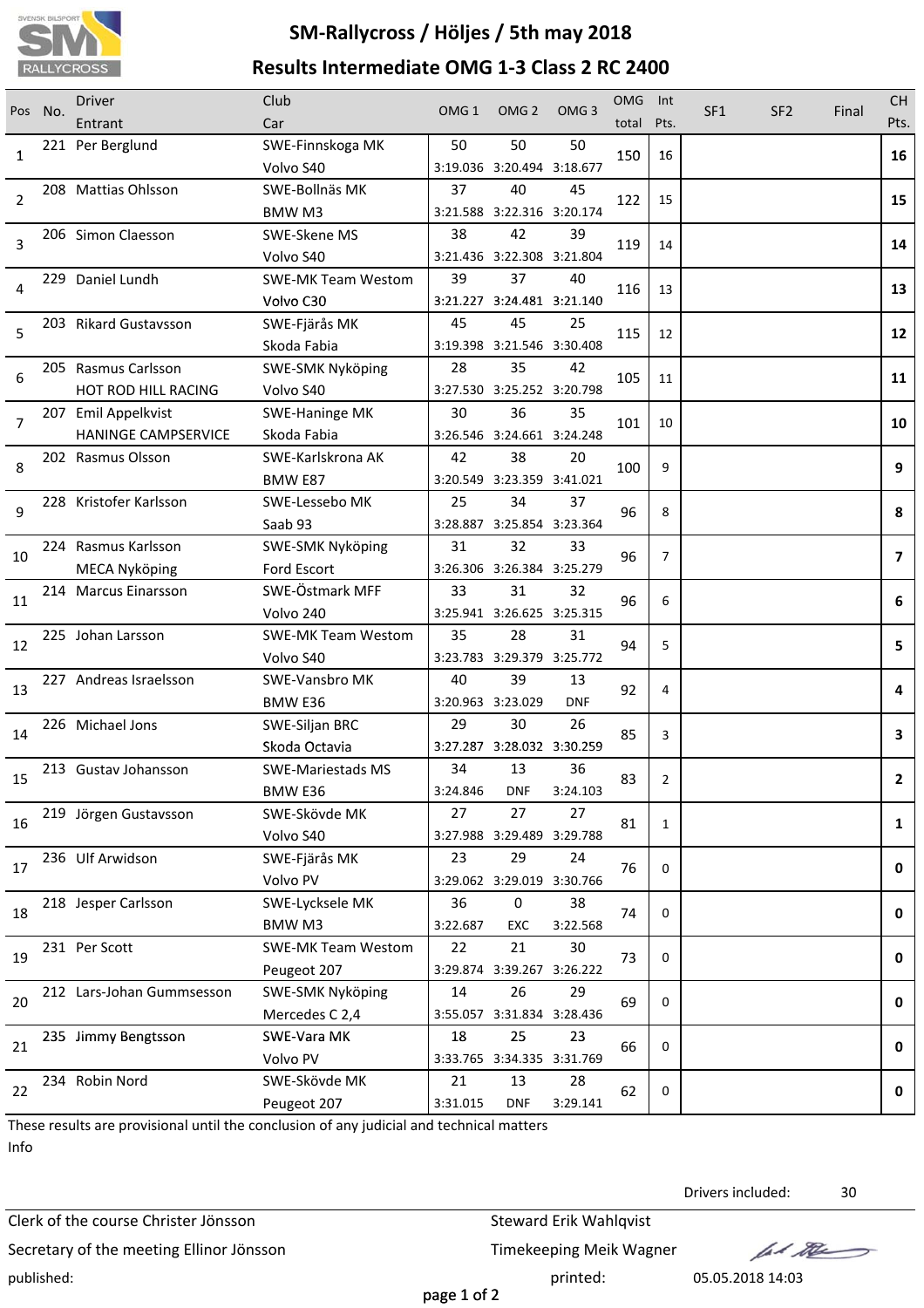# SM-Rallycross / Höljes / 5th may 2018

## Results Intermediate OMG 1-3 Class 2 RC 2400

| Pos | No. | Driver / Entrant | Club / Car | OMG 1 | OMG 2 | OMG 3 | OMG total | Int Pts. | SF1 | SF2 | Final | CH Pts. |
|---|---|---|---|---|---|---|---|---|---|---|---|---|
| 1 | 221 | Per Berglund | SWE-Finnskoga MK / Volvo S40 | 50 / 3:19.036 | 50 / 3:20.494 | 50 / 3:18.677 | 150 | 16 | | | | **16** |
| 2 | 208 | Mattias Ohlsson | SWE-Bollnäs MK / BMW M3 | 37 / 3:21.588 | 40 / 3:22.316 | 45 / 3:20.174 | 122 | 15 | | | | **15** |
| 3 | 206 | Simon Claesson | SWE-Skene MS / Volvo S40 | 38 / 3:21.436 | 42 / 3:22.308 | 39 / 3:21.804 | 119 | 14 | | | | **14** |
| 4 | 229 | Daniel Lundh | SWE-MK Team Westom / Volvo C30 | 39 / 3:21.227 | 37 / 3:24.481 | 40 / 3:21.140 | 116 | 13 | | | | **13** |
| 5 | 203 | Rikard Gustavsson | SWE-Fjärås MK / Skoda Fabia | 45 / 3:19.398 | 45 / 3:21.546 | 25 / 3:30.408 | 115 | 12 | | | | **12** |
| 6 | 205 | Rasmus Carlsson / HOT ROD HILL RACING | SWE-SMK Nyköping / Volvo S40 | 28 / 3:27.530 | 35 / 3:25.252 | 42 / 3:20.798 | 105 | 11 | | | | **11** |
| 7 | 207 | Emil Appelkvist / HANINGE CAMPSERVICE | SWE-Haninge MK / Skoda Fabia | 30 / 3:26.546 | 36 / 3:24.661 | 35 / 3:24.248 | 101 | 10 | | | | **10** |
| 8 | 202 | Rasmus Olsson | SWE-Karlskrona AK / BMW E87 | 42 / 3:20.549 | 38 / 3:23.359 | 20 / 3:41.021 | 100 | 9 | | | | **9** |
| 9 | 228 | Kristofer Karlsson | SWE-Lessebo MK / Saab 93 | 25 / 3:28.887 | 34 / 3:25.854 | 37 / 3:23.364 | 96 | 8 | | | | **8** |
| 10 | 224 | Rasmus Karlsson / MECA Nyköping | SWE-SMK Nyköping / Ford Escort | 31 / 3:26.306 | 32 / 3:26.384 | 33 / 3:25.279 | 96 | 7 | | | | **7** |
| 11 | 214 | Marcus Einarsson | SWE-Östmark MFF / Volvo 240 | 33 / 3:25.941 | 31 / 3:26.625 | 32 / 3:25.315 | 96 | 6 | | | | **6** |
| 12 | 225 | Johan Larsson | SWE-MK Team Westom / Volvo S40 | 35 / 3:23.783 | 28 / 3:29.379 | 31 / 3:25.772 | 94 | 5 | | | | **5** |
| 13 | 227 | Andreas Israelsson | SWE-Vansbro MK / BMW E36 | 40 / 3:20.963 | 39 / 3:23.029 | 13 / DNF | 92 | 4 | | | | **4** |
| 14 | 226 | Michael Jons | SWE-Siljan BRC / Skoda Octavia | 29 / 3:27.287 | 30 / 3:28.032 | 26 / 3:30.259 | 85 | 3 | | | | **3** |
| 15 | 213 | Gustav Johansson | SWE-Mariestads MS / BMW E36 | 34 / 3:24.846 | 13 / DNF | 36 / 3:24.103 | 83 | 2 | | | | **2** |
| 16 | 219 | Jörgen Gustavsson | SWE-Skövde MK / Volvo S40 | 27 / 3:27.988 | 27 / 3:29.489 | 27 / 3:29.788 | 81 | 1 | | | | **1** |
| 17 | 236 | Ulf Arwidson | SWE-Fjärås MK / Volvo PV | 23 / 3:29.062 | 29 / 3:29.019 | 24 / 3:30.766 | 76 | 0 | | | | **0** |
| 18 | 218 | Jesper Carlsson | SWE-Lycksele MK / BMW M3 | 36 / 3:22.687 | 0 / EXC | 38 / 3:22.568 | 74 | 0 | | | | **0** |
| 19 | 231 | Per Scott | SWE-MK Team Westom / Peugeot 207 | 22 / 3:29.874 | 21 / 3:39.267 | 30 / 3:26.222 | 73 | 0 | | | | **0** |
| 20 | 212 | Lars-Johan Gummsesson | SWE-SMK Nyköping / Mercedes C 2,4 | 14 / 3:55.057 | 26 / 3:31.834 | 29 / 3:28.436 | 69 | 0 | | | | **0** |
| 21 | 235 | Jimmy Bengtsson | SWE-Vara MK / Volvo PV | 18 / 3:33.765 | 25 / 3:34.335 | 23 / 3:31.769 | 66 | 0 | | | | **0** |
| 22 | 234 | Robin Nord | SWE-Skövde MK / Peugeot 207 | 21 / 3:31.015 | 13 / DNF | 28 / 3:29.141 | 62 | 0 | | | | **0** |

These results are provisional until the conclusion of any judicial and technical matters

Info

Drivers included: 30

Clerk of the course Christer Jönsson

Steward Erik Wahlqvist

Secretary of the meeting Ellinor Jönsson

Timekeeping Meik Wagner

published:

printed: 05.05.2018 14:03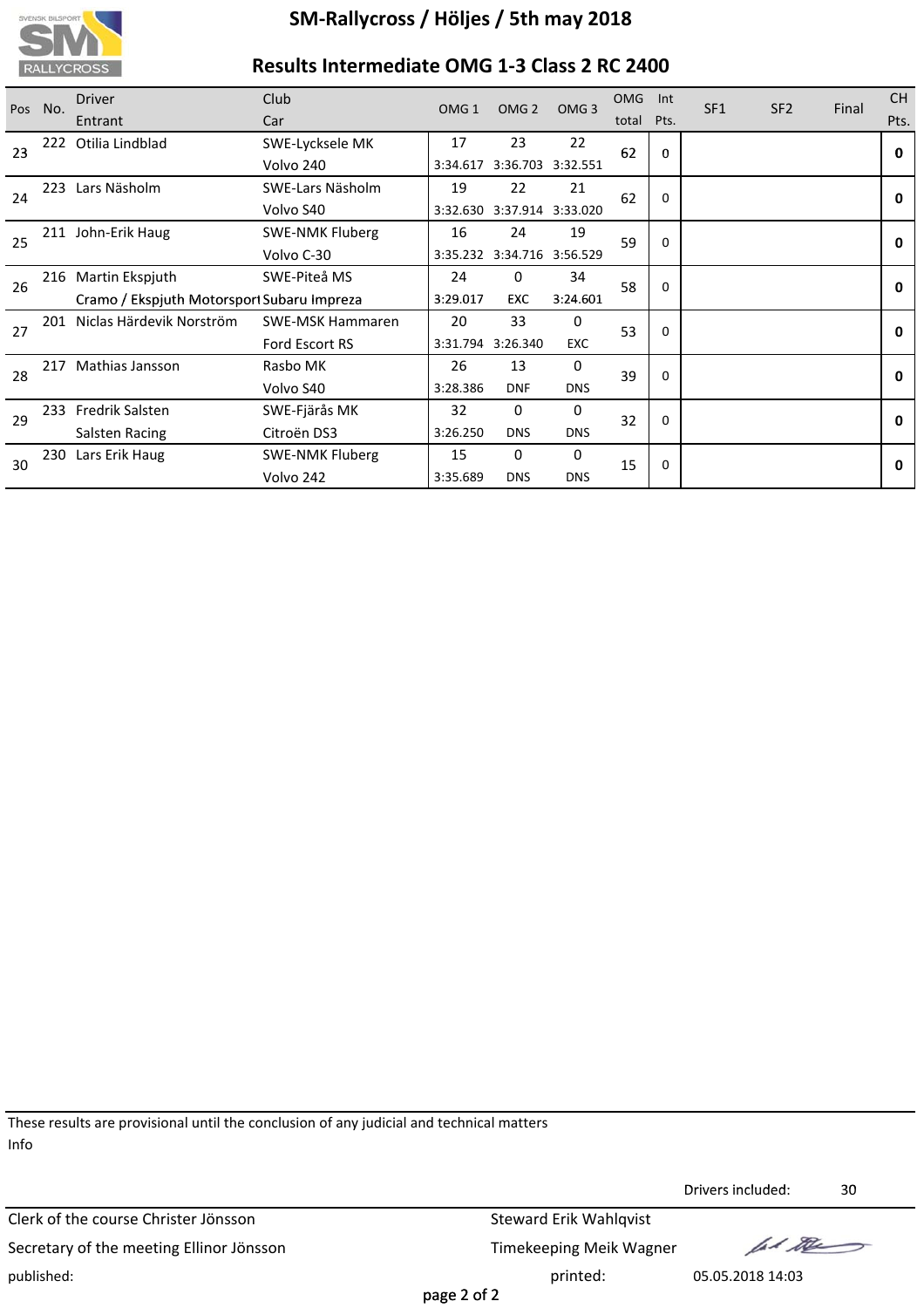# SM-Rallycross / Höljes / 5th may 2018

## Results Intermediate OMG 1-3 Class 2 RC 2400

| Pos | No. | Driver / Entrant | Club / Car | OMG 1 | OMG 2 | OMG 3 | OMG total | Int Pts. | SF1 | SF2 | Final | CH Pts. |
|---|---|---|---|---|---|---|---|---|---|---|---|---|
| 23 | 222 | Otilia Lindblad | SWE-Lycksele MK / Volvo 240 | 17 / 3:34.617 | 23 / 3:36.703 | 22 / 3:32.551 | 62 | 0 | | | | **0** |
| 24 | 223 | Lars Näsholm | SWE-Lars Näsholm / Volvo S40 | 19 / 3:32.630 | 22 / 3:37.914 | 21 / 3:33.020 | 62 | 0 | | | | **0** |
| 25 | 211 | John-Erik Haug | SWE-NMK Fluberg / Volvo C-30 | 16 / 3:35.232 | 24 / 3:34.716 | 19 / 3:56.529 | 59 | 0 | | | | **0** |
| 26 | 216 | Martin Ekspjuth / Cramo / Ekspjuth Motorsport | SWE-Piteå MS / Subaru Impreza | 24 / 3:29.017 | 0 / EXC | 34 / 3:24.601 | 58 | 0 | | | | **0** |
| 27 | 201 | Niclas Härdevik Norström | SWE-MSK Hammaren / Ford Escort RS | 20 / 3:31.794 | 33 / 3:26.340 | 0 / EXC | 53 | 0 | | | | **0** |
| 28 | 217 | Mathias Jansson | Rasbo MK / Volvo S40 | 26 / 3:28.386 | 13 / DNF | 0 / DNS | 39 | 0 | | | | **0** |
| 29 | 233 | Fredrik Salsten / Salsten Racing | SWE-Fjärås MK / Citroën DS3 | 32 / 3:26.250 | 0 / DNS | 0 / DNS | 32 | 0 | | | | **0** |
| 30 | 230 | Lars Erik Haug | SWE-NMK Fluberg / Volvo 242 | 15 / 3:35.689 | 0 / DNS | 0 / DNS | 15 | 0 | | | | **0** |

These results are provisional until the conclusion of any judicial and technical matters

Info

Drivers included: 30

Clerk of the course Christer Jönsson

Secretary of the meeting Ellinor Jönsson

Steward Erik Wahlqvist

Timekeeping Meik Wagner

published:

printed: 05.05.2018 14:03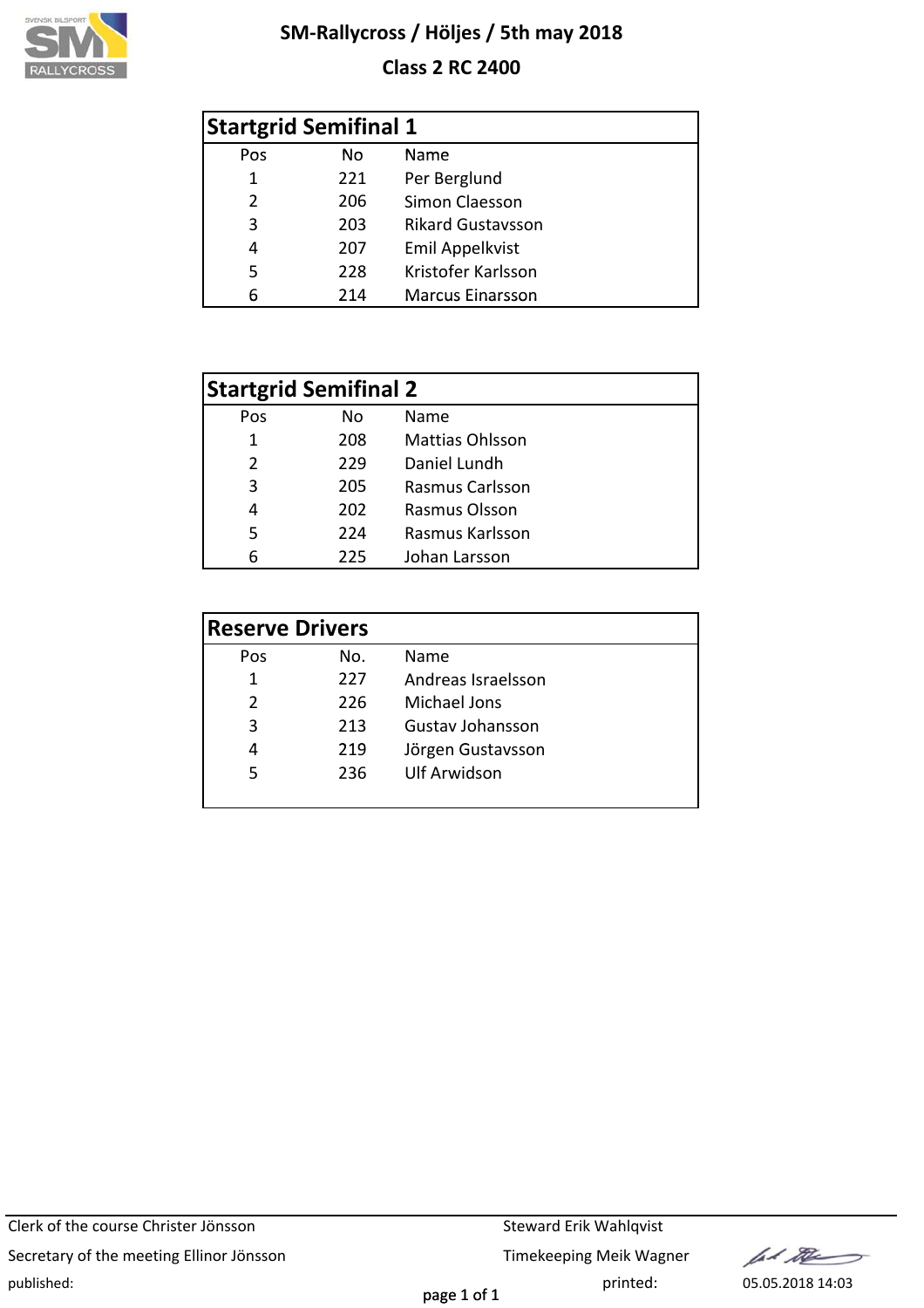# SM-Rallycross / Höljes / 5th may 2018

## Class 2 RC 2400

### Startgrid Semifinal 1

| Pos | No | Name |
|---|---|---|
| 1 | 221 | Per Berglund |
| 2 | 206 | Simon Claesson |
| 3 | 203 | Rikard Gustavsson |
| 4 | 207 | Emil Appelkvist |
| 5 | 228 | Kristofer Karlsson |
| 6 | 214 | Marcus Einarsson |

### Startgrid Semifinal 2

| Pos | No | Name |
|---|---|---|
| 1 | 208 | Mattias Ohlsson |
| 2 | 229 | Daniel Lundh |
| 3 | 205 | Rasmus Carlsson |
| 4 | 202 | Rasmus Olsson |
| 5 | 224 | Rasmus Karlsson |
| 6 | 225 | Johan Larsson |

### Reserve Drivers

| Pos | No. | Name |
|---|---|---|
| 1 | 227 | Andreas Israelsson |
| 2 | 226 | Michael Jons |
| 3 | 213 | Gustav Johansson |
| 4 | 219 | Jörgen Gustavsson |
| 5 | 236 | Ulf Arwidson |

Clerk of the course Christer Jönsson

Secretary of the meeting Ellinor Jönsson

published:

Steward Erik Wahlqvist

Timekeeping Meik Wagner

printed: 05.05.2018 14:03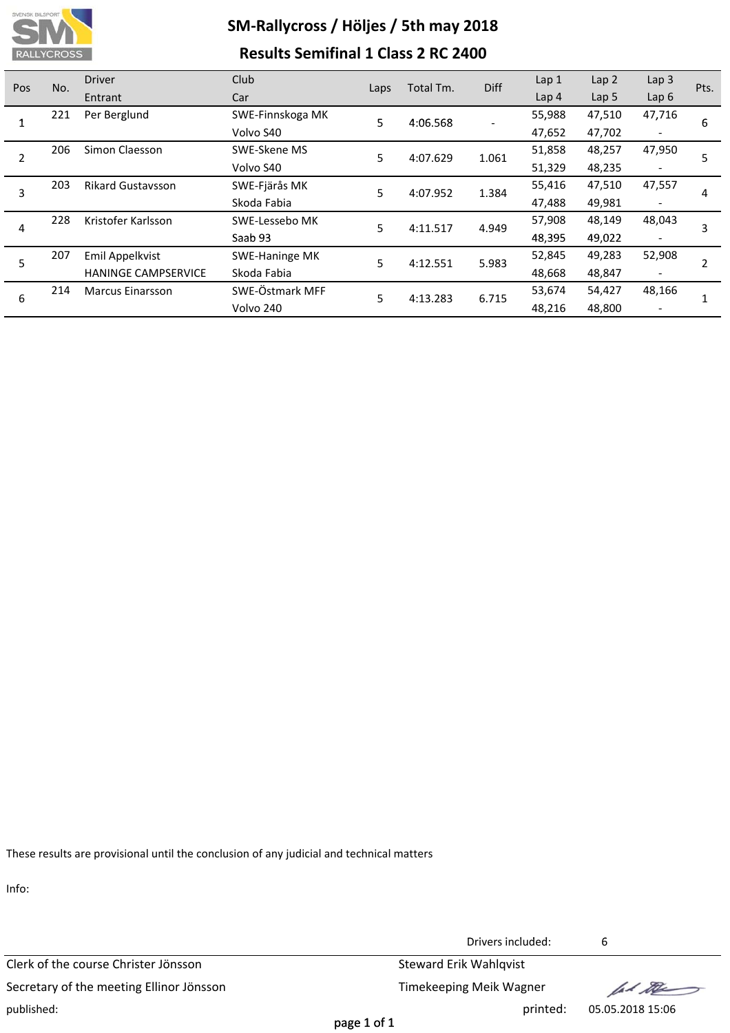# SM-Rallycross / Höljes / 5th may 2018

## Results Semifinal 1 Class 2 RC 2400

| Pos | No. | Driver<br>Entrant | Club<br>Car | Laps | Total Tm. | Diff | Lap 1<br>Lap 4 | Lap 2<br>Lap 5 | Lap 3<br>Lap 6 | Pts. |
|---|---|---|---|---|---|---|---|---|---|---|
| 1 | 221 | Per Berglund | SWE-Finnskoga MK<br>Volvo S40 | 5 | 4:06.568 | - | 55,988<br>47,652 | 47,510<br>47,702 | 47,716<br>- | 6 |
| 2 | 206 | Simon Claesson | SWE-Skene MS<br>Volvo S40 | 5 | 4:07.629 | 1.061 | 51,858<br>51,329 | 48,257<br>48,235 | 47,950<br>- | 5 |
| 3 | 203 | Rikard Gustavsson | SWE-Fjärås MK<br>Skoda Fabia | 5 | 4:07.952 | 1.384 | 55,416<br>47,488 | 47,510<br>49,981 | 47,557<br>- | 4 |
| 4 | 228 | Kristofer Karlsson | SWE-Lessebo MK<br>Saab 93 | 5 | 4:11.517 | 4.949 | 57,908<br>48,395 | 48,149<br>49,022 | 48,043<br>- | 3 |
| 5 | 207 | Emil Appelkvist<br>HANINGE CAMPSERVICE | SWE-Haninge MK<br>Skoda Fabia | 5 | 4:12.551 | 5.983 | 52,845<br>48,668 | 49,283<br>48,847 | 52,908<br>- | 2 |
| 6 | 214 | Marcus Einarsson | SWE-Östmark MFF<br>Volvo 240 | 5 | 4:13.283 | 6.715 | 53,674<br>48,216 | 54,427<br>48,800 | 48,166<br>- | 1 |

These results are provisional until the conclusion of any judicial and technical matters

Info:

Drivers included: 6

Clerk of the course Christer Jönsson

Steward Erik Wahlqvist

Secretary of the meeting Ellinor Jönsson

Timekeeping Meik Wagner

published:

printed: 05.05.2018 15:06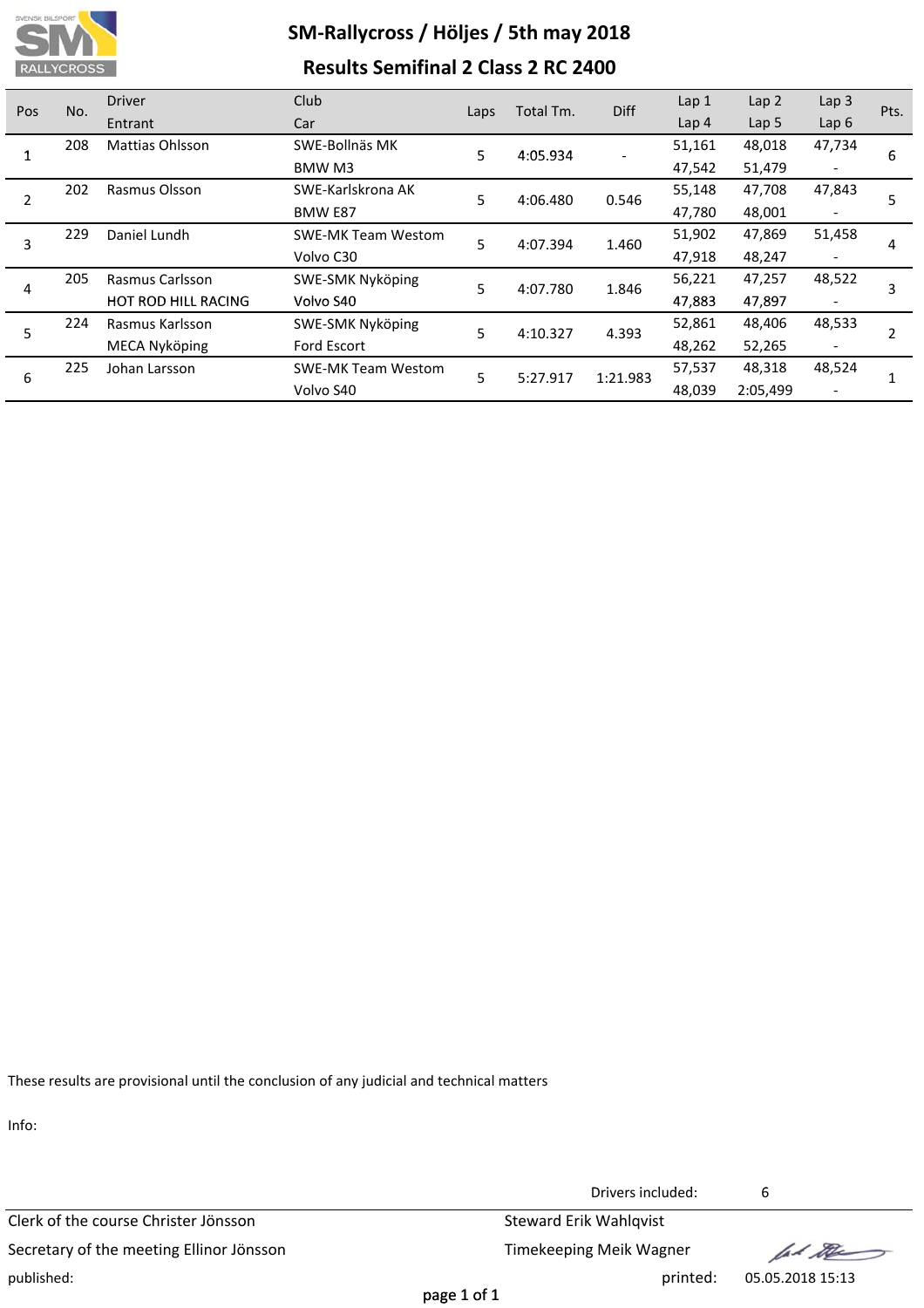# SM-Rallycross / Höljes / 5th may 2018

## Results Semifinal 2 Class 2 RC 2400

| Pos | No. | Driver<br>Entrant | Club<br>Car | Laps | Total Tm. | Diff | Lap 1<br>Lap 4 | Lap 2<br>Lap 5 | Lap 3<br>Lap 6 | Pts. |
|---|---|---|---|---|---|---|---|---|---|---|
| 1 | 208 | Mattias Ohlsson | SWE-Bollnäs MK<br>BMW M3 | 5 | 4:05.934 | - | 51,161<br>47,542 | 48,018<br>51,479 | 47,734<br>- | 6 |
| 2 | 202 | Rasmus Olsson | SWE-Karlskrona AK<br>BMW E87 | 5 | 4:06.480 | 0.546 | 55,148<br>47,780 | 47,708<br>48,001 | 47,843<br>- | 5 |
| 3 | 229 | Daniel Lundh | SWE-MK Team Westom<br>Volvo C30 | 5 | 4:07.394 | 1.460 | 51,902<br>47,918 | 47,869<br>48,247 | 51,458<br>- | 4 |
| 4 | 205 | Rasmus Carlsson<br>HOT ROD HILL RACING | SWE-SMK Nyköping<br>Volvo S40 | 5 | 4:07.780 | 1.846 | 56,221<br>47,883 | 47,257<br>47,897 | 48,522<br>- | 3 |
| 5 | 224 | Rasmus Karlsson<br>MECA Nyköping | SWE-SMK Nyköping<br>Ford Escort | 5 | 4:10.327 | 4.393 | 52,861<br>48,262 | 48,406<br>52,265 | 48,533<br>- | 2 |
| 6 | 225 | Johan Larsson | SWE-MK Team Westom<br>Volvo S40 | 5 | 5:27.917 | 1:21.983 | 57,537<br>48,039 | 48,318<br>2:05,499 | 48,524<br>- | 1 |

These results are provisional until the conclusion of any judicial and technical matters

Info:

Drivers included: 6

Clerk of the course Christer Jönsson
Secretary of the meeting Ellinor Jönsson
published:

Steward Erik Wahlqvist
Timekeeping Meik Wagner
printed: 05.05.2018 15:13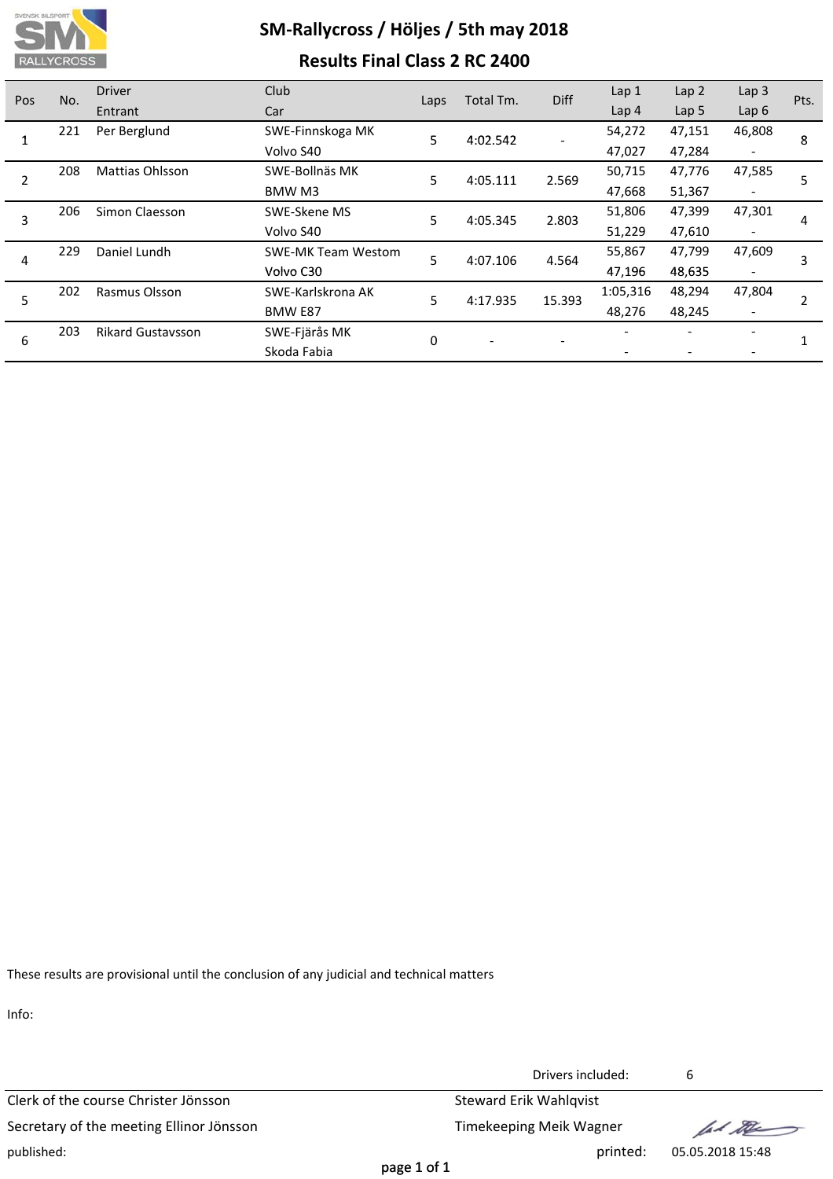# SM-Rallycross / Höljes / 5th may 2018

## Results Final Class 2 RC 2400

| Pos | No. | Driver / Entrant | Club / Car | Laps | Total Tm. | Diff | Lap 1 / Lap 4 | Lap 2 / Lap 5 | Lap 3 / Lap 6 | Pts. |
|---|---|---|---|---|---|---|---|---|---|---|
| 1 | 221 | Per Berglund | SWE-Finnskoga MK<br>Volvo S40 | 5 | 4:02.542 | - | 54,272<br>47,027 | 47,151<br>47,284 | 46,808<br>- | 8 |
| 2 | 208 | Mattias Ohlsson | SWE-Bollnäs MK<br>BMW M3 | 5 | 4:05.111 | 2.569 | 50,715<br>47,668 | 47,776<br>51,367 | 47,585<br>- | 5 |
| 3 | 206 | Simon Claesson | SWE-Skene MS<br>Volvo S40 | 5 | 4:05.345 | 2.803 | 51,806<br>51,229 | 47,399<br>47,610 | 47,301<br>- | 4 |
| 4 | 229 | Daniel Lundh | SWE-MK Team Westom<br>Volvo C30 | 5 | 4:07.106 | 4.564 | 55,867<br>47,196 | 47,799<br>48,635 | 47,609<br>- | 3 |
| 5 | 202 | Rasmus Olsson | SWE-Karlskrona AK<br>BMW E87 | 5 | 4:17.935 | 15.393 | 1:05,316<br>48,276 | 48,294<br>48,245 | 47,804<br>- | 2 |
| 6 | 203 | Rikard Gustavsson | SWE-Fjärås MK<br>Skoda Fabia | 0 | - | - | -<br>- | -<br>- | -<br>- | 1 |

These results are provisional until the conclusion of any judicial and technical matters

Info:

Drivers included: 6

Clerk of the course Christer Jönsson

Steward Erik Wahlqvist

Secretary of the meeting Ellinor Jönsson

Timekeeping Meik Wagner

published:

printed: 05.05.2018 15:48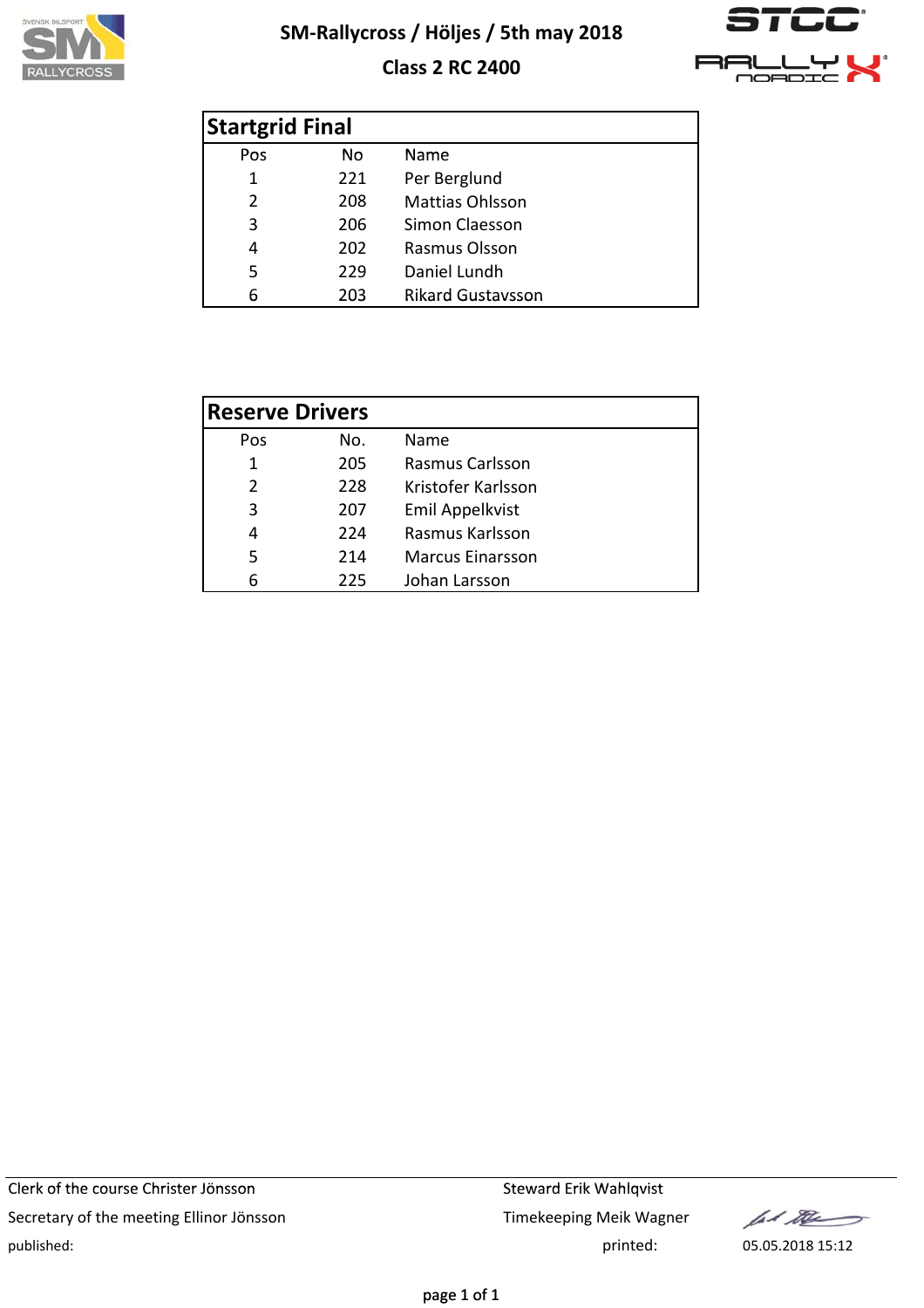SM-Rallycross / Höljes / 5th may 2018

Class 2 RC 2400

## Startgrid Final

| Pos | No | Name |
|---|---|---|
| 1 | 221 | Per Berglund |
| 2 | 208 | Mattias Ohlsson |
| 3 | 206 | Simon Claesson |
| 4 | 202 | Rasmus Olsson |
| 5 | 229 | Daniel Lundh |
| 6 | 203 | Rikard Gustavsson |

## Reserve Drivers

| Pos | No. | Name |
|---|---|---|
| 1 | 205 | Rasmus Carlsson |
| 2 | 228 | Kristofer Karlsson |
| 3 | 207 | Emil Appelkvist |
| 4 | 224 | Rasmus Karlsson |
| 5 | 214 | Marcus Einarsson |
| 6 | 225 | Johan Larsson |

Clerk of the course Christer Jönsson

Steward Erik Wahlqvist

Secretary of the meeting Ellinor Jönsson

Timekeeping Meik Wagner

published:

printed: 05.05.2018 15:12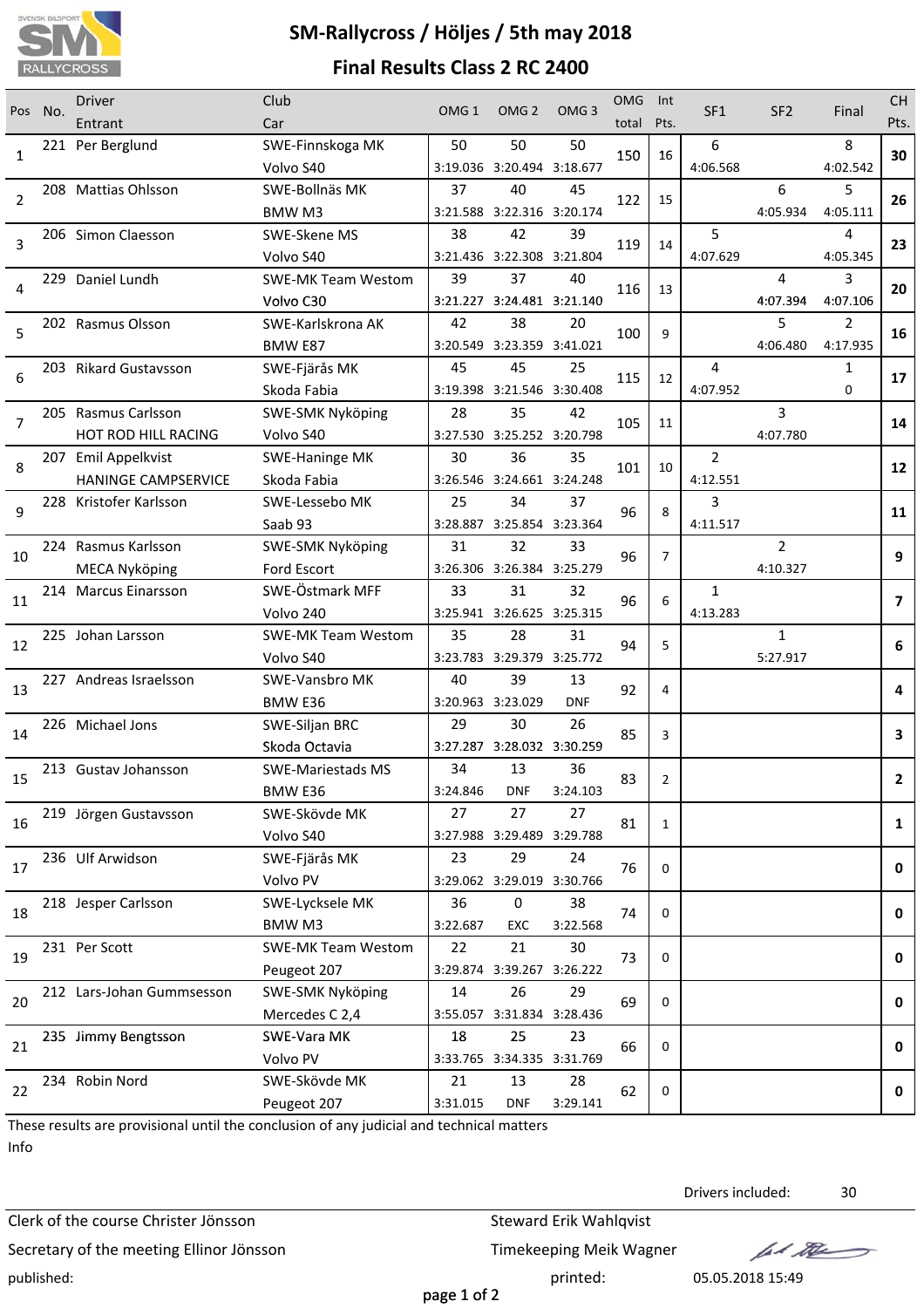# SM-Rallycross / Höljes / 5th may 2018

## Final Results Class 2 RC 2400

| Pos | No. | Driver / Entrant | Club / Car | OMG 1 | OMG 2 | OMG 3 | OMG total | Int Pts. | SF1 | SF2 | Final | CH Pts. |
|---|---|---|---|---|---|---|---|---|---|---|---|---|
| 1 | 221 | Per Berglund | SWE-Finnskoga MK / Volvo S40 | 50 / 3:19.036 | 50 / 3:20.494 | 50 / 3:18.677 | 150 | 16 | 6 / 4:06.568 | | 8 / 4:02.542 | **30** |
| 2 | 208 | Mattias Ohlsson | SWE-Bollnäs MK / BMW M3 | 37 / 3:21.588 | 40 / 3:22.316 | 45 / 3:20.174 | 122 | 15 | | 6 / 4:05.934 | 5 / 4:05.111 | **26** |
| 3 | 206 | Simon Claesson | SWE-Skene MS / Volvo S40 | 38 / 3:21.436 | 42 / 3:22.308 | 39 / 3:21.804 | 119 | 14 | 5 / 4:07.629 | | 4 / 4:05.345 | **23** |
| 4 | 229 | Daniel Lundh | SWE-MK Team Westom / Volvo C30 | 39 / 3:21.227 | 37 / 3:24.481 | 40 / 3:21.140 | 116 | 13 | | 4 / 4:07.394 | 3 / 4:07.106 | **20** |
| 5 | 202 | Rasmus Olsson | SWE-Karlskrona AK / BMW E87 | 42 / 3:20.549 | 38 / 3:23.359 | 20 / 3:41.021 | 100 | 9 | | 5 / 4:06.480 | 2 / 4:17.935 | **16** |
| 6 | 203 | Rikard Gustavsson | SWE-Fjärås MK / Skoda Fabia | 45 / 3:19.398 | 45 / 3:21.546 | 25 / 3:30.408 | 115 | 12 | 4 / 4:07.952 | | 1 / 0 | **17** |
| 7 | 205 | Rasmus Carlsson / HOT ROD HILL RACING | SWE-SMK Nyköping / Volvo S40 | 28 / 3:27.530 | 35 / 3:25.252 | 42 / 3:20.798 | 105 | 11 | | 3 / 4:07.780 | | **14** |
| 8 | 207 | Emil Appelkvist / HANINGE CAMPSERVICE | SWE-Haninge MK / Skoda Fabia | 30 / 3:26.546 | 36 / 3:24.661 | 35 / 3:24.248 | 101 | 10 | 2 / 4:12.551 | | | **12** |
| 9 | 228 | Kristofer Karlsson | SWE-Lessebo MK / Saab 93 | 25 / 3:28.887 | 34 / 3:25.854 | 37 / 3:23.364 | 96 | 8 | 3 / 4:11.517 | | | **11** |
| 10 | 224 | Rasmus Karlsson / MECA Nyköping | SWE-SMK Nyköping / Ford Escort | 31 / 3:26.306 | 32 / 3:26.384 | 33 / 3:25.279 | 96 | 7 | | 2 / 4:10.327 | | **9** |
| 11 | 214 | Marcus Einarsson | SWE-Östmark MFF / Volvo 240 | 33 / 3:25.941 | 31 / 3:26.625 | 32 / 3:25.315 | 96 | 6 | 1 / 4:13.283 | | | **7** |
| 12 | 225 | Johan Larsson | SWE-MK Team Westom / Volvo S40 | 35 / 3:23.783 | 28 / 3:29.379 | 31 / 3:25.772 | 94 | 5 | | 1 / 5:27.917 | | **6** |
| 13 | 227 | Andreas Israelsson | SWE-Vansbro MK / BMW E36 | 40 / 3:20.963 | 39 / 3:23.029 | 13 / DNF | 92 | 4 | | | | **4** |
| 14 | 226 | Michael Jons | SWE-Siljan BRC / Skoda Octavia | 29 / 3:27.287 | 30 / 3:28.032 | 26 / 3:30.259 | 85 | 3 | | | | **3** |
| 15 | 213 | Gustav Johansson | SWE-Mariestads MS / BMW E36 | 34 / 3:24.846 | 13 / DNF | 36 / 3:24.103 | 83 | 2 | | | | **2** |
| 16 | 219 | Jörgen Gustavsson | SWE-Skövde MK / Volvo S40 | 27 / 3:27.988 | 27 / 3:29.489 | 27 / 3:29.788 | 81 | 1 | | | | **1** |
| 17 | 236 | Ulf Arwidson | SWE-Fjärås MK / Volvo PV | 23 / 3:29.062 | 29 / 3:29.019 | 24 / 3:30.766 | 76 | 0 | | | | **0** |
| 18 | 218 | Jesper Carlsson | SWE-Lycksele MK / BMW M3 | 36 / 3:22.687 | 0 / EXC | 38 / 3:22.568 | 74 | 0 | | | | **0** |
| 19 | 231 | Per Scott | SWE-MK Team Westom / Peugeot 207 | 22 / 3:29.874 | 21 / 3:39.267 | 30 / 3:26.222 | 73 | 0 | | | | **0** |
| 20 | 212 | Lars-Johan Gummsesson | SWE-SMK Nyköping / Mercedes C 2,4 | 14 / 3:55.057 | 26 / 3:31.834 | 29 / 3:28.436 | 69 | 0 | | | | **0** |
| 21 | 235 | Jimmy Bengtsson | SWE-Vara MK / Volvo PV | 18 / 3:33.765 | 25 / 3:34.335 | 23 / 3:31.769 | 66 | 0 | | | | **0** |
| 22 | 234 | Robin Nord | SWE-Skövde MK / Peugeot 207 | 21 / 3:31.015 | 13 / DNF | 28 / 3:29.141 | 62 | 0 | | | | **0** |

These results are provisional until the conclusion of any judicial and technical matters

Info

Drivers included: 30

Clerk of the course Christer Jönsson

Secretary of the meeting Ellinor Jönsson

published:

Steward Erik Wahlqvist

Timekeeping Meik Wagner

printed: 05.05.2018 15:49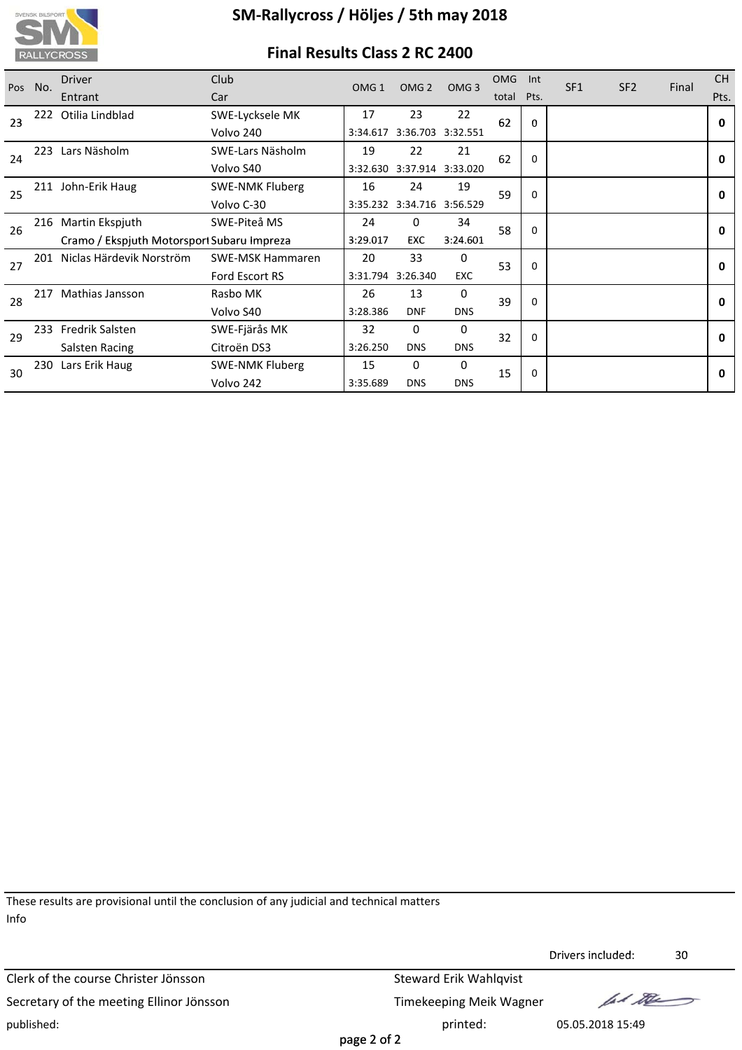# SM-Rallycross / Höljes / 5th may 2018

## Final Results Class 2 RC 2400

| Pos | No. | Driver / Entrant | Club / Car | OMG 1 | OMG 2 | OMG 3 | OMG total | Int Pts. | SF1 | SF2 | Final | CH Pts. |
|---|---|---|---|---|---|---|---|---|---|---|---|---|
| 23 | 222 | Otilia Lindblad | SWE-Lycksele MK<br>Volvo 240 | 17<br>3:34.617 | 23<br>3:36.703 | 22<br>3:32.551 | 62 | 0 | | | | **0** |
| 24 | 223 | Lars Näsholm | SWE-Lars Näsholm<br>Volvo S40 | 19<br>3:32.630 | 22<br>3:37.914 | 21<br>3:33.020 | 62 | 0 | | | | **0** |
| 25 | 211 | John-Erik Haug | SWE-NMK Fluberg<br>Volvo C-30 | 16<br>3:35.232 | 24<br>3:34.716 | 19<br>3:56.529 | 59 | 0 | | | | **0** |
| 26 | 216 | Martin Ekspjuth<br>Cramo / Ekspjuth Motorsport | SWE-Piteå MS<br>Subaru Impreza | 24<br>3:29.017 | 0<br>EXC | 34<br>3:24.601 | 58 | 0 | | | | **0** |
| 27 | 201 | Niclas Härdevik Norström | SWE-MSK Hammaren<br>Ford Escort RS | 20<br>3:31.794 | 33<br>3:26.340 | 0<br>EXC | 53 | 0 | | | | **0** |
| 28 | 217 | Mathias Jansson | Rasbo MK<br>Volvo S40 | 26<br>3:28.386 | 13<br>DNF | 0<br>DNS | 39 | 0 | | | | **0** |
| 29 | 233 | Fredrik Salsten<br>Salsten Racing | SWE-Fjärås MK<br>Citroën DS3 | 32<br>3:26.250 | 0<br>DNS | 0<br>DNS | 32 | 0 | | | | **0** |
| 30 | 230 | Lars Erik Haug | SWE-NMK Fluberg<br>Volvo 242 | 15<br>3:35.689 | 0<br>DNS | 0<br>DNS | 15 | 0 | | | | **0** |

These results are provisional until the conclusion of any judicial and technical matters

Info

Drivers included: 30

Clerk of the course Christer Jönsson
Steward Erik Wahlqvist

Secretary of the meeting Ellinor Jönsson
Timekeeping Meik Wagner

published:
printed: 05.05.2018 15:49